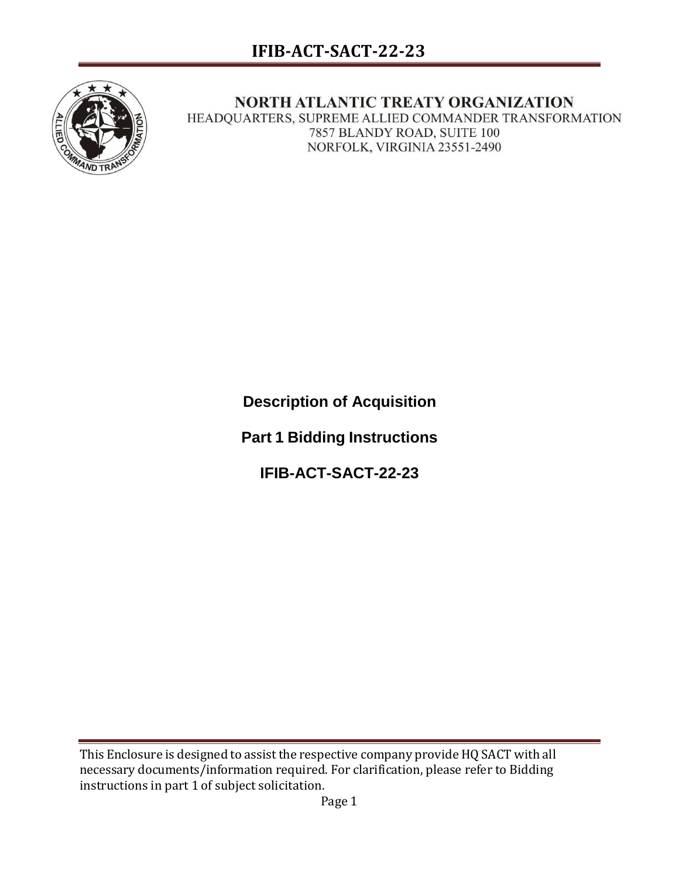NORTH ATLANTIC TREATY ORGANIZATION
HEADQUARTERS, SUPREME ALLIED COMMANDER TRANSFORMATION
7857 BLANDY ROAD, SUITE 100
NORFOLK, VIRGINIA 23551-2490

**Description of Acquisition**

**Part 1 Bidding Instructions**

**IFIB-ACT-SACT-22-23**

This Enclosure is designed to assist the respective company provide HQ SACT with all necessary documents/information required. For clarification, please refer to Bidding instructions in part 1 of subject solicitation.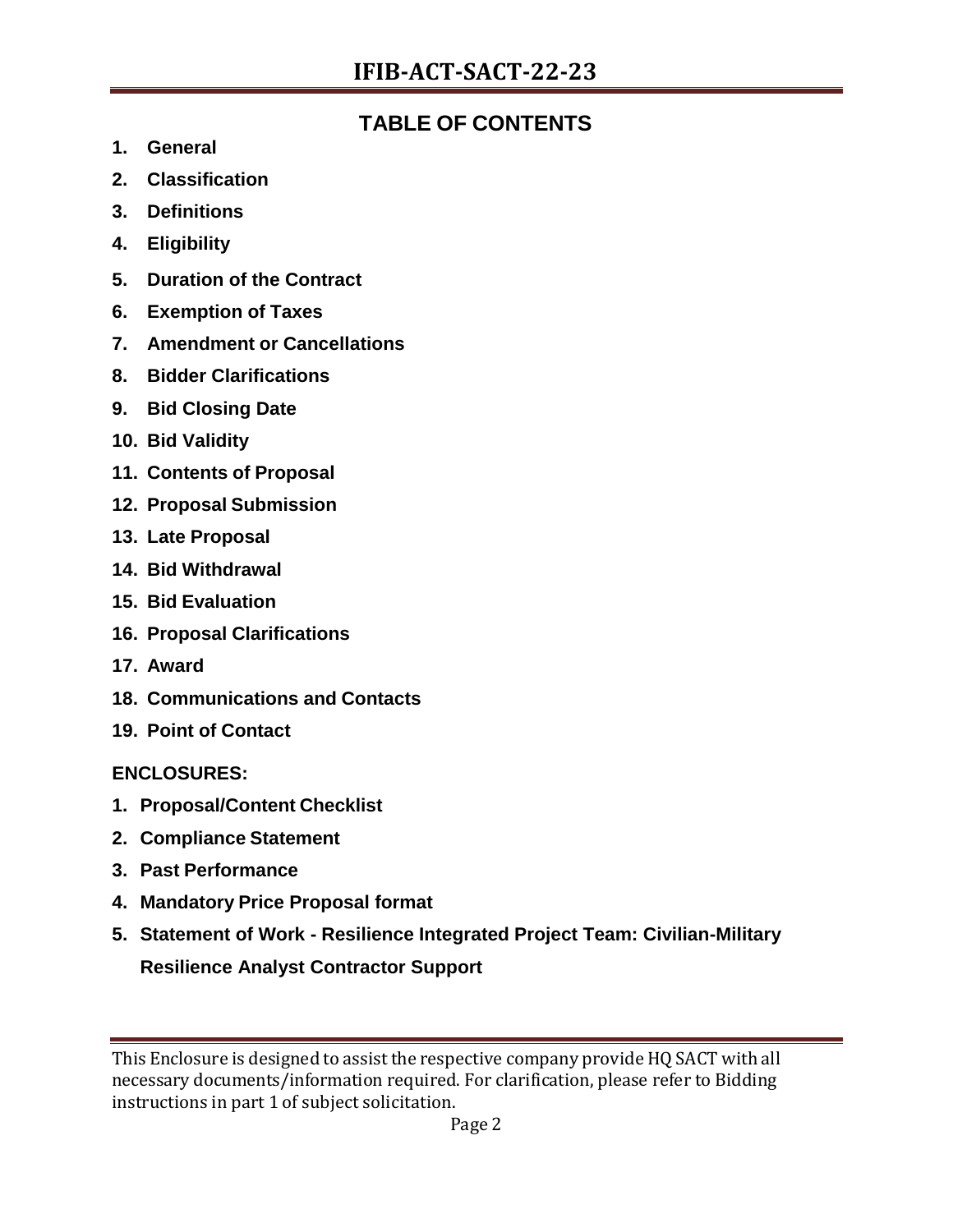## TABLE OF CONTENTS

1. **General**
2. **Classification**
3. **Definitions**
4. **Eligibility**
5. **Duration of the Contract**
6. **Exemption of Taxes**
7. **Amendment or Cancellations**
8. **Bidder Clarifications**
9. **Bid Closing Date**
10. **Bid Validity**
11. **Contents of Proposal**
12. **Proposal Submission**
13. **Late Proposal**
14. **Bid Withdrawal**
15. **Bid Evaluation**
16. **Proposal Clarifications**
17. **Award**
18. **Communications and Contacts**
19. **Point of Contact**

**ENCLOSURES:**

1. **Proposal/Content Checklist**
2. **Compliance Statement**
3. **Past Performance**
4. **Mandatory Price Proposal format**
5. **Statement of Work - Resilience Integrated Project Team: Civilian-Military Resilience Analyst Contractor Support**

This Enclosure is designed to assist the respective company provide HQ SACT with all necessary documents/information required. For clarification, please refer to Bidding instructions in part 1 of subject solicitation.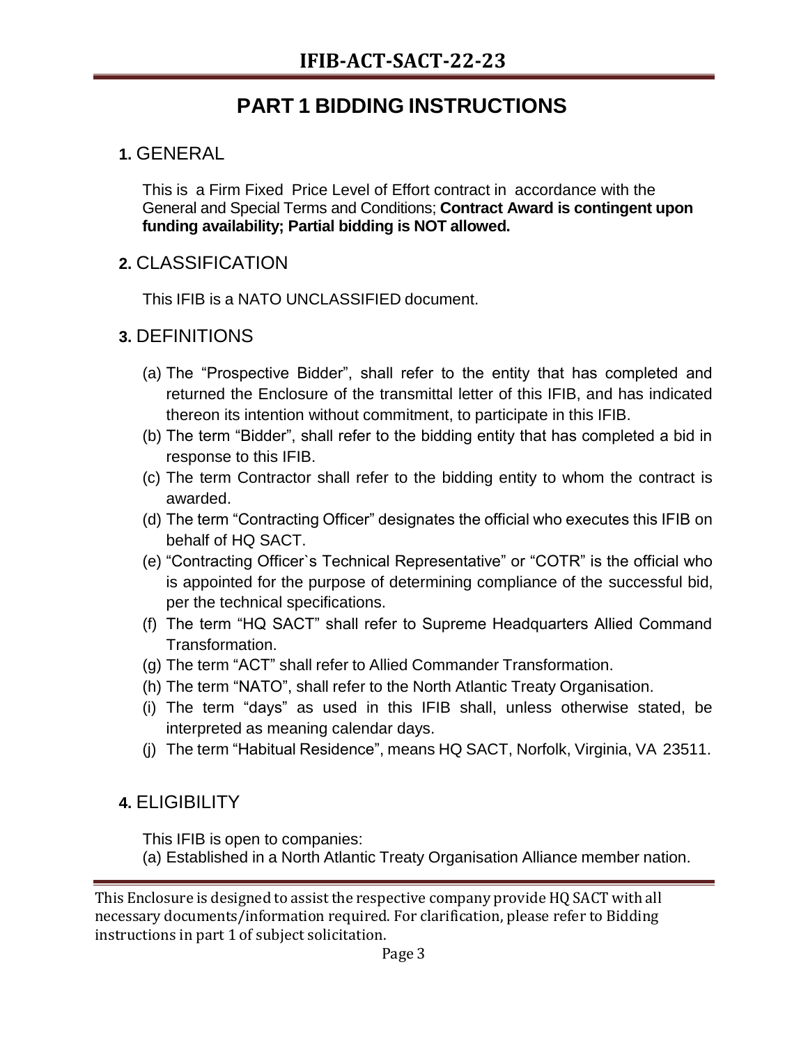# PART 1 BIDDING INSTRUCTIONS

## 1. GENERAL

This is a Firm Fixed Price Level of Effort contract in accordance with the General and Special Terms and Conditions; **Contract Award is contingent upon funding availability; Partial bidding is NOT allowed.**

## 2. CLASSIFICATION

This IFIB is a NATO UNCLASSIFIED document.

## 3. DEFINITIONS

(a) The "Prospective Bidder", shall refer to the entity that has completed and returned the Enclosure of the transmittal letter of this IFIB, and has indicated thereon its intention without commitment, to participate in this IFIB.

(b) The term "Bidder", shall refer to the bidding entity that has completed a bid in response to this IFIB.

(c) The term Contractor shall refer to the bidding entity to whom the contract is awarded.

(d) The term "Contracting Officer" designates the official who executes this IFIB on behalf of HQ SACT.

(e) "Contracting Officer`s Technical Representative" or "COTR" is the official who is appointed for the purpose of determining compliance of the successful bid, per the technical specifications.

(f) The term "HQ SACT" shall refer to Supreme Headquarters Allied Command Transformation.

(g) The term "ACT" shall refer to Allied Commander Transformation.

(h) The term "NATO", shall refer to the North Atlantic Treaty Organisation.

(i) The term "days" as used in this IFIB shall, unless otherwise stated, be interpreted as meaning calendar days.

(j) The term "Habitual Residence", means HQ SACT, Norfolk, Virginia, VA 23511.

## 4. ELIGIBILITY

This IFIB is open to companies:

(a) Established in a North Atlantic Treaty Organisation Alliance member nation.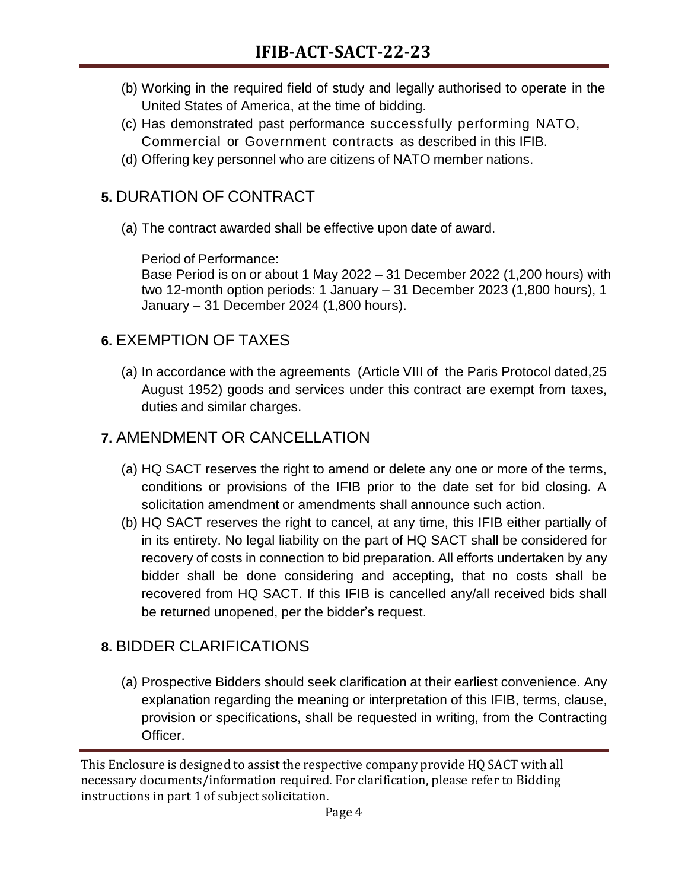(b) Working in the required field of study and legally authorised to operate in the United States of America, at the time of bidding.

(c) Has demonstrated past performance successfully performing NATO, Commercial or Government contracts as described in this IFIB.

(d) Offering key personnel who are citizens of NATO member nations.

## **5.** DURATION OF CONTRACT

(a) The contract awarded shall be effective upon date of award.

Period of Performance:
Base Period is on or about 1 May 2022 – 31 December 2022 (1,200 hours) with two 12-month option periods: 1 January – 31 December 2023 (1,800 hours), 1 January – 31 December 2024 (1,800 hours).

## **6.** EXEMPTION OF TAXES

(a) In accordance with the agreements (Article VIII of the Paris Protocol dated,25 August 1952) goods and services under this contract are exempt from taxes, duties and similar charges.

## **7.** AMENDMENT OR CANCELLATION

(a) HQ SACT reserves the right to amend or delete any one or more of the terms, conditions or provisions of the IFIB prior to the date set for bid closing. A solicitation amendment or amendments shall announce such action.

(b) HQ SACT reserves the right to cancel, at any time, this IFIB either partially of in its entirety. No legal liability on the part of HQ SACT shall be considered for recovery of costs in connection to bid preparation. All efforts undertaken by any bidder shall be done considering and accepting, that no costs shall be recovered from HQ SACT. If this IFIB is cancelled any/all received bids shall be returned unopened, per the bidder's request.

## **8.** BIDDER CLARIFICATIONS

(a) Prospective Bidders should seek clarification at their earliest convenience. Any explanation regarding the meaning or interpretation of this IFIB, terms, clause, provision or specifications, shall be requested in writing, from the Contracting Officer.

This Enclosure is designed to assist the respective company provide HQ SACT with all necessary documents/information required. For clarification, please refer to Bidding instructions in part 1 of subject solicitation.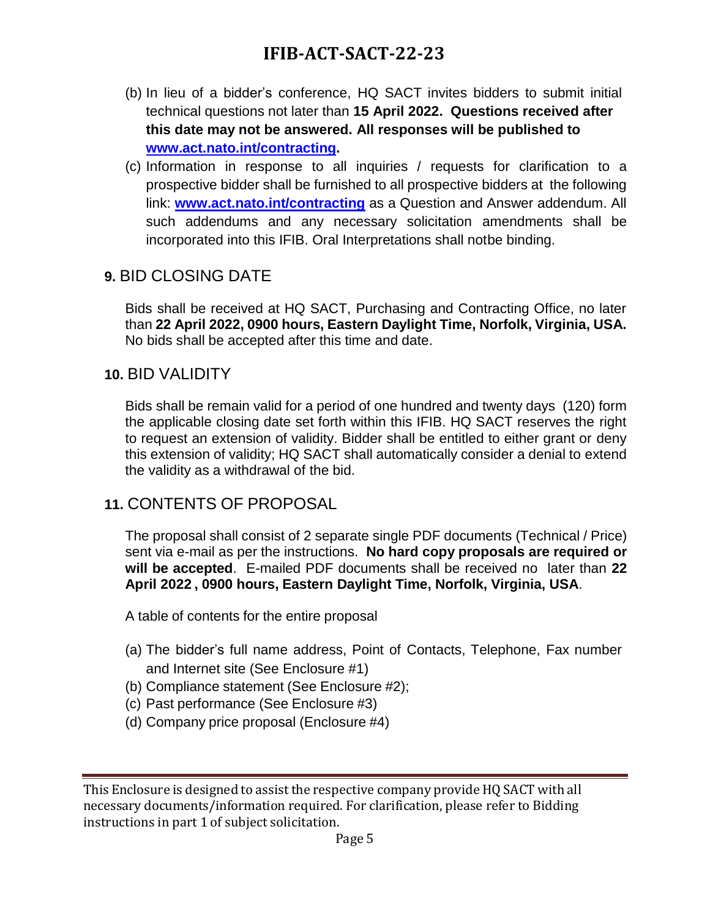(b) In lieu of a bidder's conference, HQ SACT invites bidders to submit initial technical questions not later than **15 April 2022. Questions received after this date may not be answered. All responses will be published to [www.act.nato.int/contracting](www.act.nato.int/contracting).**

(c) Information in response to all inquiries / requests for clarification to a prospective bidder shall be furnished to all prospective bidders at the following link: **[www.act.nato.int/contracting](www.act.nato.int/contracting)** as a Question and Answer addendum. All such addendums and any necessary solicitation amendments shall be incorporated into this IFIB. Oral Interpretations shall notbe binding.

## **9.** BID CLOSING DATE

Bids shall be received at HQ SACT, Purchasing and Contracting Office, no later than **22 April 2022, 0900 hours, Eastern Daylight Time, Norfolk, Virginia, USA.** No bids shall be accepted after this time and date.

## **10.** BID VALIDITY

Bids shall be remain valid for a period of one hundred and twenty days (120) form the applicable closing date set forth within this IFIB. HQ SACT reserves the right to request an extension of validity. Bidder shall be entitled to either grant or deny this extension of validity; HQ SACT shall automatically consider a denial to extend the validity as a withdrawal of the bid.

## **11.** CONTENTS OF PROPOSAL

The proposal shall consist of 2 separate single PDF documents (Technical / Price) sent via e-mail as per the instructions. **No hard copy proposals are required or will be accepted**. E-mailed PDF documents shall be received no later than **22 April 2022 , 0900 hours, Eastern Daylight Time, Norfolk, Virginia, USA**.

A table of contents for the entire proposal

(a) The bidder's full name address, Point of Contacts, Telephone, Fax number and Internet site (See Enclosure #1)
(b) Compliance statement (See Enclosure #2);
(c) Past performance (See Enclosure #3)
(d) Company price proposal (Enclosure #4)

This Enclosure is designed to assist the respective company provide HQ SACT with all necessary documents/information required. For clarification, please refer to Bidding instructions in part 1 of subject solicitation.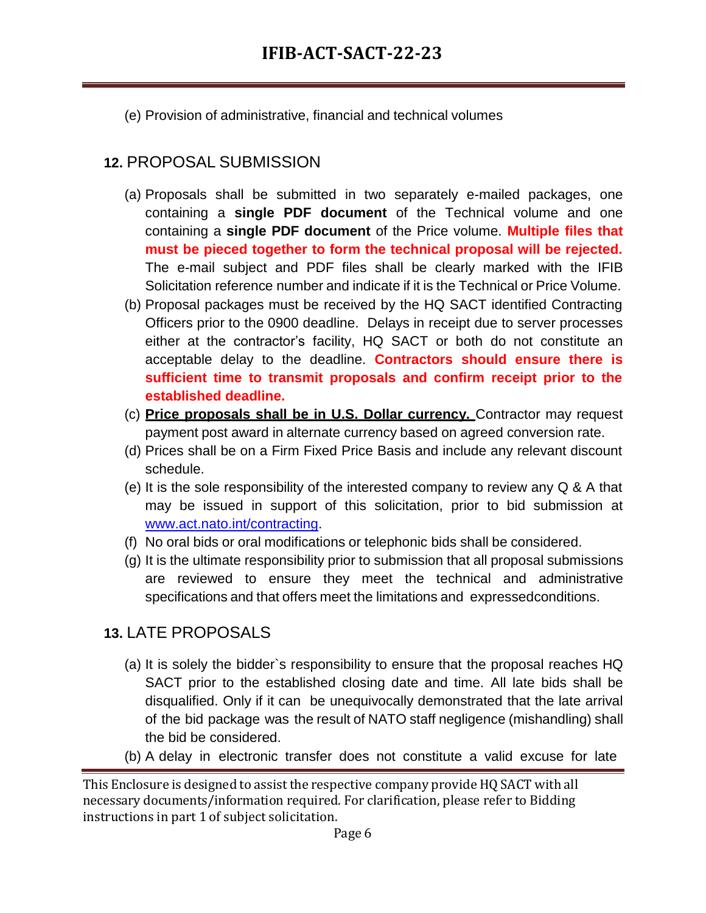(e) Provision of administrative, financial and technical volumes

## 12. PROPOSAL SUBMISSION

(a) Proposals shall be submitted in two separately e-mailed packages, one containing a **single PDF document** of the Technical volume and one containing a **single PDF document** of the Price volume. **Multiple files that must be pieced together to form the technical proposal will be rejected.** The e-mail subject and PDF files shall be clearly marked with the IFIB Solicitation reference number and indicate if it is the Technical or Price Volume.

(b) Proposal packages must be received by the HQ SACT identified Contracting Officers prior to the 0900 deadline. Delays in receipt due to server processes either at the contractor's facility, HQ SACT or both do not constitute an acceptable delay to the deadline. **Contractors should ensure there is sufficient time to transmit proposals and confirm receipt prior to the established deadline.**

(c) **Price proposals shall be in U.S. Dollar currency.** Contractor may request payment post award in alternate currency based on agreed conversion rate.

(d) Prices shall be on a Firm Fixed Price Basis and include any relevant discount schedule.

(e) It is the sole responsibility of the interested company to review any Q & A that may be issued in support of this solicitation, prior to bid submission at www.act.nato.int/contracting.

(f) No oral bids or oral modifications or telephonic bids shall be considered.

(g) It is the ultimate responsibility prior to submission that all proposal submissions are reviewed to ensure they meet the technical and administrative specifications and that offers meet the limitations and expressedconditions.

## 13. LATE PROPOSALS

(a) It is solely the bidder`s responsibility to ensure that the proposal reaches HQ SACT prior to the established closing date and time. All late bids shall be disqualified. Only if it can be unequivocally demonstrated that the late arrival of the bid package was the result of NATO staff negligence (mishandling) shall the bid be considered.

(b) A delay in electronic transfer does not constitute a valid excuse for late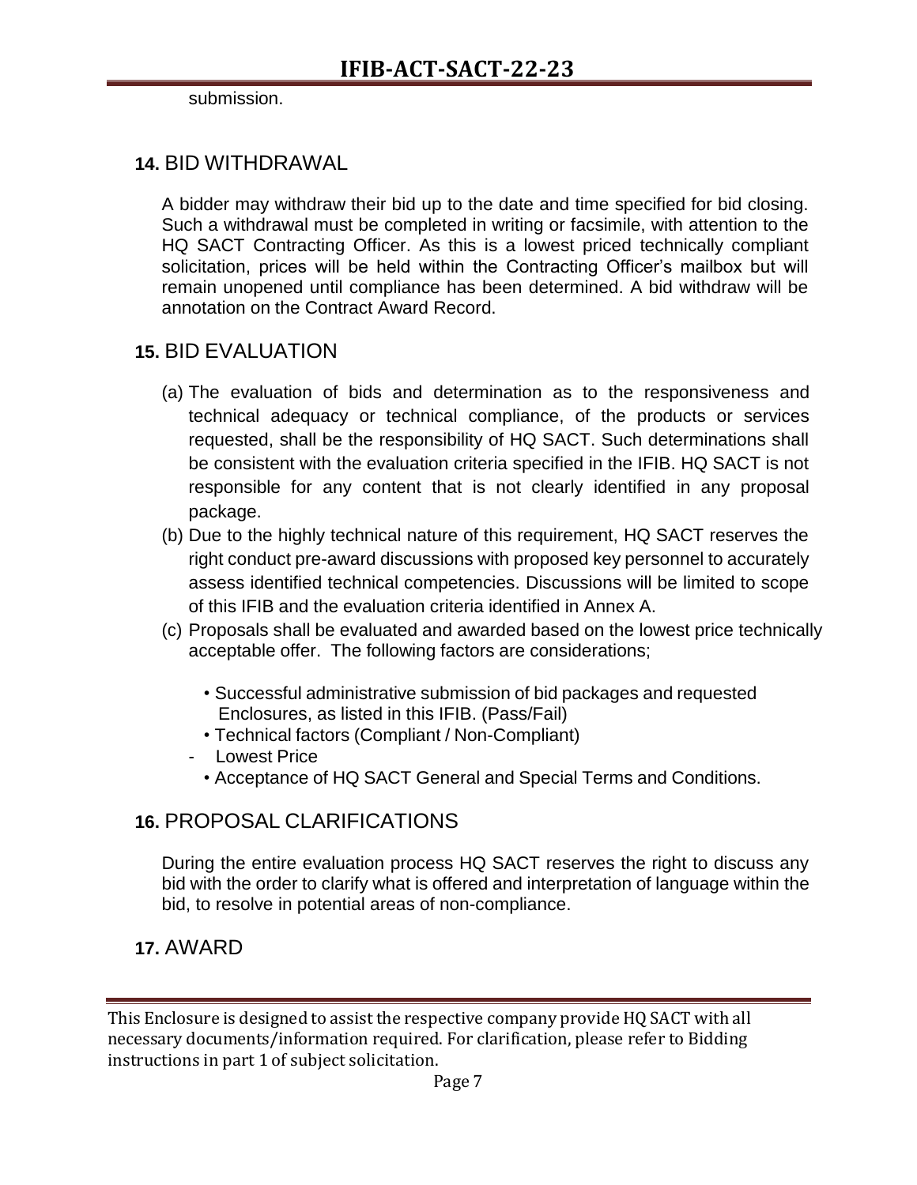submission.

## 14. BID WITHDRAWAL

A bidder may withdraw their bid up to the date and time specified for bid closing. Such a withdrawal must be completed in writing or facsimile, with attention to the HQ SACT Contracting Officer. As this is a lowest priced technically compliant solicitation, prices will be held within the Contracting Officer's mailbox but will remain unopened until compliance has been determined. A bid withdraw will be annotation on the Contract Award Record.

## 15. BID EVALUATION

(a) The evaluation of bids and determination as to the responsiveness and technical adequacy or technical compliance, of the products or services requested, shall be the responsibility of HQ SACT. Such determinations shall be consistent with the evaluation criteria specified in the IFIB. HQ SACT is not responsible for any content that is not clearly identified in any proposal package.

(b) Due to the highly technical nature of this requirement, HQ SACT reserves the right conduct pre-award discussions with proposed key personnel to accurately assess identified technical competencies. Discussions will be limited to scope of this IFIB and the evaluation criteria identified in Annex A.

(c) Proposals shall be evaluated and awarded based on the lowest price technically acceptable offer. The following factors are considerations;

- Successful administrative submission of bid packages and requested Enclosures, as listed in this IFIB. (Pass/Fail)
- Technical factors (Compliant / Non-Compliant)
- Lowest Price
- Acceptance of HQ SACT General and Special Terms and Conditions.

## 16. PROPOSAL CLARIFICATIONS

During the entire evaluation process HQ SACT reserves the right to discuss any bid with the order to clarify what is offered and interpretation of language within the bid, to resolve in potential areas of non-compliance.

## 17. AWARD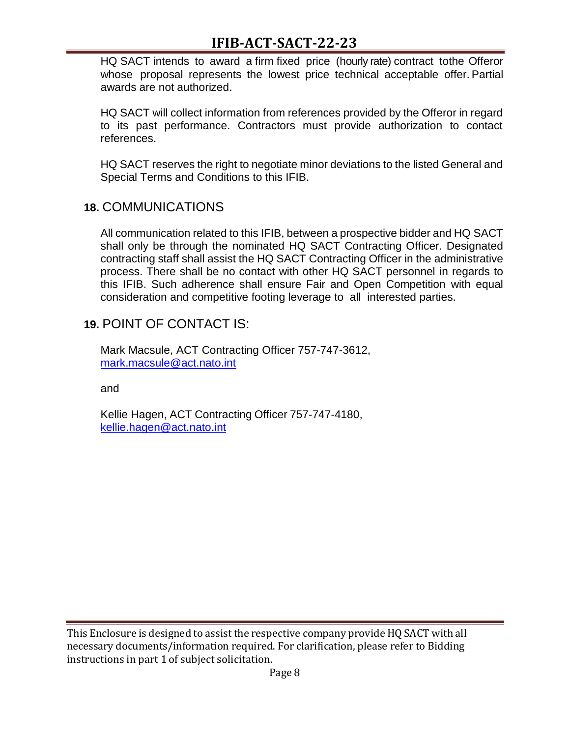HQ SACT intends to award a firm fixed price (hourly rate) contract tothe Offeror whose proposal represents the lowest price technical acceptable offer. Partial awards are not authorized.

HQ SACT will collect information from references provided by the Offeror in regard to its past performance. Contractors must provide authorization to contact references.

HQ SACT reserves the right to negotiate minor deviations to the listed General and Special Terms and Conditions to this IFIB.

## 18. COMMUNICATIONS

All communication related to this IFIB, between a prospective bidder and HQ SACT shall only be through the nominated HQ SACT Contracting Officer. Designated contracting staff shall assist the HQ SACT Contracting Officer in the administrative process. There shall be no contact with other HQ SACT personnel in regards to this IFIB. Such adherence shall ensure Fair and Open Competition with equal consideration and competitive footing leverage to all interested parties.

## 19. POINT OF CONTACT IS:

Mark Macsule, ACT Contracting Officer 757-747-3612,
mark.macsule@act.nato.int

and

Kellie Hagen, ACT Contracting Officer 757-747-4180,
kellie.hagen@act.nato.int

This Enclosure is designed to assist the respective company provide HQ SACT with all necessary documents/information required. For clarification, please refer to Bidding instructions in part 1 of subject solicitation.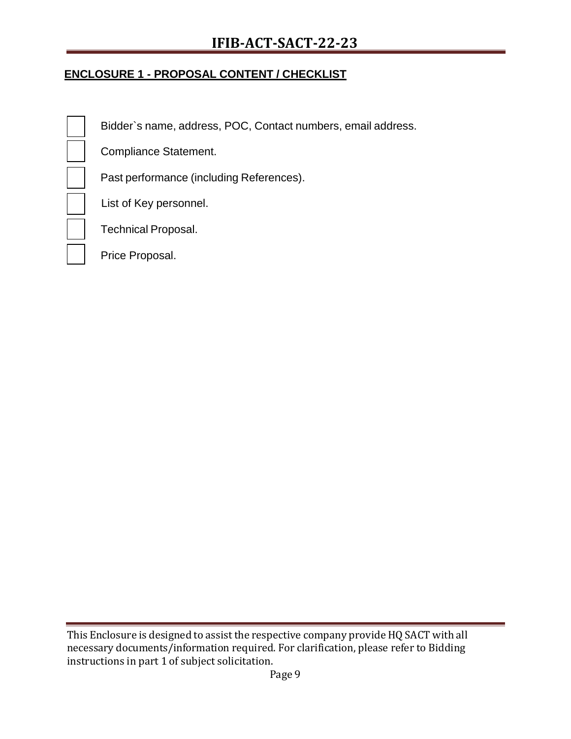## ENCLOSURE 1 - PROPOSAL CONTENT / CHECKLIST

- [ ] Bidder`s name, address, POC, Contact numbers, email address.
- [ ] Compliance Statement.
- [ ] Past performance (including References).
- [ ] List of Key personnel.
- [ ] Technical Proposal.
- [ ] Price Proposal.

This Enclosure is designed to assist the respective company provide HQ SACT with all necessary documents/information required. For clarification, please refer to Bidding instructions in part 1 of subject solicitation.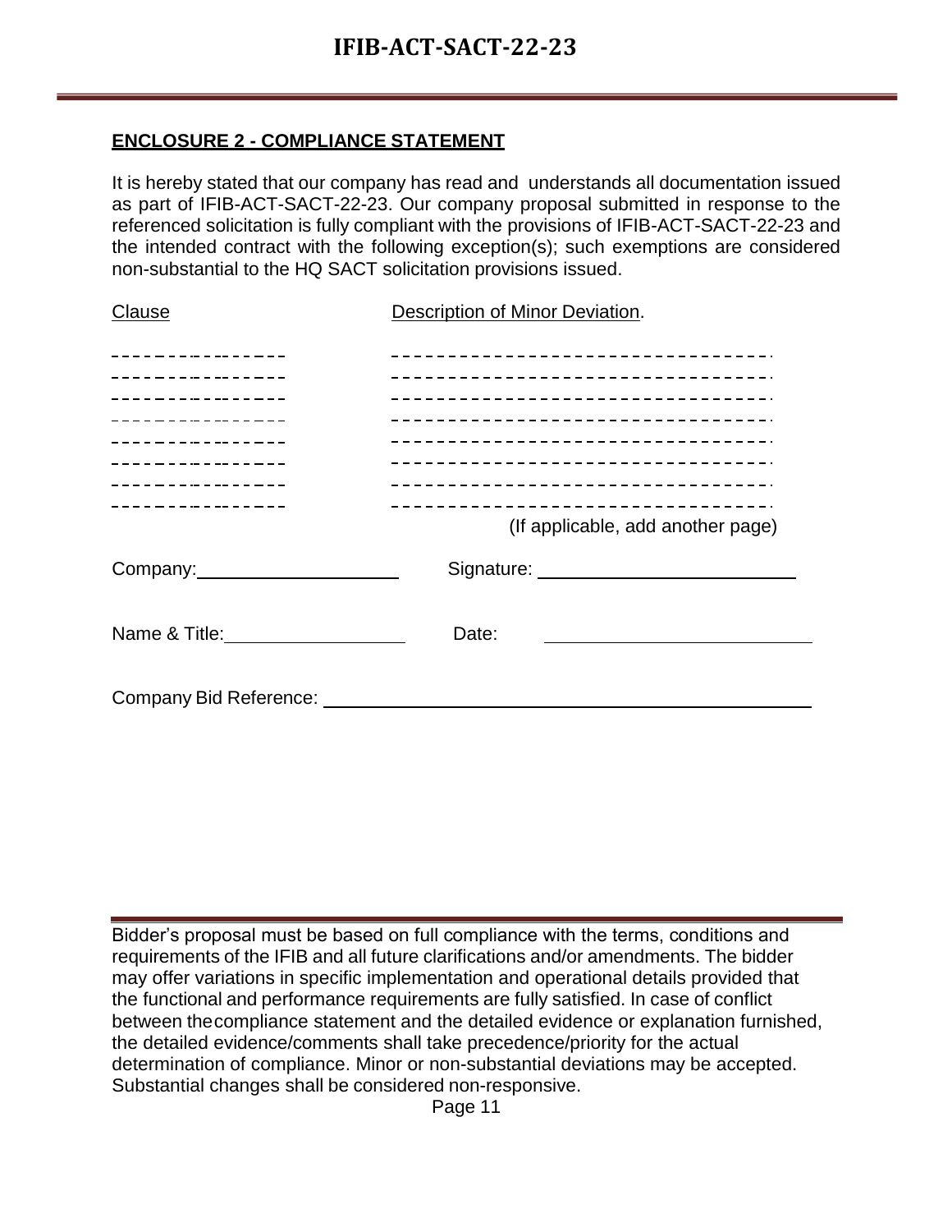## ENCLOSURE 2 - COMPLIANCE STATEMENT

It is hereby stated that our company has read and understands all documentation issued as part of IFIB-ACT-SACT-22-23. Our company proposal submitted in response to the referenced solicitation is fully compliant with the provisions of IFIB-ACT-SACT-22-23 and the intended contract with the following exception(s); such exemptions are considered non-substantial to the HQ SACT solicitation provisions issued.

| Clause | Description of Minor Deviation. |
|---|---|
| | |
| | |
| | |
| | |
| | |
| | |
| | |
| | |

(If applicable, add another page)

Company: ____________________ Signature: __________________________

Name & Title: __________________ Date: __________________________

Company Bid Reference: __________________________________________________

Bidder's proposal must be based on full compliance with the terms, conditions and requirements of the IFIB and all future clarifications and/or amendments. The bidder may offer variations in specific implementation and operational details provided that the functional and performance requirements are fully satisfied. In case of conflict between the compliance statement and the detailed evidence or explanation furnished, the detailed evidence/comments shall take precedence/priority for the actual determination of compliance. Minor or non-substantial deviations may be accepted. Substantial changes shall be considered non-responsive.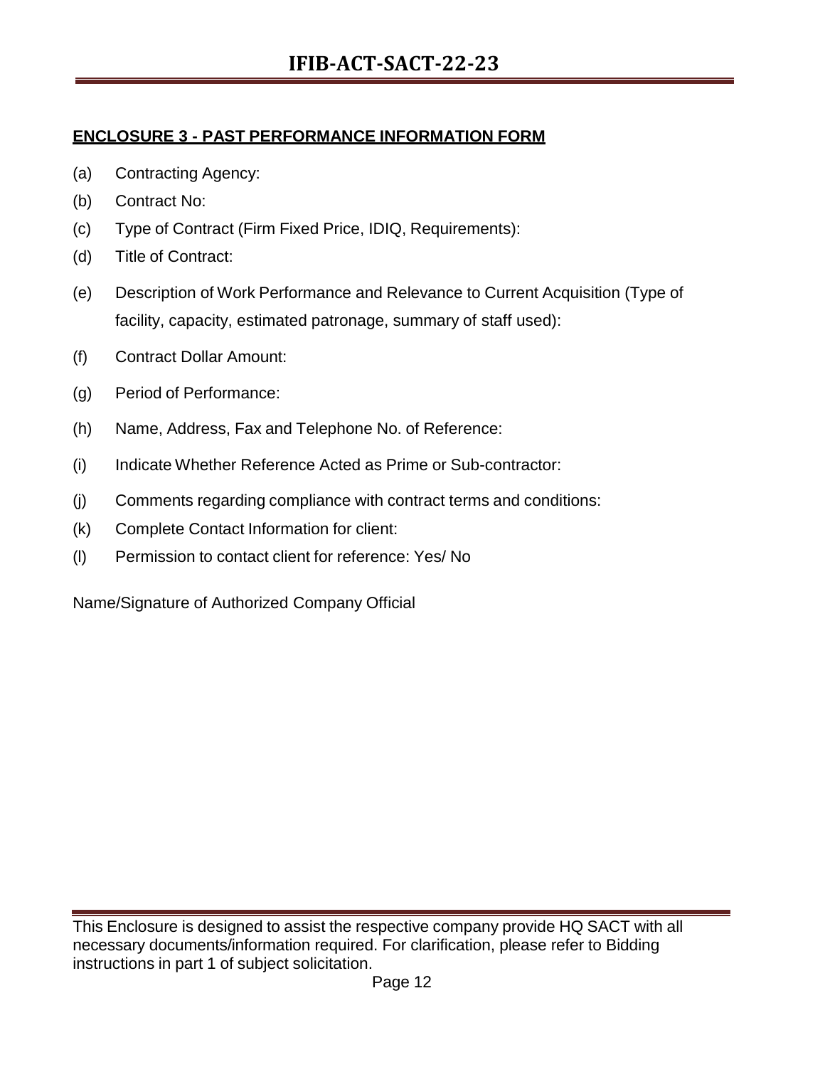## ENCLOSURE 3 - PAST PERFORMANCE INFORMATION FORM

(a) Contracting Agency:

(b) Contract No:

(c) Type of Contract (Firm Fixed Price, IDIQ, Requirements):

(d) Title of Contract:

(e) Description of Work Performance and Relevance to Current Acquisition (Type of facility, capacity, estimated patronage, summary of staff used):

(f) Contract Dollar Amount:

(g) Period of Performance:

(h) Name, Address, Fax and Telephone No. of Reference:

(i) Indicate Whether Reference Acted as Prime or Sub-contractor:

(j) Comments regarding compliance with contract terms and conditions:

(k) Complete Contact Information for client:

(l) Permission to contact client for reference: Yes/ No

Name/Signature of Authorized Company Official

This Enclosure is designed to assist the respective company provide HQ SACT with all necessary documents/information required. For clarification, please refer to Bidding instructions in part 1 of subject solicitation.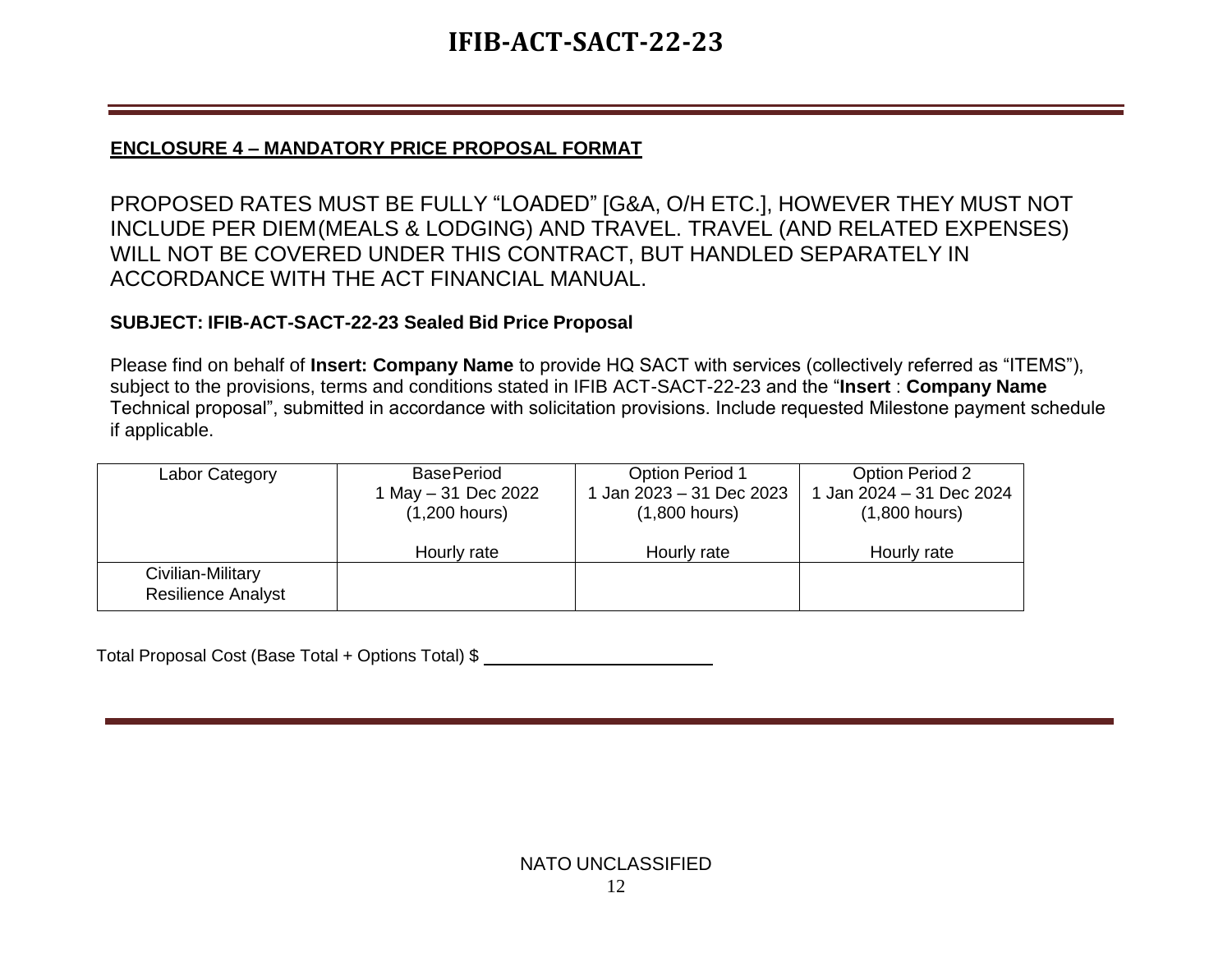## ENCLOSURE 4 – MANDATORY PRICE PROPOSAL FORMAT

PROPOSED RATES MUST BE FULLY "LOADED" [G&A, O/H ETC.], HOWEVER THEY MUST NOT INCLUDE PER DIEM (MEALS & LODGING) AND TRAVEL. TRAVEL (AND RELATED EXPENSES) WILL NOT BE COVERED UNDER THIS CONTRACT, BUT HANDLED SEPARATELY IN ACCORDANCE WITH THE ACT FINANCIAL MANUAL.

**SUBJECT: IFIB-ACT-SACT-22-23 Sealed Bid Price Proposal**

Please find on behalf of **Insert: Company Name** to provide HQ SACT with services (collectively referred as "ITEMS"), subject to the provisions, terms and conditions stated in IFIB ACT-SACT-22-23 and the "**Insert** : **Company Name** Technical proposal", submitted in accordance with solicitation provisions. Include requested Milestone payment schedule if applicable.

| Labor Category | Base Period<br>1 May – 31 Dec 2022<br>(1,200 hours)<br><br>Hourly rate | Option Period 1<br>1 Jan 2023 – 31 Dec 2023<br>(1,800 hours)<br><br>Hourly rate | Option Period 2<br>1 Jan 2024 – 31 Dec 2024<br>(1,800 hours)<br><br>Hourly rate |
|---|---|---|---|
| Civilian-Military Resilience Analyst | | | |

Total Proposal Cost (Base Total + Options Total) $ ________________________

NATO UNCLASSIFIED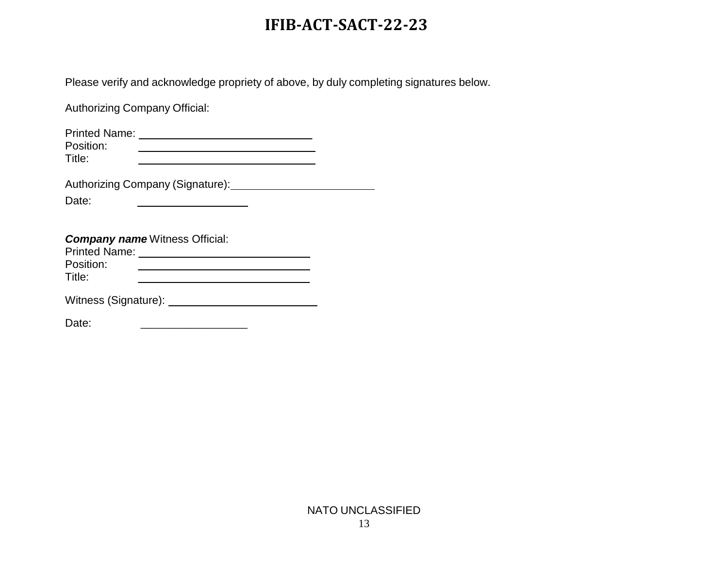Please verify and acknowledge propriety of above, by duly completing signatures below.

Authorizing Company Official:

Printed Name: ____________________________
Position: ____________________________
Title: ____________________________

Authorizing Company (Signature): ________________________

Date: __________________

***Company name*** Witness Official:
Printed Name: ____________________________
Position: ____________________________
Title: ____________________________

Witness (Signature): ________________________

Date: _________________

NATO UNCLASSIFIED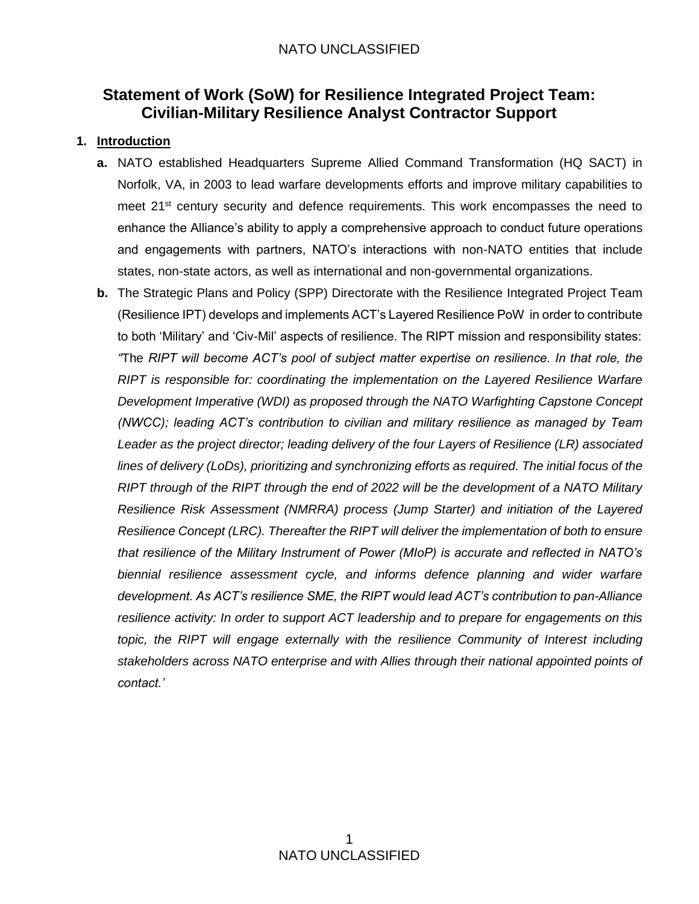# Statement of Work (SoW) for Resilience Integrated Project Team: Civilian-Military Resilience Analyst Contractor Support

**1. Introduction**

**a.** NATO established Headquarters Supreme Allied Command Transformation (HQ SACT) in Norfolk, VA, in 2003 to lead warfare developments efforts and improve military capabilities to meet 21st century security and defence requirements. This work encompasses the need to enhance the Alliance's ability to apply a comprehensive approach to conduct future operations and engagements with partners, NATO's interactions with non-NATO entities that include states, non-state actors, as well as international and non-governmental organizations.

**b.** The Strategic Plans and Policy (SPP) Directorate with the Resilience Integrated Project Team (Resilience IPT) develops and implements ACT's Layered Resilience PoW in order to contribute to both 'Military' and 'Civ-Mil' aspects of resilience. The RIPT mission and responsibility states: *"The RIPT will become ACT's pool of subject matter expertise on resilience. In that role, the RIPT is responsible for: coordinating the implementation on the Layered Resilience Warfare Development Imperative (WDI) as proposed through the NATO Warfighting Capstone Concept (NWCC); leading ACT's contribution to civilian and military resilience as managed by Team Leader as the project director; leading delivery of the four Layers of Resilience (LR) associated lines of delivery (LoDs), prioritizing and synchronizing efforts as required. The initial focus of the RIPT through of the RIPT through the end of 2022 will be the development of a NATO Military Resilience Risk Assessment (NMRRA) process (Jump Starter) and initiation of the Layered Resilience Concept (LRC). Thereafter the RIPT will deliver the implementation of both to ensure that resilience of the Military Instrument of Power (MIoP) is accurate and reflected in NATO's biennial resilience assessment cycle, and informs defence planning and wider warfare development. As ACT's resilience SME, the RIPT would lead ACT's contribution to pan-Alliance resilience activity: In order to support ACT leadership and to prepare for engagements on this topic, the RIPT will engage externally with the resilience Community of Interest including stakeholders across NATO enterprise and with Allies through their national appointed points of contact.'*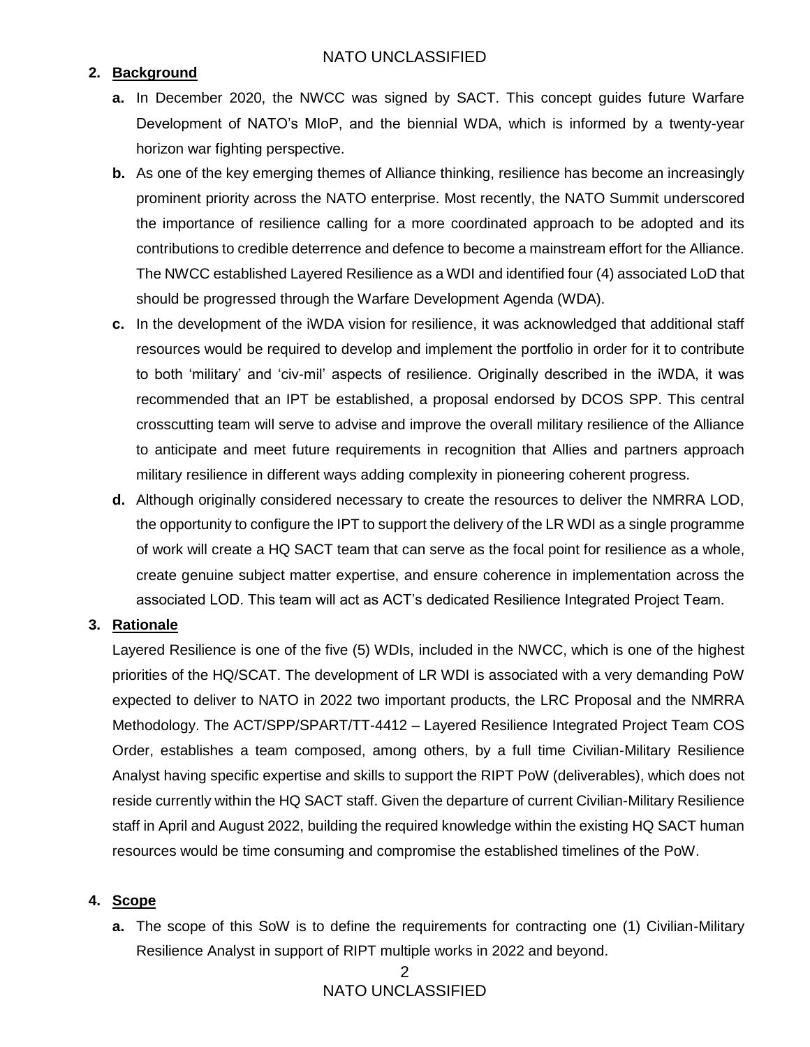**2. Background**

**a.** In December 2020, the NWCC was signed by SACT. This concept guides future Warfare Development of NATO's MIoP, and the biennial WDA, which is informed by a twenty-year horizon war fighting perspective.

**b.** As one of the key emerging themes of Alliance thinking, resilience has become an increasingly prominent priority across the NATO enterprise. Most recently, the NATO Summit underscored the importance of resilience calling for a more coordinated approach to be adopted and its contributions to credible deterrence and defence to become a mainstream effort for the Alliance. The NWCC established Layered Resilience as a WDI and identified four (4) associated LoD that should be progressed through the Warfare Development Agenda (WDA).

**c.** In the development of the iWDA vision for resilience, it was acknowledged that additional staff resources would be required to develop and implement the portfolio in order for it to contribute to both 'military' and 'civ-mil' aspects of resilience. Originally described in the iWDA, it was recommended that an IPT be established, a proposal endorsed by DCOS SPP. This central crosscutting team will serve to advise and improve the overall military resilience of the Alliance to anticipate and meet future requirements in recognition that Allies and partners approach military resilience in different ways adding complexity in pioneering coherent progress.

**d.** Although originally considered necessary to create the resources to deliver the NMRRA LOD, the opportunity to configure the IPT to support the delivery of the LR WDI as a single programme of work will create a HQ SACT team that can serve as the focal point for resilience as a whole, create genuine subject matter expertise, and ensure coherence in implementation across the associated LOD. This team will act as ACT's dedicated Resilience Integrated Project Team.

**3. Rationale**

Layered Resilience is one of the five (5) WDIs, included in the NWCC, which is one of the highest priorities of the HQ/SCAT. The development of LR WDI is associated with a very demanding PoW expected to deliver to NATO in 2022 two important products, the LRC Proposal and the NMRRA Methodology. The ACT/SPP/SPART/TT-4412 – Layered Resilience Integrated Project Team COS Order, establishes a team composed, among others, by a full time Civilian-Military Resilience Analyst having specific expertise and skills to support the RIPT PoW (deliverables), which does not reside currently within the HQ SACT staff. Given the departure of current Civilian-Military Resilience staff in April and August 2022, building the required knowledge within the existing HQ SACT human resources would be time consuming and compromise the established timelines of the PoW.

**4. Scope**

**a.** The scope of this SoW is to define the requirements for contracting one (1) Civilian-Military Resilience Analyst in support of RIPT multiple works in 2022 and beyond.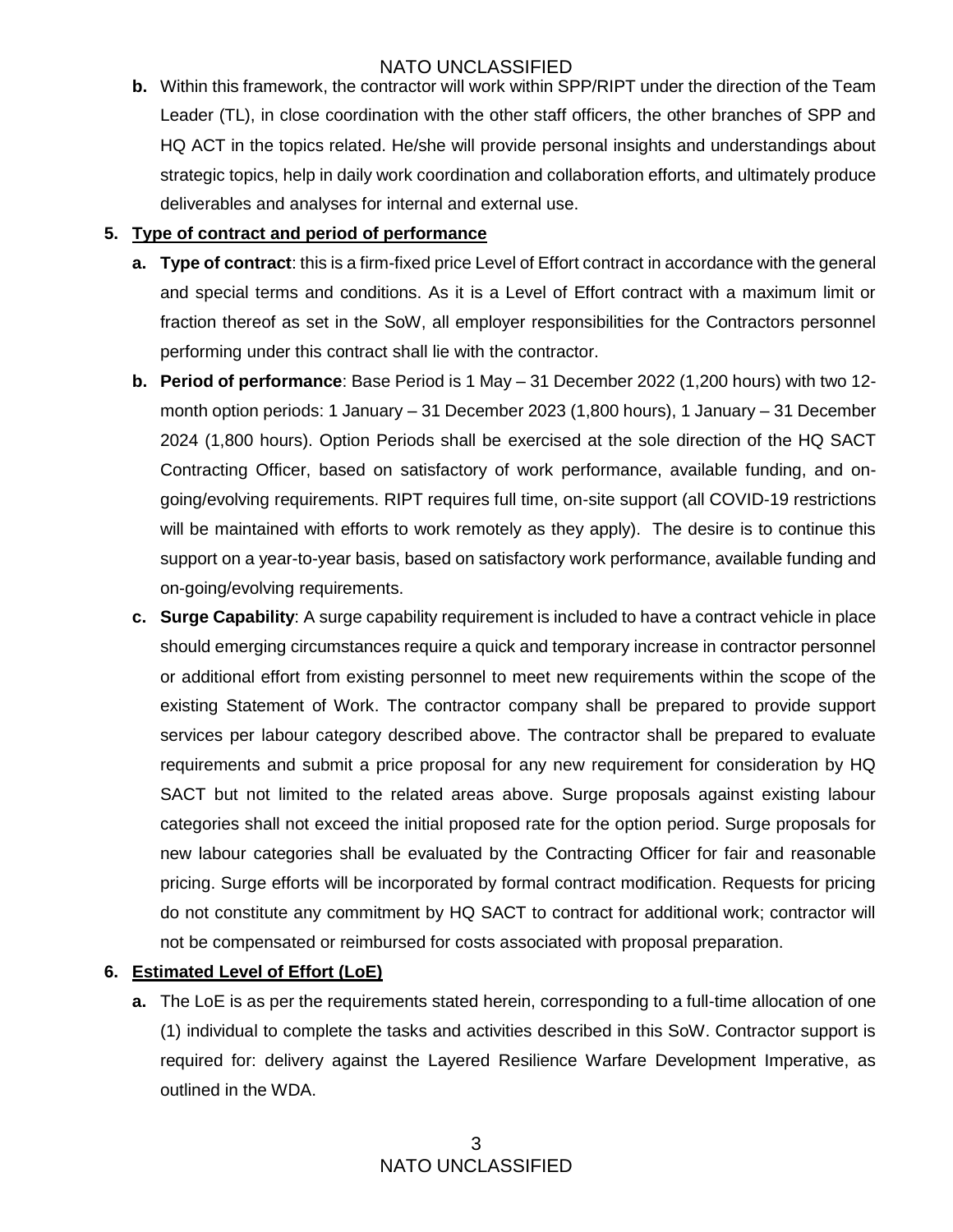**b.** Within this framework, the contractor will work within SPP/RIPT under the direction of the Team Leader (TL), in close coordination with the other staff officers, the other branches of SPP and HQ ACT in the topics related. He/she will provide personal insights and understandings about strategic topics, help in daily work coordination and collaboration efforts, and ultimately produce deliverables and analyses for internal and external use.

## 5. Type of contract and period of performance

**a. Type of contract**: this is a firm-fixed price Level of Effort contract in accordance with the general and special terms and conditions. As it is a Level of Effort contract with a maximum limit or fraction thereof as set in the SoW, all employer responsibilities for the Contractors personnel performing under this contract shall lie with the contractor.

**b. Period of performance**: Base Period is 1 May – 31 December 2022 (1,200 hours) with two 12-month option periods: 1 January – 31 December 2023 (1,800 hours), 1 January – 31 December 2024 (1,800 hours). Option Periods shall be exercised at the sole direction of the HQ SACT Contracting Officer, based on satisfactory of work performance, available funding, and on-going/evolving requirements. RIPT requires full time, on-site support (all COVID-19 restrictions will be maintained with efforts to work remotely as they apply). The desire is to continue this support on a year-to-year basis, based on satisfactory work performance, available funding and on-going/evolving requirements.

**c. Surge Capability**: A surge capability requirement is included to have a contract vehicle in place should emerging circumstances require a quick and temporary increase in contractor personnel or additional effort from existing personnel to meet new requirements within the scope of the existing Statement of Work. The contractor company shall be prepared to provide support services per labour category described above. The contractor shall be prepared to evaluate requirements and submit a price proposal for any new requirement for consideration by HQ SACT but not limited to the related areas above. Surge proposals against existing labour categories shall not exceed the initial proposed rate for the option period. Surge proposals for new labour categories shall be evaluated by the Contracting Officer for fair and reasonable pricing. Surge efforts will be incorporated by formal contract modification. Requests for pricing do not constitute any commitment by HQ SACT to contract for additional work; contractor will not be compensated or reimbursed for costs associated with proposal preparation.

## 6. Estimated Level of Effort (LoE)

**a.** The LoE is as per the requirements stated herein, corresponding to a full-time allocation of one (1) individual to complete the tasks and activities described in this SoW. Contractor support is required for: delivery against the Layered Resilience Warfare Development Imperative, as outlined in the WDA.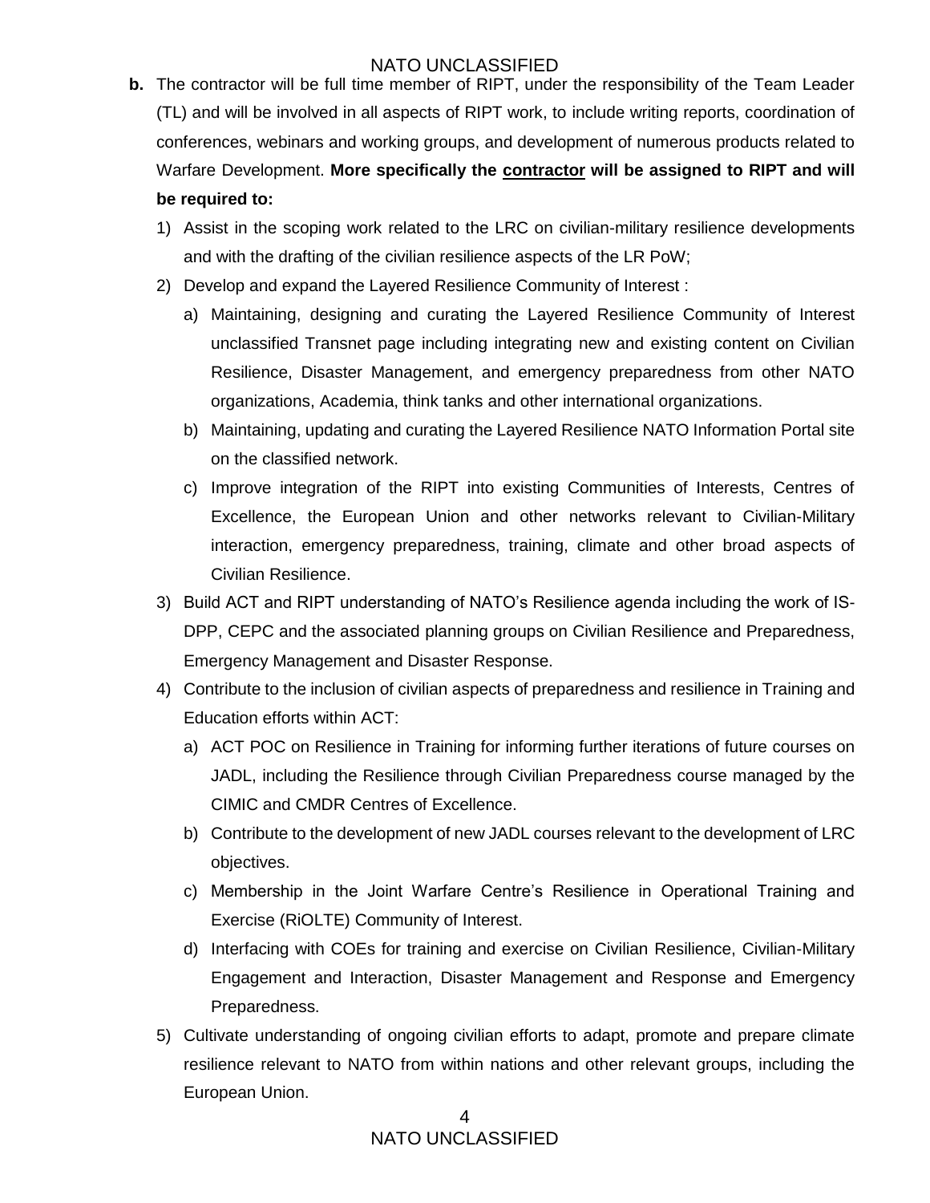**b.** The contractor will be full time member of RIPT, under the responsibility of the Team Leader (TL) and will be involved in all aspects of RIPT work, to include writing reports, coordination of conferences, webinars and working groups, and development of numerous products related to Warfare Development. **More specifically the <u>contractor</u> will be assigned to RIPT and will be required to:**

1) Assist in the scoping work related to the LRC on civilian-military resilience developments and with the drafting of the civilian resilience aspects of the LR PoW;
2) Develop and expand the Layered Resilience Community of Interest :
   a) Maintaining, designing and curating the Layered Resilience Community of Interest unclassified Transnet page including integrating new and existing content on Civilian Resilience, Disaster Management, and emergency preparedness from other NATO organizations, Academia, think tanks and other international organizations.
   b) Maintaining, updating and curating the Layered Resilience NATO Information Portal site on the classified network.
   c) Improve integration of the RIPT into existing Communities of Interests, Centres of Excellence, the European Union and other networks relevant to Civilian-Military interaction, emergency preparedness, training, climate and other broad aspects of Civilian Resilience.
3) Build ACT and RIPT understanding of NATO's Resilience agenda including the work of IS-DPP, CEPC and the associated planning groups on Civilian Resilience and Preparedness, Emergency Management and Disaster Response.
4) Contribute to the inclusion of civilian aspects of preparedness and resilience in Training and Education efforts within ACT:
   a) ACT POC on Resilience in Training for informing further iterations of future courses on JADL, including the Resilience through Civilian Preparedness course managed by the CIMIC and CMDR Centres of Excellence.
   b) Contribute to the development of new JADL courses relevant to the development of LRC objectives.
   c) Membership in the Joint Warfare Centre's Resilience in Operational Training and Exercise (RiOLTE) Community of Interest.
   d) Interfacing with COEs for training and exercise on Civilian Resilience, Civilian-Military Engagement and Interaction, Disaster Management and Response and Emergency Preparedness.
5) Cultivate understanding of ongoing civilian efforts to adapt, promote and prepare climate resilience relevant to NATO from within nations and other relevant groups, including the European Union.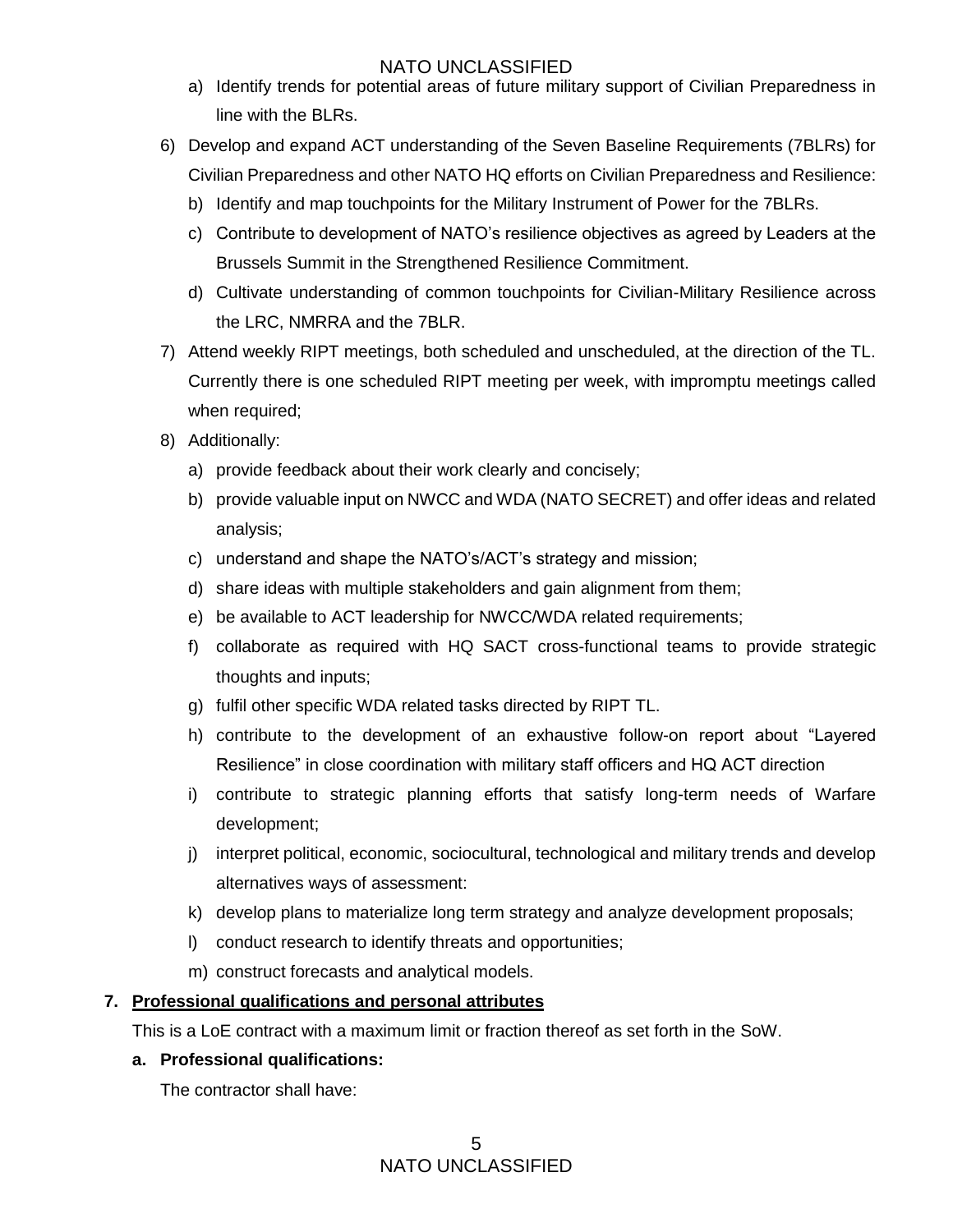a) Identify trends for potential areas of future military support of Civilian Preparedness in line with the BLRs.

6) Develop and expand ACT understanding of the Seven Baseline Requirements (7BLRs) for Civilian Preparedness and other NATO HQ efforts on Civilian Preparedness and Resilience:
   b) Identify and map touchpoints for the Military Instrument of Power for the 7BLRs.
   c) Contribute to development of NATO's resilience objectives as agreed by Leaders at the Brussels Summit in the Strengthened Resilience Commitment.
   d) Cultivate understanding of common touchpoints for Civilian-Military Resilience across the LRC, NMRRA and the 7BLR.
7) Attend weekly RIPT meetings, both scheduled and unscheduled, at the direction of the TL. Currently there is one scheduled RIPT meeting per week, with impromptu meetings called when required;
8) Additionally:
   a) provide feedback about their work clearly and concisely;
   b) provide valuable input on NWCC and WDA (NATO SECRET) and offer ideas and related analysis;
   c) understand and shape the NATO's/ACT's strategy and mission;
   d) share ideas with multiple stakeholders and gain alignment from them;
   e) be available to ACT leadership for NWCC/WDA related requirements;
   f) collaborate as required with HQ SACT cross-functional teams to provide strategic thoughts and inputs;
   g) fulfil other specific WDA related tasks directed by RIPT TL.
   h) contribute to the development of an exhaustive follow-on report about "Layered Resilience" in close coordination with military staff officers and HQ ACT direction
   i) contribute to strategic planning efforts that satisfy long-term needs of Warfare development;
   j) interpret political, economic, sociocultural, technological and military trends and develop alternatives ways of assessment:
   k) develop plans to materialize long term strategy and analyze development proposals;
   l) conduct research to identify threats and opportunities;
   m) construct forecasts and analytical models.

**7. Professional qualifications and personal attributes**

This is a LoE contract with a maximum limit or fraction thereof as set forth in the SoW.

**a. Professional qualifications:**

The contractor shall have: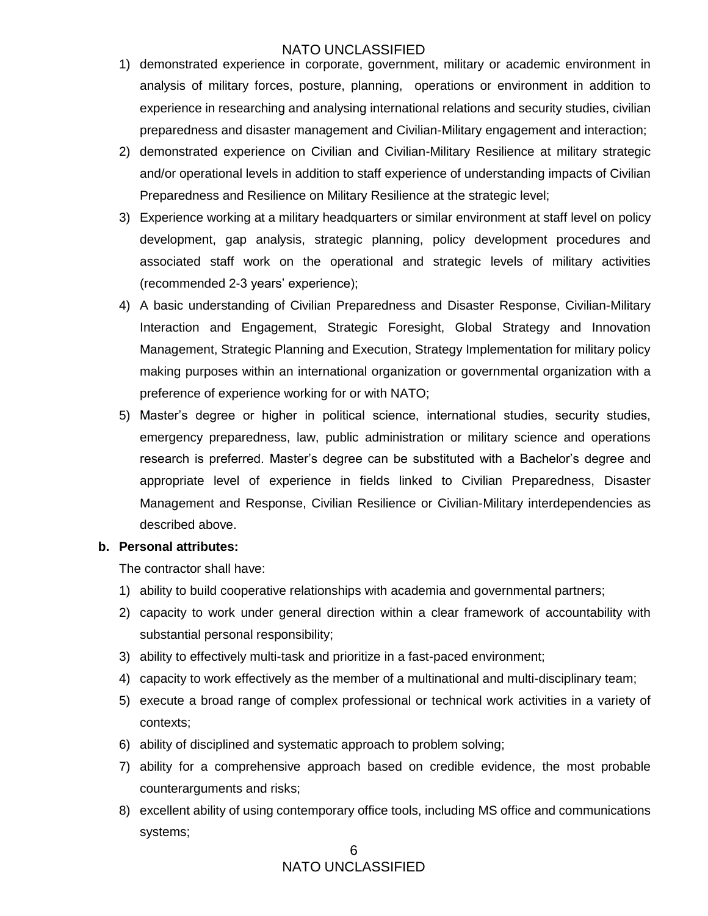1) demonstrated experience in corporate, government, military or academic environment in analysis of military forces, posture, planning, operations or environment in addition to experience in researching and analysing international relations and security studies, civilian preparedness and disaster management and Civilian-Military engagement and interaction;
2) demonstrated experience on Civilian and Civilian-Military Resilience at military strategic and/or operational levels in addition to staff experience of understanding impacts of Civilian Preparedness and Resilience on Military Resilience at the strategic level;
3) Experience working at a military headquarters or similar environment at staff level on policy development, gap analysis, strategic planning, policy development procedures and associated staff work on the operational and strategic levels of military activities (recommended 2-3 years' experience);
4) A basic understanding of Civilian Preparedness and Disaster Response, Civilian-Military Interaction and Engagement, Strategic Foresight, Global Strategy and Innovation Management, Strategic Planning and Execution, Strategy Implementation for military policy making purposes within an international organization or governmental organization with a preference of experience working for or with NATO;
5) Master's degree or higher in political science, international studies, security studies, emergency preparedness, law, public administration or military science and operations research is preferred. Master's degree can be substituted with a Bachelor's degree and appropriate level of experience in fields linked to Civilian Preparedness, Disaster Management and Response, Civilian Resilience or Civilian-Military interdependencies as described above.

**b. Personal attributes:**

The contractor shall have:

1) ability to build cooperative relationships with academia and governmental partners;
2) capacity to work under general direction within a clear framework of accountability with substantial personal responsibility;
3) ability to effectively multi-task and prioritize in a fast-paced environment;
4) capacity to work effectively as the member of a multinational and multi-disciplinary team;
5) execute a broad range of complex professional or technical work activities in a variety of contexts;
6) ability of disciplined and systematic approach to problem solving;
7) ability for a comprehensive approach based on credible evidence, the most probable counterarguments and risks;
8) excellent ability of using contemporary office tools, including MS office and communications systems;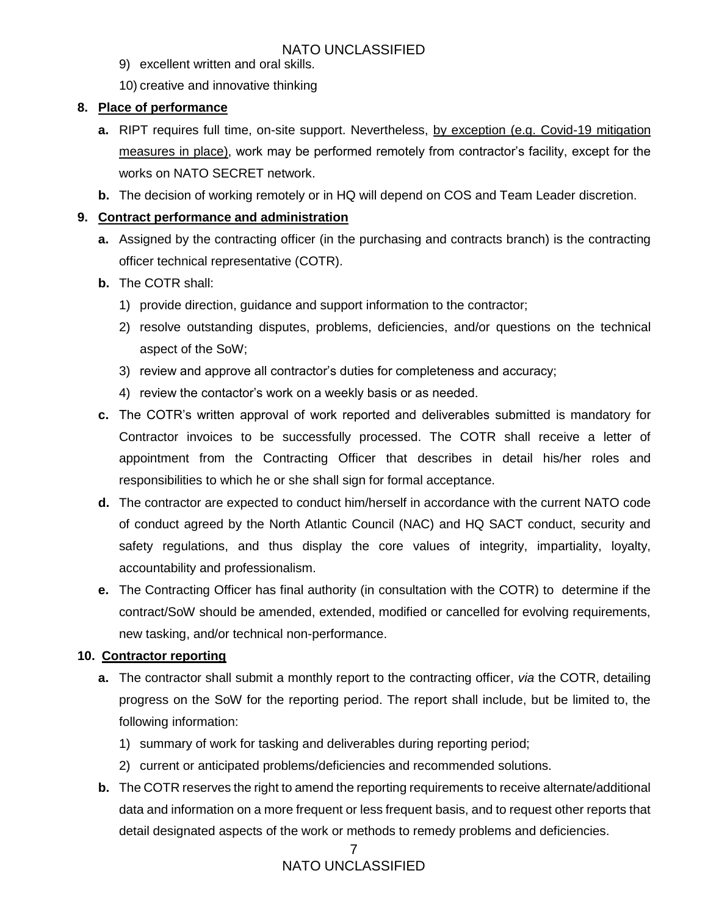9) excellent written and oral skills.

10) creative and innovative thinking

## 8. Place of performance

**a.** RIPT requires full time, on-site support. Nevertheless, by exception (e.g. Covid-19 mitigation measures in place), work may be performed remotely from contractor's facility, except for the works on NATO SECRET network.

**b.** The decision of working remotely or in HQ will depend on COS and Team Leader discretion.

## 9. Contract performance and administration

**a.** Assigned by the contracting officer (in the purchasing and contracts branch) is the contracting officer technical representative (COTR).

**b.** The COTR shall:

1) provide direction, guidance and support information to the contractor;
2) resolve outstanding disputes, problems, deficiencies, and/or questions on the technical aspect of the SoW;
3) review and approve all contractor's duties for completeness and accuracy;
4) review the contactor's work on a weekly basis or as needed.

**c.** The COTR's written approval of work reported and deliverables submitted is mandatory for Contractor invoices to be successfully processed. The COTR shall receive a letter of appointment from the Contracting Officer that describes in detail his/her roles and responsibilities to which he or she shall sign for formal acceptance.

**d.** The contractor are expected to conduct him/herself in accordance with the current NATO code of conduct agreed by the North Atlantic Council (NAC) and HQ SACT conduct, security and safety regulations, and thus display the core values of integrity, impartiality, loyalty, accountability and professionalism.

**e.** The Contracting Officer has final authority (in consultation with the COTR) to determine if the contract/SoW should be amended, extended, modified or cancelled for evolving requirements, new tasking, and/or technical non-performance.

## 10. Contractor reporting

**a.** The contractor shall submit a monthly report to the contracting officer, *via* the COTR, detailing progress on the SoW for the reporting period. The report shall include, but be limited to, the following information:

1) summary of work for tasking and deliverables during reporting period;
2) current or anticipated problems/deficiencies and recommended solutions.

**b.** The COTR reserves the right to amend the reporting requirements to receive alternate/additional data and information on a more frequent or less frequent basis, and to request other reports that detail designated aspects of the work or methods to remedy problems and deficiencies.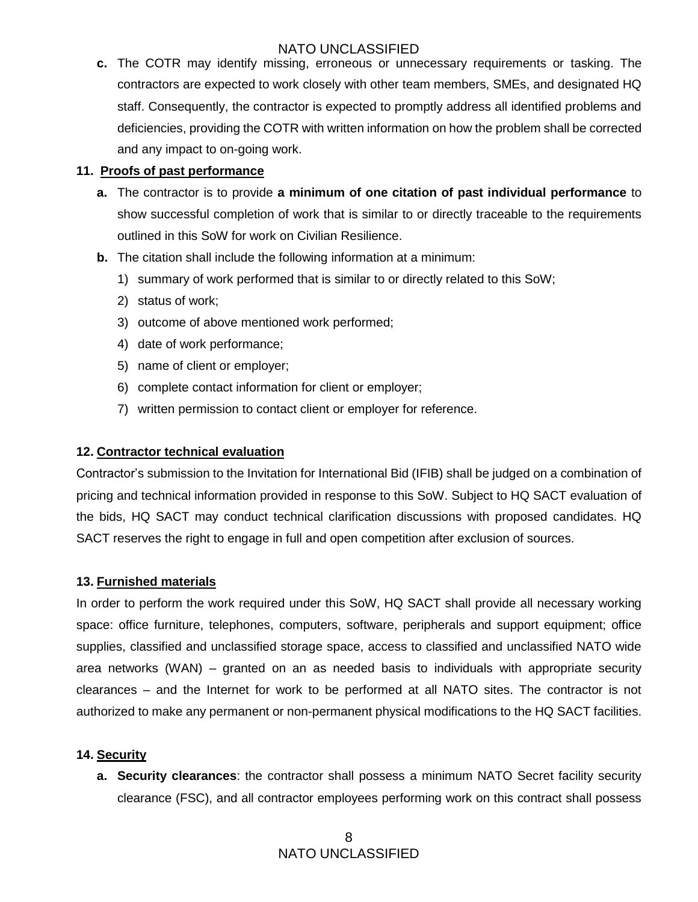**c.** The COTR may identify missing, erroneous or unnecessary requirements or tasking. The contractors are expected to work closely with other team members, SMEs, and designated HQ staff. Consequently, the contractor is expected to promptly address all identified problems and deficiencies, providing the COTR with written information on how the problem shall be corrected and any impact to on-going work.

**11. Proofs of past performance**

**a.** The contractor is to provide **a minimum of one citation of past individual performance** to show successful completion of work that is similar to or directly traceable to the requirements outlined in this SoW for work on Civilian Resilience.

**b.** The citation shall include the following information at a minimum:

1) summary of work performed that is similar to or directly related to this SoW;
2) status of work;
3) outcome of above mentioned work performed;
4) date of work performance;
5) name of client or employer;
6) complete contact information for client or employer;
7) written permission to contact client or employer for reference.

**12. Contractor technical evaluation**

Contractor's submission to the Invitation for International Bid (IFIB) shall be judged on a combination of pricing and technical information provided in response to this SoW. Subject to HQ SACT evaluation of the bids, HQ SACT may conduct technical clarification discussions with proposed candidates. HQ SACT reserves the right to engage in full and open competition after exclusion of sources.

**13. Furnished materials**

In order to perform the work required under this SoW, HQ SACT shall provide all necessary working space: office furniture, telephones, computers, software, peripherals and support equipment; office supplies, classified and unclassified storage space, access to classified and unclassified NATO wide area networks (WAN) – granted on an as needed basis to individuals with appropriate security clearances – and the Internet for work to be performed at all NATO sites. The contractor is not authorized to make any permanent or non-permanent physical modifications to the HQ SACT facilities.

**14. Security**

**a. Security clearances**: the contractor shall possess a minimum NATO Secret facility security clearance (FSC), and all contractor employees performing work on this contract shall possess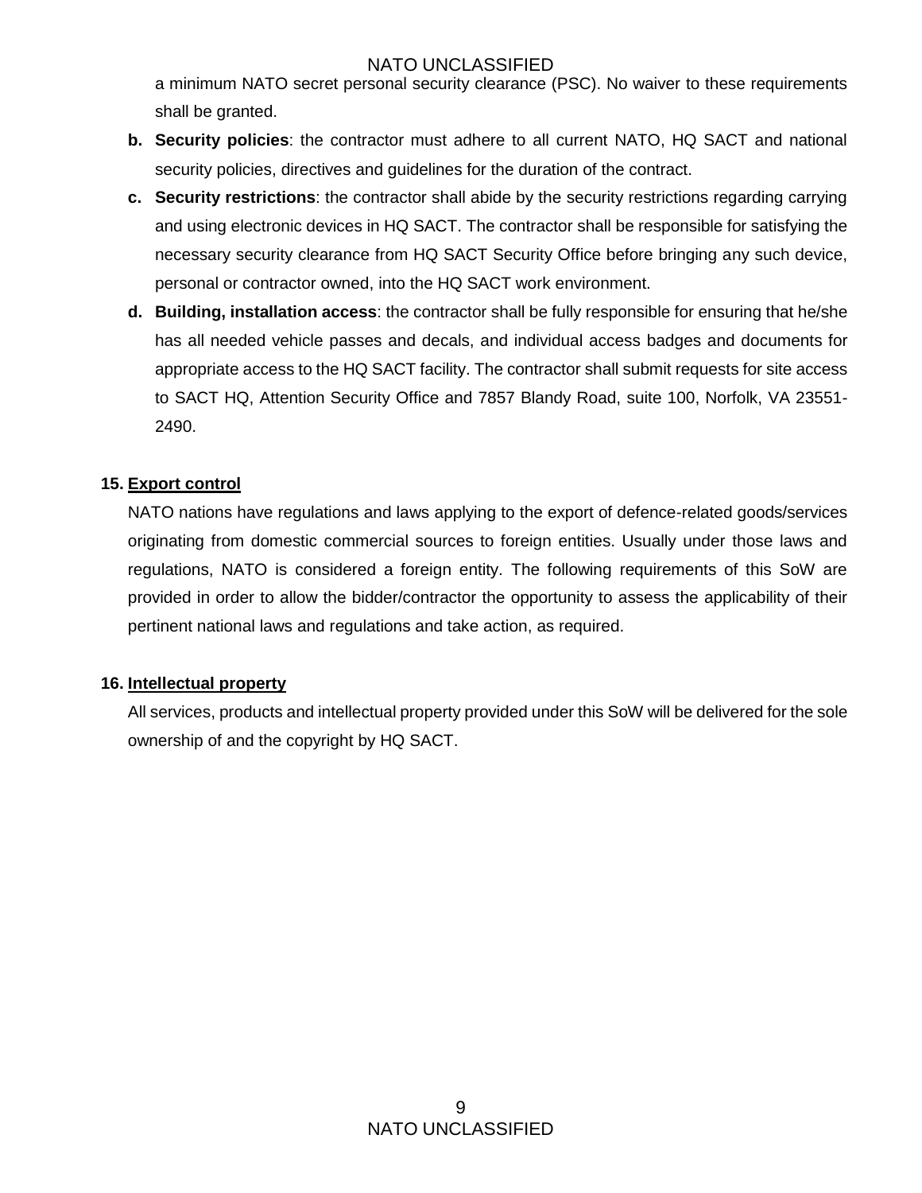a minimum NATO secret personal security clearance (PSC). No waiver to these requirements shall be granted.

**b. Security policies**: the contractor must adhere to all current NATO, HQ SACT and national security policies, directives and guidelines for the duration of the contract.

**c. Security restrictions**: the contractor shall abide by the security restrictions regarding carrying and using electronic devices in HQ SACT. The contractor shall be responsible for satisfying the necessary security clearance from HQ SACT Security Office before bringing any such device, personal or contractor owned, into the HQ SACT work environment.

**d. Building, installation access**: the contractor shall be fully responsible for ensuring that he/she has all needed vehicle passes and decals, and individual access badges and documents for appropriate access to the HQ SACT facility. The contractor shall submit requests for site access to SACT HQ, Attention Security Office and 7857 Blandy Road, suite 100, Norfolk, VA 23551-2490.

**15. Export control**

NATO nations have regulations and laws applying to the export of defence-related goods/services originating from domestic commercial sources to foreign entities. Usually under those laws and regulations, NATO is considered a foreign entity. The following requirements of this SoW are provided in order to allow the bidder/contractor the opportunity to assess the applicability of their pertinent national laws and regulations and take action, as required.

**16. Intellectual property**

All services, products and intellectual property provided under this SoW will be delivered for the sole ownership of and the copyright by HQ SACT.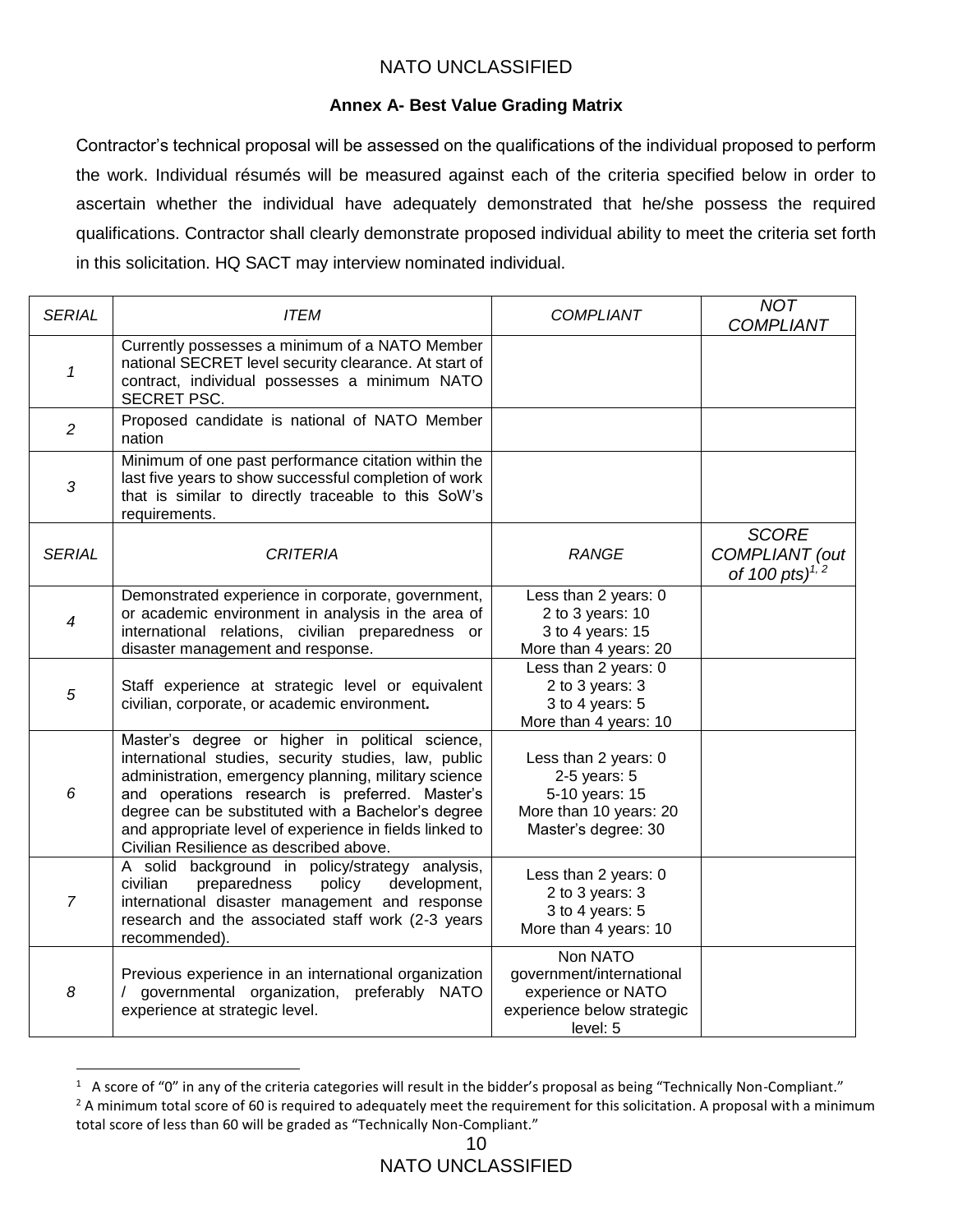## Annex A- Best Value Grading Matrix

Contractor's technical proposal will be assessed on the qualifications of the individual proposed to perform the work. Individual résumés will be measured against each of the criteria specified below in order to ascertain whether the individual have adequately demonstrated that he/she possess the required qualifications. Contractor shall clearly demonstrate proposed individual ability to meet the criteria set forth in this solicitation. HQ SACT may interview nominated individual.

| *SERIAL* | *ITEM* | *COMPLIANT* | *NOT COMPLIANT* |
|---|---|---|---|
| *1* | Currently possesses a minimum of a NATO Member national SECRET level security clearance. At start of contract, individual possesses a minimum NATO SECRET PSC. | | |
| *2* | Proposed candidate is national of NATO Member nation | | |
| *3* | Minimum of one past performance citation within the last five years to show successful completion of work that is similar to directly traceable to this SoW's requirements. | | |
| *SERIAL* | *CRITERIA* | *RANGE* | *SCORE COMPLIANT (out of 100 pts)*[1, 2] |
| *4* | Demonstrated experience in corporate, government, or academic environment in analysis in the area of international relations, civilian preparedness or disaster management and response. | Less than 2 years: 0<br>2 to 3 years: 10<br>3 to 4 years: 15<br>More than 4 years: 20 | |
| *5* | Staff experience at strategic level or equivalent civilian, corporate, or academic environment**.** | Less than 2 years: 0<br>2 to 3 years: 3<br>3 to 4 years: 5<br>More than 4 years: 10 | |
| *6* | Master's degree or higher in political science, international studies, security studies, law, public administration, emergency planning, military science and operations research is preferred. Master's degree can be substituted with a Bachelor's degree and appropriate level of experience in fields linked to Civilian Resilience as described above. | Less than 2 years: 0<br>2-5 years: 5<br>5-10 years: 15<br>More than 10 years: 20<br>Master's degree: 30 | |
| *7* | A solid background in policy/strategy analysis, civilian preparedness policy development, international disaster management and response research and the associated staff work (2-3 years recommended). | Less than 2 years: 0<br>2 to 3 years: 3<br>3 to 4 years: 5<br>More than 4 years: 10 | |
| *8* | Previous experience in an international organization / governmental organization, preferably NATO experience at strategic level. | Non NATO government/international experience or NATO experience below strategic level: 5 | |

[1] A score of "0" in any of the criteria categories will result in the bidder's proposal as being "Technically Non-Compliant."

[2] A minimum total score of 60 is required to adequately meet the requirement for this solicitation. A proposal with a minimum total score of less than 60 will be graded as "Technically Non-Compliant."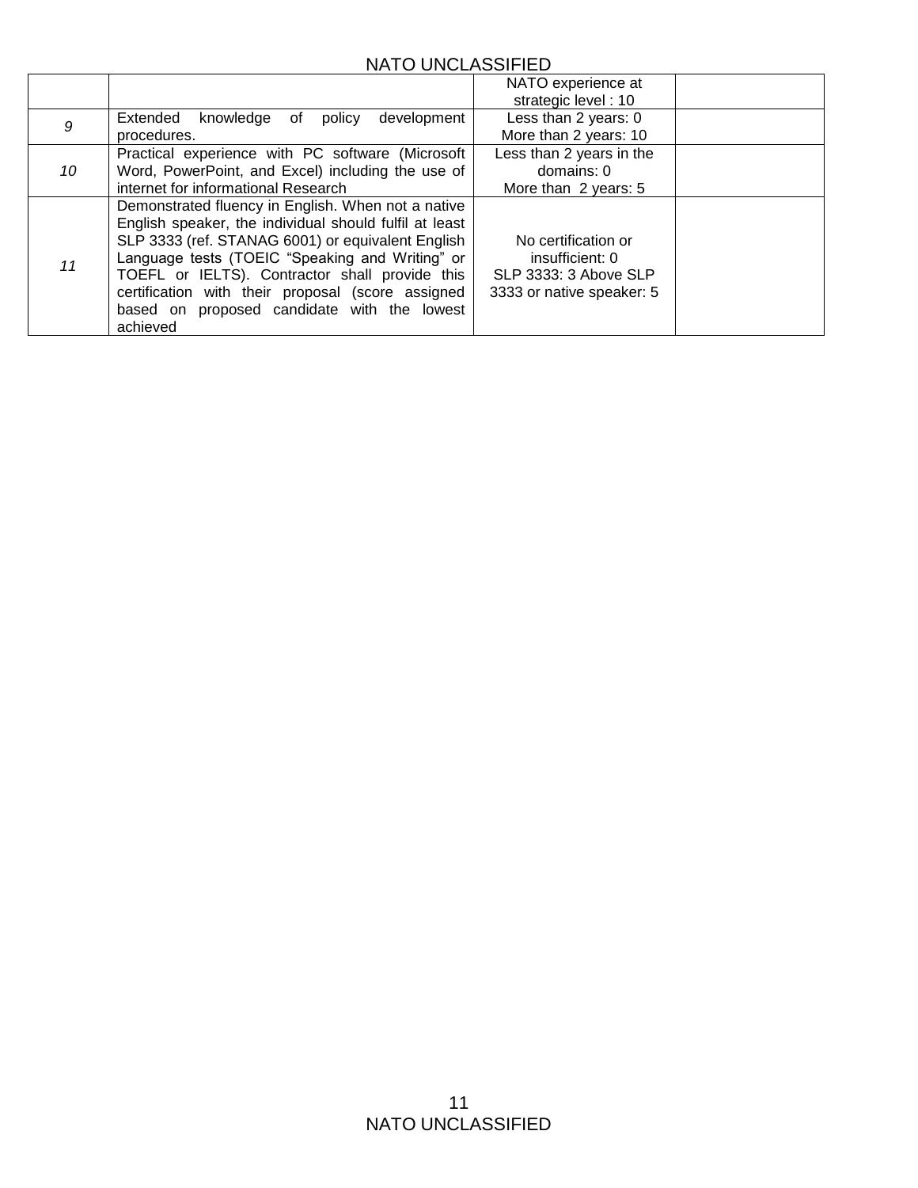| | | | |
|---|---|---|---|
| | | NATO experience at strategic level : 10 | |
| *9* | Extended knowledge of policy development procedures. | Less than 2 years: 0<br>More than 2 years: 10 | |
| *10* | Practical experience with PC software (Microsoft Word, PowerPoint, and Excel) including the use of internet for informational Research | Less than 2 years in the domains: 0<br>More than 2 years: 5 | |
| *11* | Demonstrated fluency in English. When not a native English speaker, the individual should fulfil at least SLP 3333 (ref. STANAG 6001) or equivalent English Language tests (TOEIC "Speaking and Writing" or TOEFL or IELTS). Contractor shall provide this certification with their proposal (score assigned based on proposed candidate with the lowest achieved | No certification or insufficient: 0<br>SLP 3333: 3 Above SLP 3333 or native speaker: 5 | |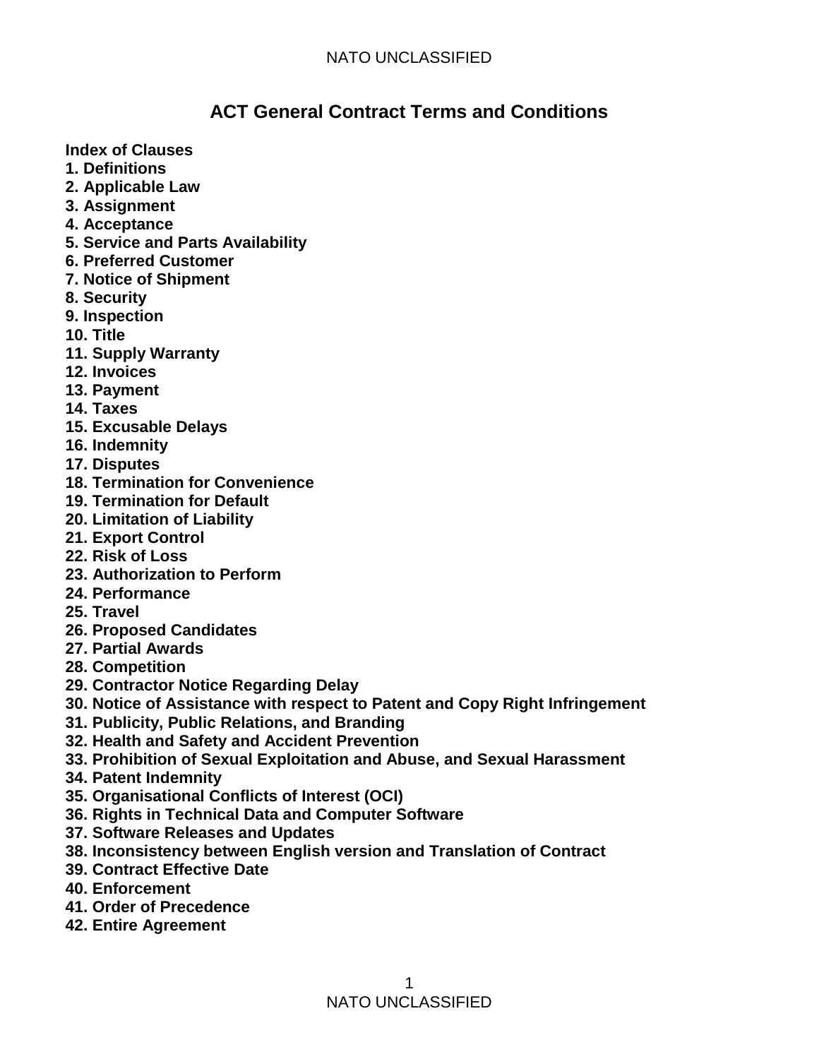# ACT General Contract Terms and Conditions

**Index of Clauses**

**1. Definitions**
**2. Applicable Law**
**3. Assignment**
**4. Acceptance**
**5. Service and Parts Availability**
**6. Preferred Customer**
**7. Notice of Shipment**
**8. Security**
**9. Inspection**
**10. Title**
**11. Supply Warranty**
**12. Invoices**
**13. Payment**
**14. Taxes**
**15. Excusable Delays**
**16. Indemnity**
**17. Disputes**
**18. Termination for Convenience**
**19. Termination for Default**
**20. Limitation of Liability**
**21. Export Control**
**22. Risk of Loss**
**23. Authorization to Perform**
**24. Performance**
**25. Travel**
**26. Proposed Candidates**
**27. Partial Awards**
**28. Competition**
**29. Contractor Notice Regarding Delay**
**30. Notice of Assistance with respect to Patent and Copy Right Infringement**
**31. Publicity, Public Relations, and Branding**
**32. Health and Safety and Accident Prevention**
**33. Prohibition of Sexual Exploitation and Abuse, and Sexual Harassment**
**34. Patent Indemnity**
**35. Organisational Conflicts of Interest (OCI)**
**36. Rights in Technical Data and Computer Software**
**37. Software Releases and Updates**
**38. Inconsistency between English version and Translation of Contract**
**39. Contract Effective Date**
**40. Enforcement**
**41. Order of Precedence**
**42. Entire Agreement**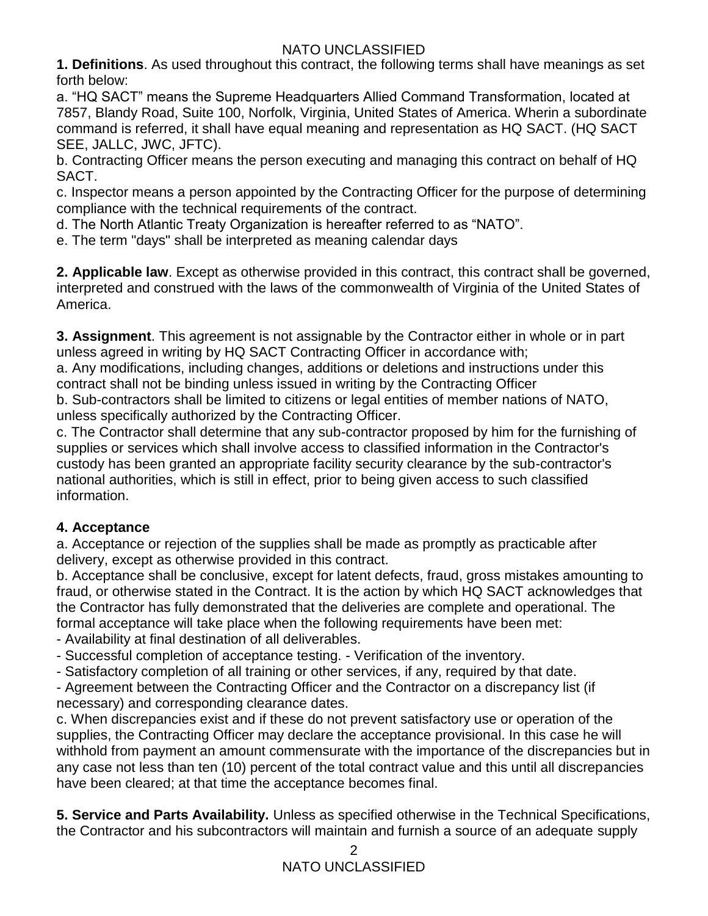**1. Definitions**. As used throughout this contract, the following terms shall have meanings as set forth below:

a. “HQ SACT” means the Supreme Headquarters Allied Command Transformation, located at 7857, Blandy Road, Suite 100, Norfolk, Virginia, United States of America. Wherin a subordinate command is referred, it shall have equal meaning and representation as HQ SACT. (HQ SACT SEE, JALLC, JWC, JFTC).

b. Contracting Officer means the person executing and managing this contract on behalf of HQ SACT.

c. Inspector means a person appointed by the Contracting Officer for the purpose of determining compliance with the technical requirements of the contract.

d. The North Atlantic Treaty Organization is hereafter referred to as “NATO”.

e. The term "days" shall be interpreted as meaning calendar days

**2. Applicable law**. Except as otherwise provided in this contract, this contract shall be governed, interpreted and construed with the laws of the commonwealth of Virginia of the United States of America.

**3. Assignment**. This agreement is not assignable by the Contractor either in whole or in part unless agreed in writing by HQ SACT Contracting Officer in accordance with;

a. Any modifications, including changes, additions or deletions and instructions under this contract shall not be binding unless issued in writing by the Contracting Officer

b. Sub-contractors shall be limited to citizens or legal entities of member nations of NATO, unless specifically authorized by the Contracting Officer.

c. The Contractor shall determine that any sub-contractor proposed by him for the furnishing of supplies or services which shall involve access to classified information in the Contractor's custody has been granted an appropriate facility security clearance by the sub-contractor's national authorities, which is still in effect, prior to being given access to such classified information.

**4. Acceptance**

a. Acceptance or rejection of the supplies shall be made as promptly as practicable after delivery, except as otherwise provided in this contract.

b. Acceptance shall be conclusive, except for latent defects, fraud, gross mistakes amounting to fraud, or otherwise stated in the Contract. It is the action by which HQ SACT acknowledges that the Contractor has fully demonstrated that the deliveries are complete and operational. The formal acceptance will take place when the following requirements have been met:

- Availability at final destination of all deliverables.
- Successful completion of acceptance testing. - Verification of the inventory.
- Satisfactory completion of all training or other services, if any, required by that date.
- Agreement between the Contracting Officer and the Contractor on a discrepancy list (if necessary) and corresponding clearance dates.

c. When discrepancies exist and if these do not prevent satisfactory use or operation of the supplies, the Contracting Officer may declare the acceptance provisional. In this case he will withhold from payment an amount commensurate with the importance of the discrepancies but in any case not less than ten (10) percent of the total contract value and this until all discrepancies have been cleared; at that time the acceptance becomes final.

**5. Service and Parts Availability.** Unless as specified otherwise in the Technical Specifications, the Contractor and his subcontractors will maintain and furnish a source of an adequate supply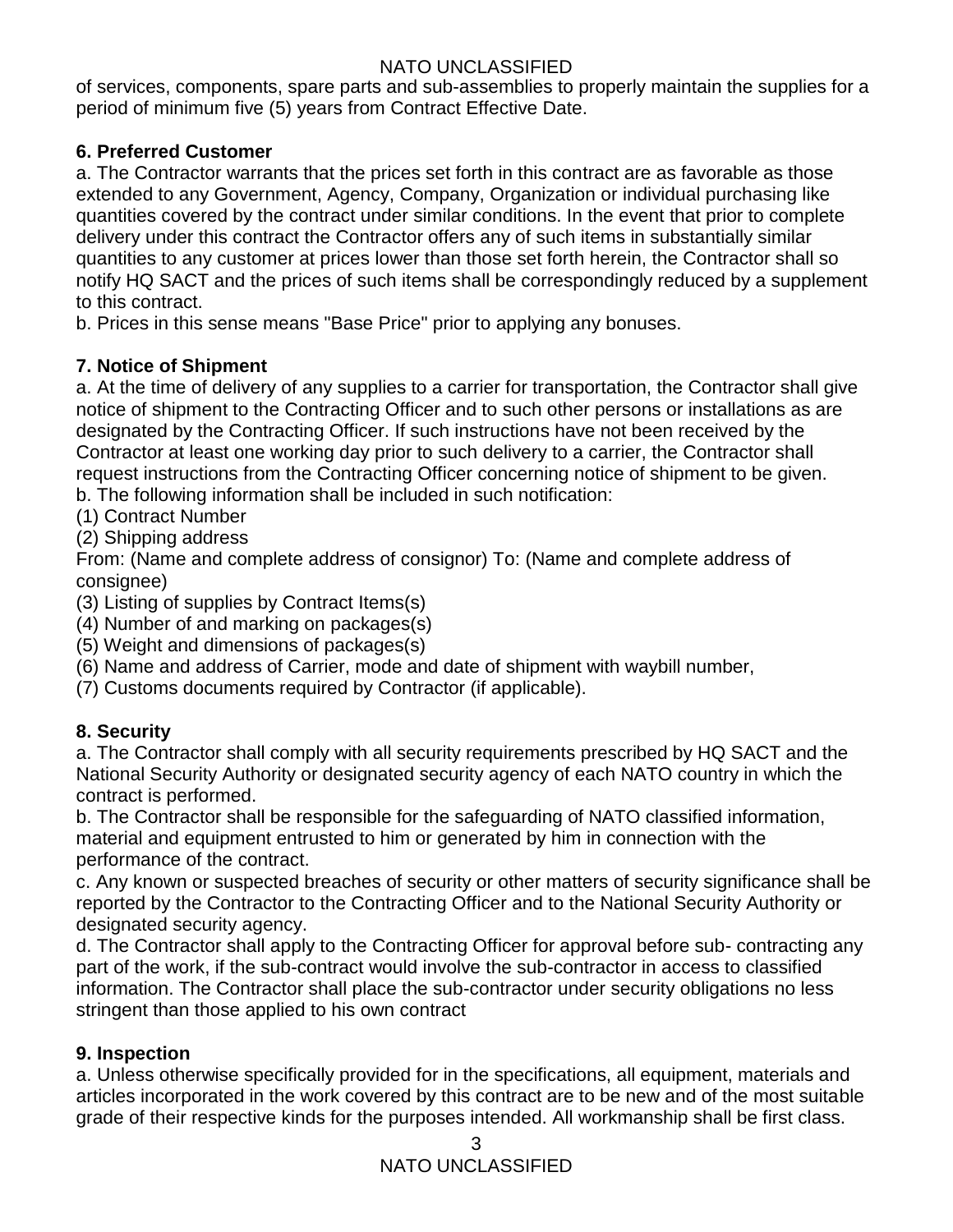of services, components, spare parts and sub-assemblies to properly maintain the supplies for a period of minimum five (5) years from Contract Effective Date.

**6. Preferred Customer**

a. The Contractor warrants that the prices set forth in this contract are as favorable as those extended to any Government, Agency, Company, Organization or individual purchasing like quantities covered by the contract under similar conditions. In the event that prior to complete delivery under this contract the Contractor offers any of such items in substantially similar quantities to any customer at prices lower than those set forth herein, the Contractor shall so notify HQ SACT and the prices of such items shall be correspondingly reduced by a supplement to this contract.

b. Prices in this sense means "Base Price" prior to applying any bonuses.

**7. Notice of Shipment**

a. At the time of delivery of any supplies to a carrier for transportation, the Contractor shall give notice of shipment to the Contracting Officer and to such other persons or installations as are designated by the Contracting Officer. If such instructions have not been received by the Contractor at least one working day prior to such delivery to a carrier, the Contractor shall request instructions from the Contracting Officer concerning notice of shipment to be given.

b. The following information shall be included in such notification:

(1) Contract Number

(2) Shipping address

From: (Name and complete address of consignor) To: (Name and complete address of consignee)

(3) Listing of supplies by Contract Items(s)

(4) Number of and marking on packages(s)

(5) Weight and dimensions of packages(s)

(6) Name and address of Carrier, mode and date of shipment with waybill number,

(7) Customs documents required by Contractor (if applicable).

**8. Security**

a. The Contractor shall comply with all security requirements prescribed by HQ SACT and the National Security Authority or designated security agency of each NATO country in which the contract is performed.

b. The Contractor shall be responsible for the safeguarding of NATO classified information, material and equipment entrusted to him or generated by him in connection with the performance of the contract.

c. Any known or suspected breaches of security or other matters of security significance shall be reported by the Contractor to the Contracting Officer and to the National Security Authority or designated security agency.

d. The Contractor shall apply to the Contracting Officer for approval before sub- contracting any part of the work, if the sub-contract would involve the sub-contractor in access to classified information. The Contractor shall place the sub-contractor under security obligations no less stringent than those applied to his own contract

**9. Inspection**

a. Unless otherwise specifically provided for in the specifications, all equipment, materials and articles incorporated in the work covered by this contract are to be new and of the most suitable grade of their respective kinds for the purposes intended. All workmanship shall be first class.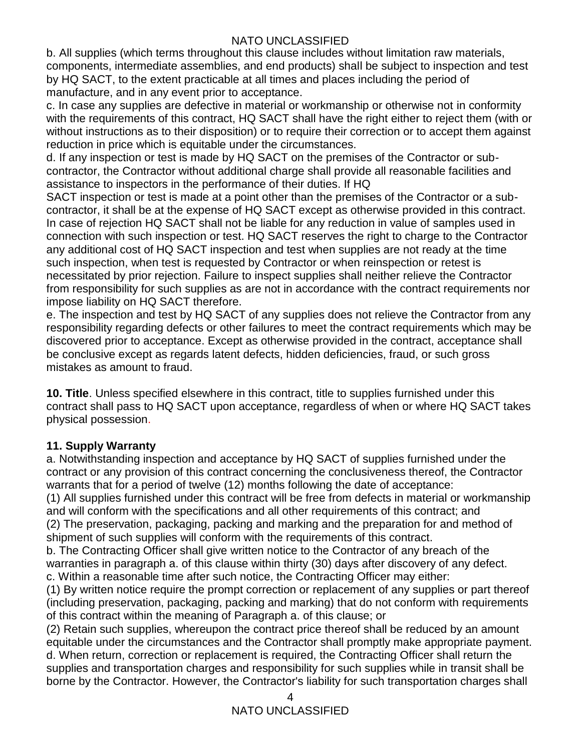b. All supplies (which terms throughout this clause includes without limitation raw materials, components, intermediate assemblies, and end products) shall be subject to inspection and test by HQ SACT, to the extent practicable at all times and places including the period of manufacture, and in any event prior to acceptance.

c. In case any supplies are defective in material or workmanship or otherwise not in conformity with the requirements of this contract, HQ SACT shall have the right either to reject them (with or without instructions as to their disposition) or to require their correction or to accept them against reduction in price which is equitable under the circumstances.

d. If any inspection or test is made by HQ SACT on the premises of the Contractor or sub-contractor, the Contractor without additional charge shall provide all reasonable facilities and assistance to inspectors in the performance of their duties. If HQ SACT inspection or test is made at a point other than the premises of the Contractor or a sub-contractor, it shall be at the expense of HQ SACT except as otherwise provided in this contract. In case of rejection HQ SACT shall not be liable for any reduction in value of samples used in connection with such inspection or test. HQ SACT reserves the right to charge to the Contractor any additional cost of HQ SACT inspection and test when supplies are not ready at the time such inspection, when test is requested by Contractor or when reinspection or retest is necessitated by prior rejection. Failure to inspect supplies shall neither relieve the Contractor from responsibility for such supplies as are not in accordance with the contract requirements nor impose liability on HQ SACT therefore.

e. The inspection and test by HQ SACT of any supplies does not relieve the Contractor from any responsibility regarding defects or other failures to meet the contract requirements which may be discovered prior to acceptance. Except as otherwise provided in the contract, acceptance shall be conclusive except as regards latent defects, hidden deficiencies, fraud, or such gross mistakes as amount to fraud.

**10. Title**. Unless specified elsewhere in this contract, title to supplies furnished under this contract shall pass to HQ SACT upon acceptance, regardless of when or where HQ SACT takes physical possession.

**11. Supply Warranty**

a. Notwithstanding inspection and acceptance by HQ SACT of supplies furnished under the contract or any provision of this contract concerning the conclusiveness thereof, the Contractor warrants that for a period of twelve (12) months following the date of acceptance:

(1) All supplies furnished under this contract will be free from defects in material or workmanship and will conform with the specifications and all other requirements of this contract; and

(2) The preservation, packaging, packing and marking and the preparation for and method of shipment of such supplies will conform with the requirements of this contract.

b. The Contracting Officer shall give written notice to the Contractor of any breach of the warranties in paragraph a. of this clause within thirty (30) days after discovery of any defect.

c. Within a reasonable time after such notice, the Contracting Officer may either:

(1) By written notice require the prompt correction or replacement of any supplies or part thereof (including preservation, packaging, packing and marking) that do not conform with requirements of this contract within the meaning of Paragraph a. of this clause; or

(2) Retain such supplies, whereupon the contract price thereof shall be reduced by an amount equitable under the circumstances and the Contractor shall promptly make appropriate payment.

d. When return, correction or replacement is required, the Contracting Officer shall return the supplies and transportation charges and responsibility for such supplies while in transit shall be borne by the Contractor. However, the Contractor's liability for such transportation charges shall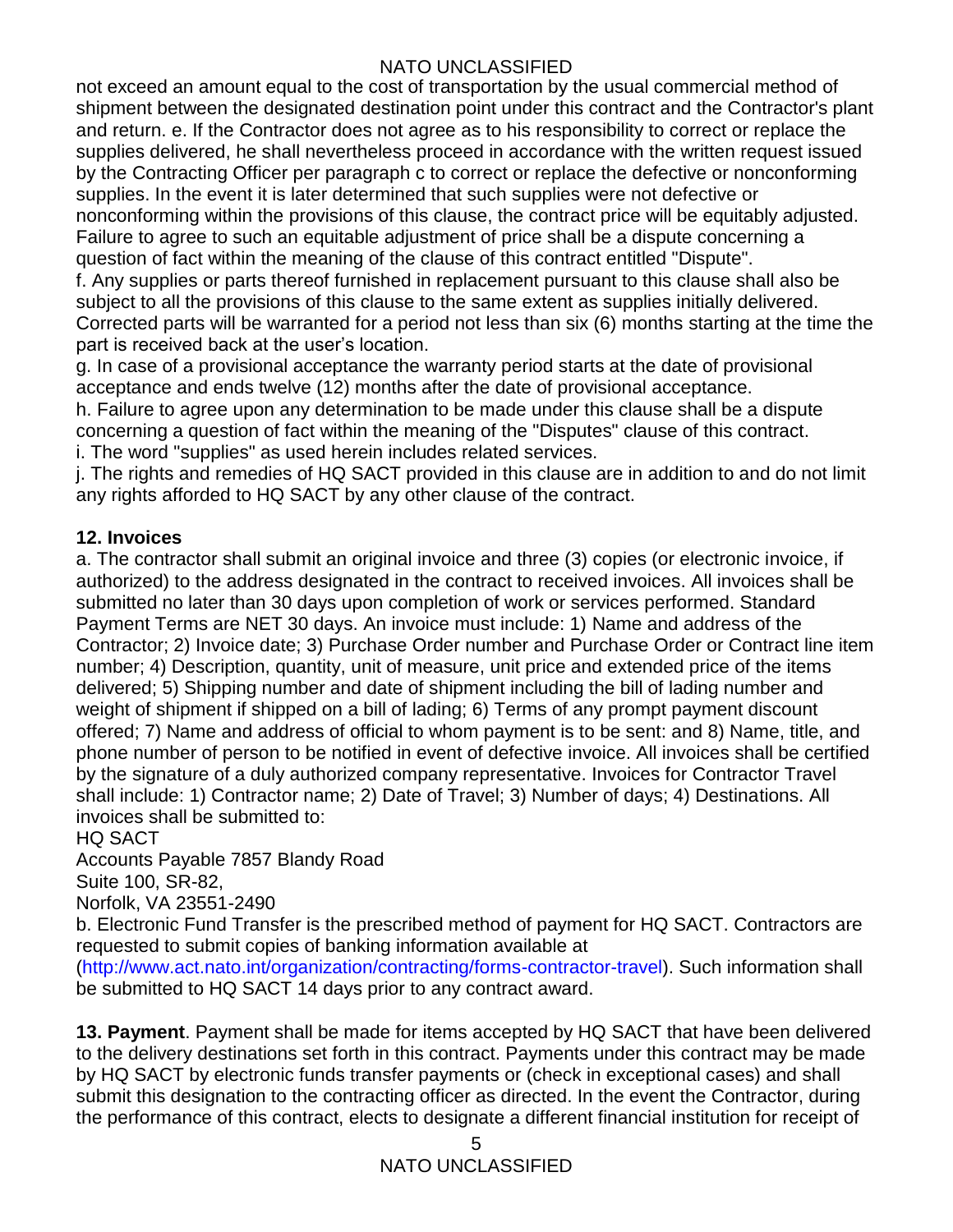not exceed an amount equal to the cost of transportation by the usual commercial method of shipment between the designated destination point under this contract and the Contractor's plant and return. e. If the Contractor does not agree as to his responsibility to correct or replace the supplies delivered, he shall nevertheless proceed in accordance with the written request issued by the Contracting Officer per paragraph c to correct or replace the defective or nonconforming supplies. In the event it is later determined that such supplies were not defective or nonconforming within the provisions of this clause, the contract price will be equitably adjusted. Failure to agree to such an equitable adjustment of price shall be a dispute concerning a question of fact within the meaning of the clause of this contract entitled "Dispute".

f. Any supplies or parts thereof furnished in replacement pursuant to this clause shall also be subject to all the provisions of this clause to the same extent as supplies initially delivered. Corrected parts will be warranted for a period not less than six (6) months starting at the time the part is received back at the user's location.

g. In case of a provisional acceptance the warranty period starts at the date of provisional acceptance and ends twelve (12) months after the date of provisional acceptance.

h. Failure to agree upon any determination to be made under this clause shall be a dispute concerning a question of fact within the meaning of the "Disputes" clause of this contract.

i. The word "supplies" as used herein includes related services.

j. The rights and remedies of HQ SACT provided in this clause are in addition to and do not limit any rights afforded to HQ SACT by any other clause of the contract.

**12. Invoices**

a. The contractor shall submit an original invoice and three (3) copies (or electronic invoice, if authorized) to the address designated in the contract to received invoices. All invoices shall be submitted no later than 30 days upon completion of work or services performed. Standard Payment Terms are NET 30 days. An invoice must include: 1) Name and address of the Contractor; 2) Invoice date; 3) Purchase Order number and Purchase Order or Contract line item number; 4) Description, quantity, unit of measure, unit price and extended price of the items delivered; 5) Shipping number and date of shipment including the bill of lading number and weight of shipment if shipped on a bill of lading; 6) Terms of any prompt payment discount offered; 7) Name and address of official to whom payment is to be sent: and 8) Name, title, and phone number of person to be notified in event of defective invoice. All invoices shall be certified by the signature of a duly authorized company representative. Invoices for Contractor Travel shall include: 1) Contractor name; 2) Date of Travel; 3) Number of days; 4) Destinations. All invoices shall be submitted to:

HQ SACT
Accounts Payable 7857 Blandy Road
Suite 100, SR-82,
Norfolk, VA 23551-2490

b. Electronic Fund Transfer is the prescribed method of payment for HQ SACT. Contractors are requested to submit copies of banking information available at (http://www.act.nato.int/organization/contracting/forms-contractor-travel). Such information shall be submitted to HQ SACT 14 days prior to any contract award.

**13. Payment**. Payment shall be made for items accepted by HQ SACT that have been delivered to the delivery destinations set forth in this contract. Payments under this contract may be made by HQ SACT by electronic funds transfer payments or (check in exceptional cases) and shall submit this designation to the contracting officer as directed. In the event the Contractor, during the performance of this contract, elects to designate a different financial institution for receipt of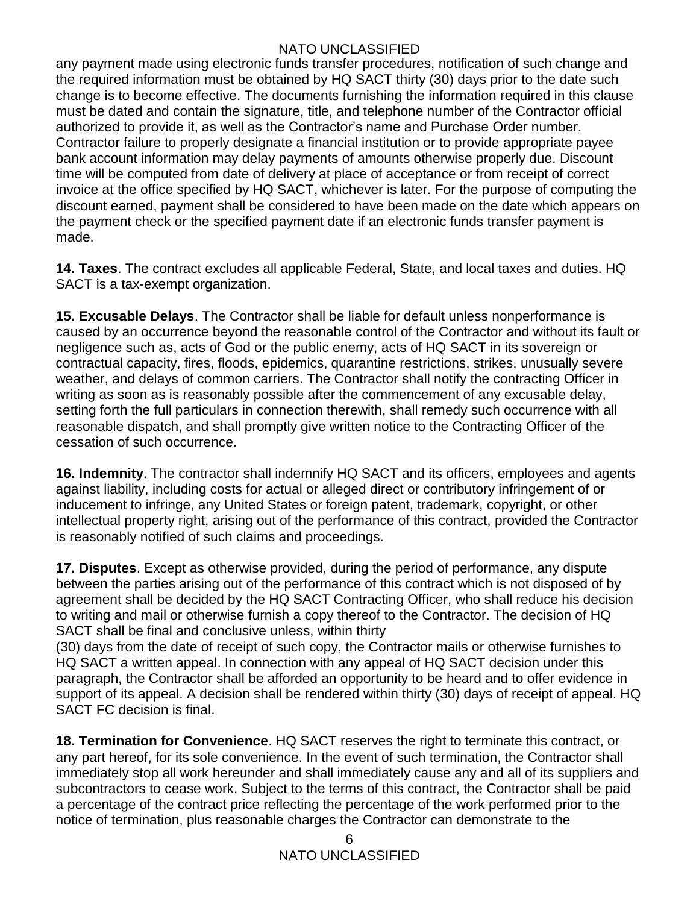any payment made using electronic funds transfer procedures, notification of such change and the required information must be obtained by HQ SACT thirty (30) days prior to the date such change is to become effective. The documents furnishing the information required in this clause must be dated and contain the signature, title, and telephone number of the Contractor official authorized to provide it, as well as the Contractor's name and Purchase Order number. Contractor failure to properly designate a financial institution or to provide appropriate payee bank account information may delay payments of amounts otherwise properly due. Discount time will be computed from date of delivery at place of acceptance or from receipt of correct invoice at the office specified by HQ SACT, whichever is later. For the purpose of computing the discount earned, payment shall be considered to have been made on the date which appears on the payment check or the specified payment date if an electronic funds transfer payment is made.

**14. Taxes**. The contract excludes all applicable Federal, State, and local taxes and duties. HQ SACT is a tax-exempt organization.

**15. Excusable Delays**. The Contractor shall be liable for default unless nonperformance is caused by an occurrence beyond the reasonable control of the Contractor and without its fault or negligence such as, acts of God or the public enemy, acts of HQ SACT in its sovereign or contractual capacity, fires, floods, epidemics, quarantine restrictions, strikes, unusually severe weather, and delays of common carriers. The Contractor shall notify the contracting Officer in writing as soon as is reasonably possible after the commencement of any excusable delay, setting forth the full particulars in connection therewith, shall remedy such occurrence with all reasonable dispatch, and shall promptly give written notice to the Contracting Officer of the cessation of such occurrence.

**16. Indemnity**. The contractor shall indemnify HQ SACT and its officers, employees and agents against liability, including costs for actual or alleged direct or contributory infringement of or inducement to infringe, any United States or foreign patent, trademark, copyright, or other intellectual property right, arising out of the performance of this contract, provided the Contractor is reasonably notified of such claims and proceedings.

**17. Disputes**. Except as otherwise provided, during the period of performance, any dispute between the parties arising out of the performance of this contract which is not disposed of by agreement shall be decided by the HQ SACT Contracting Officer, who shall reduce his decision to writing and mail or otherwise furnish a copy thereof to the Contractor. The decision of HQ SACT shall be final and conclusive unless, within thirty (30) days from the date of receipt of such copy, the Contractor mails or otherwise furnishes to HQ SACT a written appeal. In connection with any appeal of HQ SACT decision under this paragraph, the Contractor shall be afforded an opportunity to be heard and to offer evidence in support of its appeal. A decision shall be rendered within thirty (30) days of receipt of appeal. HQ SACT FC decision is final.

**18. Termination for Convenience**. HQ SACT reserves the right to terminate this contract, or any part hereof, for its sole convenience. In the event of such termination, the Contractor shall immediately stop all work hereunder and shall immediately cause any and all of its suppliers and subcontractors to cease work. Subject to the terms of this contract, the Contractor shall be paid a percentage of the contract price reflecting the percentage of the work performed prior to the notice of termination, plus reasonable charges the Contractor can demonstrate to the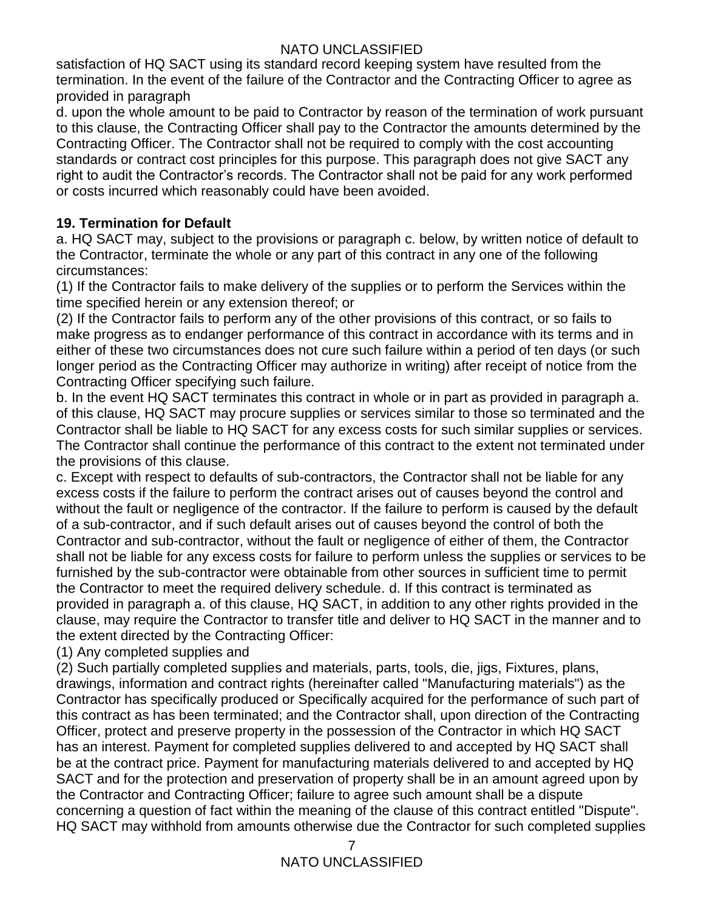satisfaction of HQ SACT using its standard record keeping system have resulted from the termination. In the event of the failure of the Contractor and the Contracting Officer to agree as provided in paragraph

d. upon the whole amount to be paid to Contractor by reason of the termination of work pursuant to this clause, the Contracting Officer shall pay to the Contractor the amounts determined by the Contracting Officer. The Contractor shall not be required to comply with the cost accounting standards or contract cost principles for this purpose. This paragraph does not give SACT any right to audit the Contractor's records. The Contractor shall not be paid for any work performed or costs incurred which reasonably could have been avoided.

**19. Termination for Default**

a. HQ SACT may, subject to the provisions or paragraph c. below, by written notice of default to the Contractor, terminate the whole or any part of this contract in any one of the following circumstances:

(1) If the Contractor fails to make delivery of the supplies or to perform the Services within the time specified herein or any extension thereof; or

(2) If the Contractor fails to perform any of the other provisions of this contract, or so fails to make progress as to endanger performance of this contract in accordance with its terms and in either of these two circumstances does not cure such failure within a period of ten days (or such longer period as the Contracting Officer may authorize in writing) after receipt of notice from the Contracting Officer specifying such failure.

b. In the event HQ SACT terminates this contract in whole or in part as provided in paragraph a. of this clause, HQ SACT may procure supplies or services similar to those so terminated and the Contractor shall be liable to HQ SACT for any excess costs for such similar supplies or services. The Contractor shall continue the performance of this contract to the extent not terminated under the provisions of this clause.

c. Except with respect to defaults of sub-contractors, the Contractor shall not be liable for any excess costs if the failure to perform the contract arises out of causes beyond the control and without the fault or negligence of the contractor. If the failure to perform is caused by the default of a sub-contractor, and if such default arises out of causes beyond the control of both the Contractor and sub-contractor, without the fault or negligence of either of them, the Contractor shall not be liable for any excess costs for failure to perform unless the supplies or services to be furnished by the sub-contractor were obtainable from other sources in sufficient time to permit the Contractor to meet the required delivery schedule. d. If this contract is terminated as provided in paragraph a. of this clause, HQ SACT, in addition to any other rights provided in the clause, may require the Contractor to transfer title and deliver to HQ SACT in the manner and to the extent directed by the Contracting Officer:

(1) Any completed supplies and

(2) Such partially completed supplies and materials, parts, tools, die, jigs, Fixtures, plans, drawings, information and contract rights (hereinafter called "Manufacturing materials") as the Contractor has specifically produced or Specifically acquired for the performance of such part of this contract as has been terminated; and the Contractor shall, upon direction of the Contracting Officer, protect and preserve property in the possession of the Contractor in which HQ SACT has an interest. Payment for completed supplies delivered to and accepted by HQ SACT shall be at the contract price. Payment for manufacturing materials delivered to and accepted by HQ SACT and for the protection and preservation of property shall be in an amount agreed upon by the Contractor and Contracting Officer; failure to agree such amount shall be a dispute concerning a question of fact within the meaning of the clause of this contract entitled "Dispute". HQ SACT may withhold from amounts otherwise due the Contractor for such completed supplies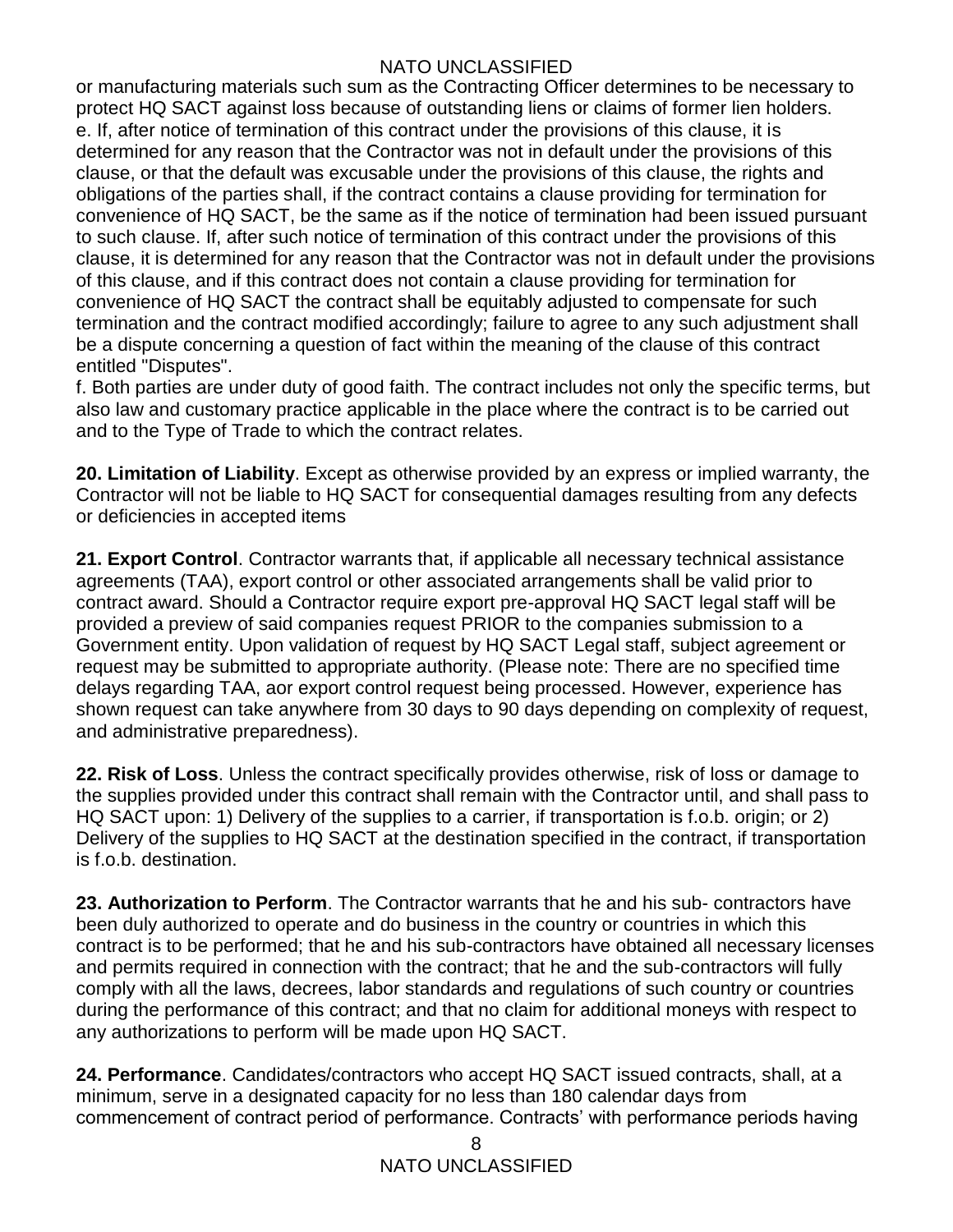or manufacturing materials such sum as the Contracting Officer determines to be necessary to protect HQ SACT against loss because of outstanding liens or claims of former lien holders.

e. If, after notice of termination of this contract under the provisions of this clause, it is determined for any reason that the Contractor was not in default under the provisions of this clause, or that the default was excusable under the provisions of this clause, the rights and obligations of the parties shall, if the contract contains a clause providing for termination for convenience of HQ SACT, be the same as if the notice of termination had been issued pursuant to such clause. If, after such notice of termination of this contract under the provisions of this clause, it is determined for any reason that the Contractor was not in default under the provisions of this clause, and if this contract does not contain a clause providing for termination for convenience of HQ SACT the contract shall be equitably adjusted to compensate for such termination and the contract modified accordingly; failure to agree to any such adjustment shall be a dispute concerning a question of fact within the meaning of the clause of this contract entitled "Disputes".

f. Both parties are under duty of good faith. The contract includes not only the specific terms, but also law and customary practice applicable in the place where the contract is to be carried out and to the Type of Trade to which the contract relates.

**20. Limitation of Liability**. Except as otherwise provided by an express or implied warranty, the Contractor will not be liable to HQ SACT for consequential damages resulting from any defects or deficiencies in accepted items

**21. Export Control**. Contractor warrants that, if applicable all necessary technical assistance agreements (TAA), export control or other associated arrangements shall be valid prior to contract award. Should a Contractor require export pre-approval HQ SACT legal staff will be provided a preview of said companies request PRIOR to the companies submission to a Government entity. Upon validation of request by HQ SACT Legal staff, subject agreement or request may be submitted to appropriate authority. (Please note: There are no specified time delays regarding TAA, aor export control request being processed. However, experience has shown request can take anywhere from 30 days to 90 days depending on complexity of request, and administrative preparedness).

**22. Risk of Loss**. Unless the contract specifically provides otherwise, risk of loss or damage to the supplies provided under this contract shall remain with the Contractor until, and shall pass to HQ SACT upon: 1) Delivery of the supplies to a carrier, if transportation is f.o.b. origin; or 2) Delivery of the supplies to HQ SACT at the destination specified in the contract, if transportation is f.o.b. destination.

**23. Authorization to Perform**. The Contractor warrants that he and his sub- contractors have been duly authorized to operate and do business in the country or countries in which this contract is to be performed; that he and his sub-contractors have obtained all necessary licenses and permits required in connection with the contract; that he and the sub-contractors will fully comply with all the laws, decrees, labor standards and regulations of such country or countries during the performance of this contract; and that no claim for additional moneys with respect to any authorizations to perform will be made upon HQ SACT.

**24. Performance**. Candidates/contractors who accept HQ SACT issued contracts, shall, at a minimum, serve in a designated capacity for no less than 180 calendar days from commencement of contract period of performance. Contracts' with performance periods having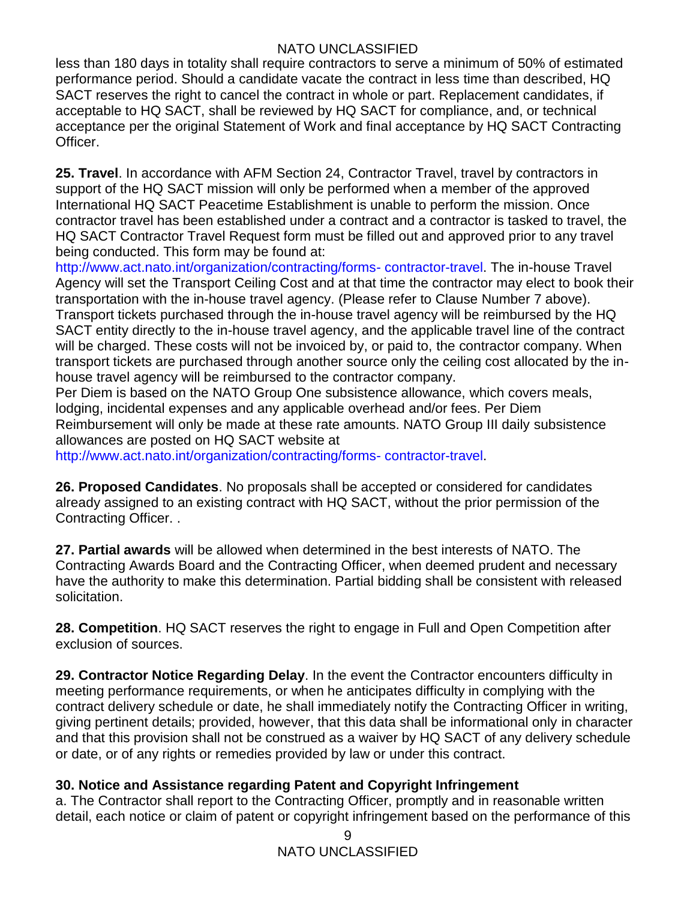less than 180 days in totality shall require contractors to serve a minimum of 50% of estimated performance period. Should a candidate vacate the contract in less time than described, HQ SACT reserves the right to cancel the contract in whole or part. Replacement candidates, if acceptable to HQ SACT, shall be reviewed by HQ SACT for compliance, and, or technical acceptance per the original Statement of Work and final acceptance by HQ SACT Contracting Officer.

**25. Travel**. In accordance with AFM Section 24, Contractor Travel, travel by contractors in support of the HQ SACT mission will only be performed when a member of the approved International HQ SACT Peacetime Establishment is unable to perform the mission. Once contractor travel has been established under a contract and a contractor is tasked to travel, the HQ SACT Contractor Travel Request form must be filled out and approved prior to any travel being conducted. This form may be found at: http://www.act.nato.int/organization/contracting/forms- contractor-travel. The in-house Travel Agency will set the Transport Ceiling Cost and at that time the contractor may elect to book their transportation with the in-house travel agency. (Please refer to Clause Number 7 above). Transport tickets purchased through the in-house travel agency will be reimbursed by the HQ SACT entity directly to the in-house travel agency, and the applicable travel line of the contract will be charged. These costs will not be invoiced by, or paid to, the contractor company. When transport tickets are purchased through another source only the ceiling cost allocated by the in-house travel agency will be reimbursed to the contractor company.
Per Diem is based on the NATO Group One subsistence allowance, which covers meals, lodging, incidental expenses and any applicable overhead and/or fees. Per Diem Reimbursement will only be made at these rate amounts. NATO Group III daily subsistence allowances are posted on HQ SACT website at http://www.act.nato.int/organization/contracting/forms- contractor-travel.

**26. Proposed Candidates**. No proposals shall be accepted or considered for candidates already assigned to an existing contract with HQ SACT, without the prior permission of the Contracting Officer. .

**27. Partial awards** will be allowed when determined in the best interests of NATO. The Contracting Awards Board and the Contracting Officer, when deemed prudent and necessary have the authority to make this determination. Partial bidding shall be consistent with released solicitation.

**28. Competition**. HQ SACT reserves the right to engage in Full and Open Competition after exclusion of sources.

**29. Contractor Notice Regarding Delay**. In the event the Contractor encounters difficulty in meeting performance requirements, or when he anticipates difficulty in complying with the contract delivery schedule or date, he shall immediately notify the Contracting Officer in writing, giving pertinent details; provided, however, that this data shall be informational only in character and that this provision shall not be construed as a waiver by HQ SACT of any delivery schedule or date, or of any rights or remedies provided by law or under this contract.

**30. Notice and Assistance regarding Patent and Copyright Infringement**

a. The Contractor shall report to the Contracting Officer, promptly and in reasonable written detail, each notice or claim of patent or copyright infringement based on the performance of this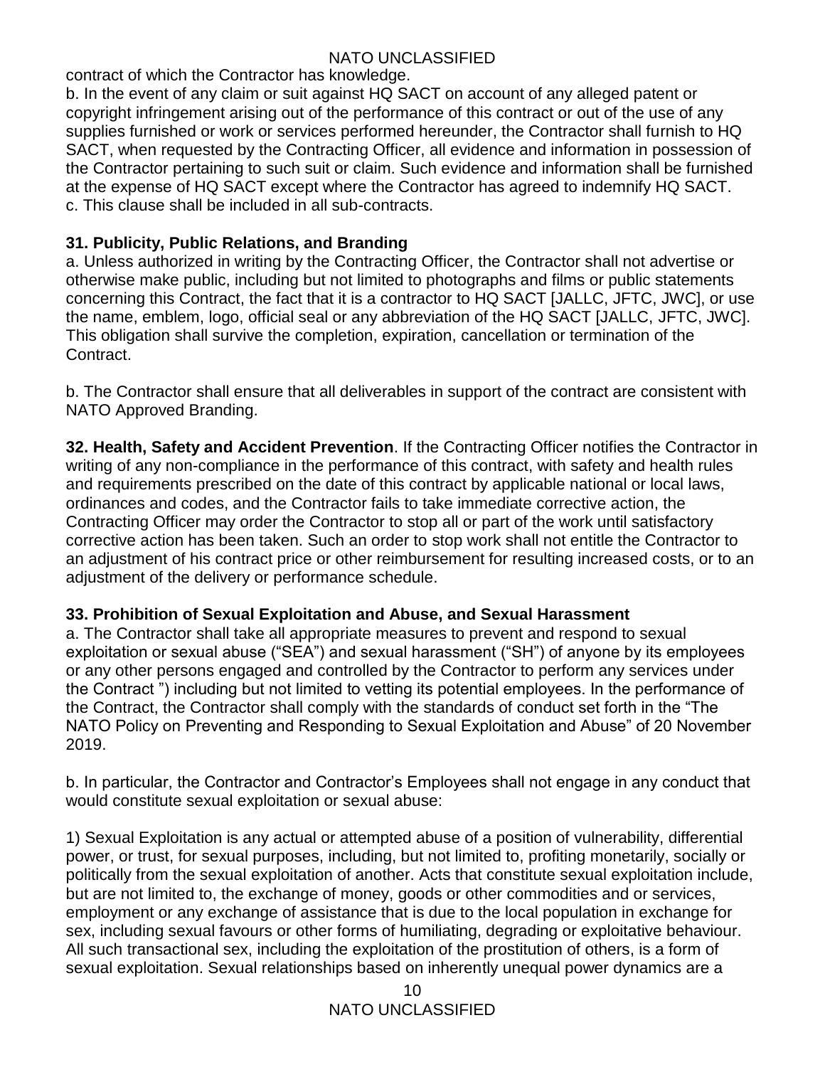contract of which the Contractor has knowledge.

b. In the event of any claim or suit against HQ SACT on account of any alleged patent or copyright infringement arising out of the performance of this contract or out of the use of any supplies furnished or work or services performed hereunder, the Contractor shall furnish to HQ SACT, when requested by the Contracting Officer, all evidence and information in possession of the Contractor pertaining to such suit or claim. Such evidence and information shall be furnished at the expense of HQ SACT except where the Contractor has agreed to indemnify HQ SACT.

c. This clause shall be included in all sub-contracts.

**31. Publicity, Public Relations, and Branding**

a. Unless authorized in writing by the Contracting Officer, the Contractor shall not advertise or otherwise make public, including but not limited to photographs and films or public statements concerning this Contract, the fact that it is a contractor to HQ SACT [JALLC, JFTC, JWC], or use the name, emblem, logo, official seal or any abbreviation of the HQ SACT [JALLC, JFTC, JWC]. This obligation shall survive the completion, expiration, cancellation or termination of the Contract.

b. The Contractor shall ensure that all deliverables in support of the contract are consistent with NATO Approved Branding.

**32. Health, Safety and Accident Prevention**. If the Contracting Officer notifies the Contractor in writing of any non-compliance in the performance of this contract, with safety and health rules and requirements prescribed on the date of this contract by applicable national or local laws, ordinances and codes, and the Contractor fails to take immediate corrective action, the Contracting Officer may order the Contractor to stop all or part of the work until satisfactory corrective action has been taken. Such an order to stop work shall not entitle the Contractor to an adjustment of his contract price or other reimbursement for resulting increased costs, or to an adjustment of the delivery or performance schedule.

**33. Prohibition of Sexual Exploitation and Abuse, and Sexual Harassment**

a. The Contractor shall take all appropriate measures to prevent and respond to sexual exploitation or sexual abuse ("SEA") and sexual harassment ("SH") of anyone by its employees or any other persons engaged and controlled by the Contractor to perform any services under the Contract ") including but not limited to vetting its potential employees. In the performance of the Contract, the Contractor shall comply with the standards of conduct set forth in the "The NATO Policy on Preventing and Responding to Sexual Exploitation and Abuse" of 20 November 2019.

b. In particular, the Contractor and Contractor's Employees shall not engage in any conduct that would constitute sexual exploitation or sexual abuse:

1) Sexual Exploitation is any actual or attempted abuse of a position of vulnerability, differential power, or trust, for sexual purposes, including, but not limited to, profiting monetarily, socially or politically from the sexual exploitation of another. Acts that constitute sexual exploitation include, but are not limited to, the exchange of money, goods or other commodities and or services, employment or any exchange of assistance that is due to the local population in exchange for sex, including sexual favours or other forms of humiliating, degrading or exploitative behaviour. All such transactional sex, including the exploitation of the prostitution of others, is a form of sexual exploitation. Sexual relationships based on inherently unequal power dynamics are a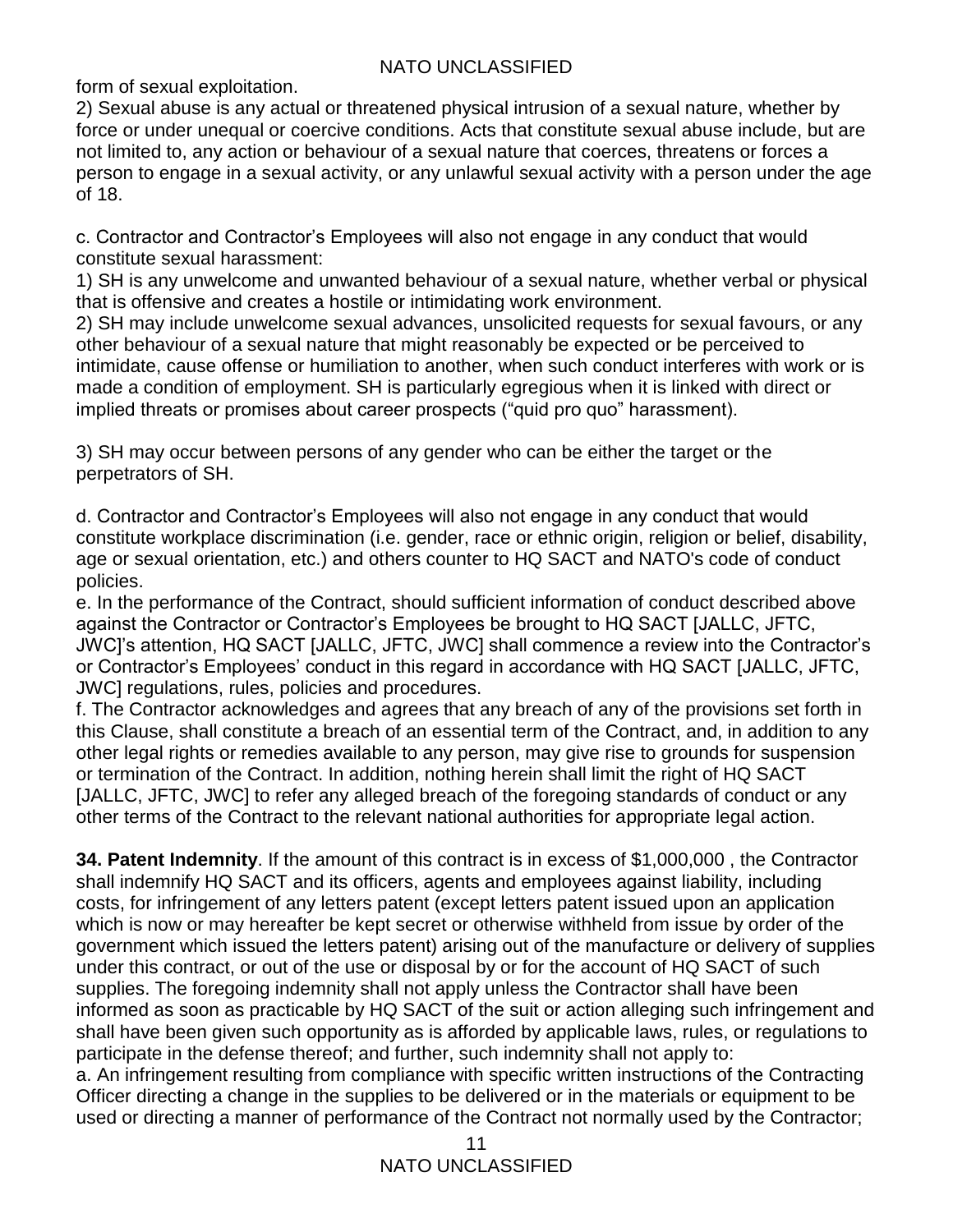form of sexual exploitation.

2) Sexual abuse is any actual or threatened physical intrusion of a sexual nature, whether by force or under unequal or coercive conditions. Acts that constitute sexual abuse include, but are not limited to, any action or behaviour of a sexual nature that coerces, threatens or forces a person to engage in a sexual activity, or any unlawful sexual activity with a person under the age of 18.

c. Contractor and Contractor's Employees will also not engage in any conduct that would constitute sexual harassment:

1) SH is any unwelcome and unwanted behaviour of a sexual nature, whether verbal or physical that is offensive and creates a hostile or intimidating work environment.

2) SH may include unwelcome sexual advances, unsolicited requests for sexual favours, or any other behaviour of a sexual nature that might reasonably be expected or be perceived to intimidate, cause offense or humiliation to another, when such conduct interferes with work or is made a condition of employment. SH is particularly egregious when it is linked with direct or implied threats or promises about career prospects ("quid pro quo" harassment).

3) SH may occur between persons of any gender who can be either the target or the perpetrators of SH.

d. Contractor and Contractor's Employees will also not engage in any conduct that would constitute workplace discrimination (i.e. gender, race or ethnic origin, religion or belief, disability, age or sexual orientation, etc.) and others counter to HQ SACT and NATO's code of conduct policies.

e. In the performance of the Contract, should sufficient information of conduct described above against the Contractor or Contractor's Employees be brought to HQ SACT [JALLC, JFTC, JWC]'s attention, HQ SACT [JALLC, JFTC, JWC] shall commence a review into the Contractor's or Contractor's Employees' conduct in this regard in accordance with HQ SACT [JALLC, JFTC, JWC] regulations, rules, policies and procedures.

f. The Contractor acknowledges and agrees that any breach of any of the provisions set forth in this Clause, shall constitute a breach of an essential term of the Contract, and, in addition to any other legal rights or remedies available to any person, may give rise to grounds for suspension or termination of the Contract. In addition, nothing herein shall limit the right of HQ SACT [JALLC, JFTC, JWC] to refer any alleged breach of the foregoing standards of conduct or any other terms of the Contract to the relevant national authorities for appropriate legal action.

**34. Patent Indemnity**. If the amount of this contract is in excess of $1,000,000 , the Contractor shall indemnify HQ SACT and its officers, agents and employees against liability, including costs, for infringement of any letters patent (except letters patent issued upon an application which is now or may hereafter be kept secret or otherwise withheld from issue by order of the government which issued the letters patent) arising out of the manufacture or delivery of supplies under this contract, or out of the use or disposal by or for the account of HQ SACT of such supplies. The foregoing indemnity shall not apply unless the Contractor shall have been informed as soon as practicable by HQ SACT of the suit or action alleging such infringement and shall have been given such opportunity as is afforded by applicable laws, rules, or regulations to participate in the defense thereof; and further, such indemnity shall not apply to:

a. An infringement resulting from compliance with specific written instructions of the Contracting Officer directing a change in the supplies to be delivered or in the materials or equipment to be used or directing a manner of performance of the Contract not normally used by the Contractor;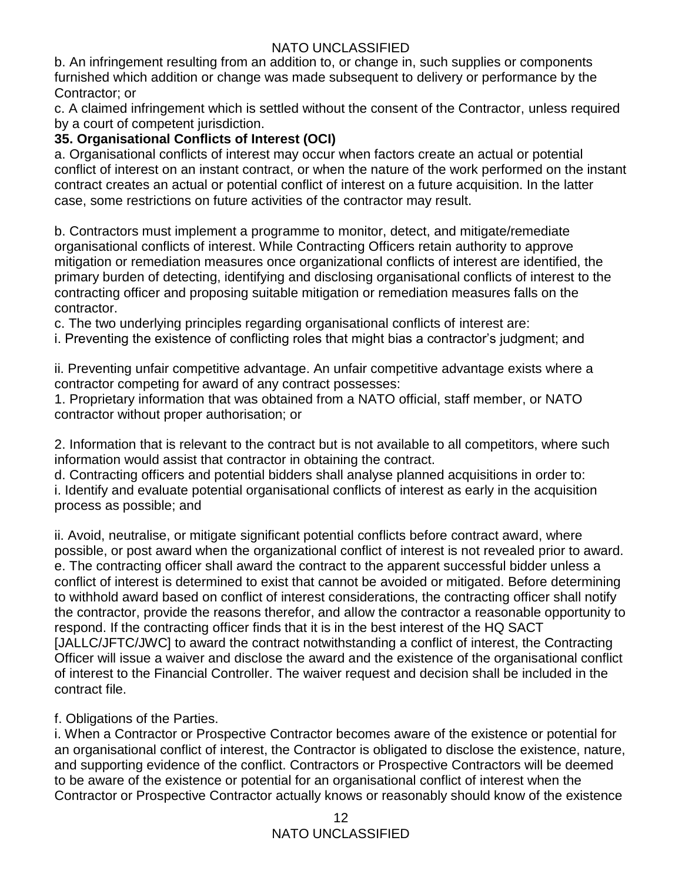b. An infringement resulting from an addition to, or change in, such supplies or components furnished which addition or change was made subsequent to delivery or performance by the Contractor; or

c. A claimed infringement which is settled without the consent of the Contractor, unless required by a court of competent jurisdiction.

**35. Organisational Conflicts of Interest (OCI)**

a. Organisational conflicts of interest may occur when factors create an actual or potential conflict of interest on an instant contract, or when the nature of the work performed on the instant contract creates an actual or potential conflict of interest on a future acquisition. In the latter case, some restrictions on future activities of the contractor may result.

b. Contractors must implement a programme to monitor, detect, and mitigate/remediate organisational conflicts of interest. While Contracting Officers retain authority to approve mitigation or remediation measures once organizational conflicts of interest are identified, the primary burden of detecting, identifying and disclosing organisational conflicts of interest to the contracting officer and proposing suitable mitigation or remediation measures falls on the contractor.

c. The two underlying principles regarding organisational conflicts of interest are:

i. Preventing the existence of conflicting roles that might bias a contractor's judgment; and

ii. Preventing unfair competitive advantage. An unfair competitive advantage exists where a contractor competing for award of any contract possesses:

1. Proprietary information that was obtained from a NATO official, staff member, or NATO contractor without proper authorisation; or

2. Information that is relevant to the contract but is not available to all competitors, where such information would assist that contractor in obtaining the contract.

d. Contracting officers and potential bidders shall analyse planned acquisitions in order to:

i. Identify and evaluate potential organisational conflicts of interest as early in the acquisition process as possible; and

ii. Avoid, neutralise, or mitigate significant potential conflicts before contract award, where possible, or post award when the organizational conflict of interest is not revealed prior to award.

e. The contracting officer shall award the contract to the apparent successful bidder unless a conflict of interest is determined to exist that cannot be avoided or mitigated. Before determining to withhold award based on conflict of interest considerations, the contracting officer shall notify the contractor, provide the reasons therefor, and allow the contractor a reasonable opportunity to respond. If the contracting officer finds that it is in the best interest of the HQ SACT [JALLC/JFTC/JWC] to award the contract notwithstanding a conflict of interest, the Contracting Officer will issue a waiver and disclose the award and the existence of the organisational conflict of interest to the Financial Controller. The waiver request and decision shall be included in the contract file.

f. Obligations of the Parties.

i. When a Contractor or Prospective Contractor becomes aware of the existence or potential for an organisational conflict of interest, the Contractor is obligated to disclose the existence, nature, and supporting evidence of the conflict. Contractors or Prospective Contractors will be deemed to be aware of the existence or potential for an organisational conflict of interest when the Contractor or Prospective Contractor actually knows or reasonably should know of the existence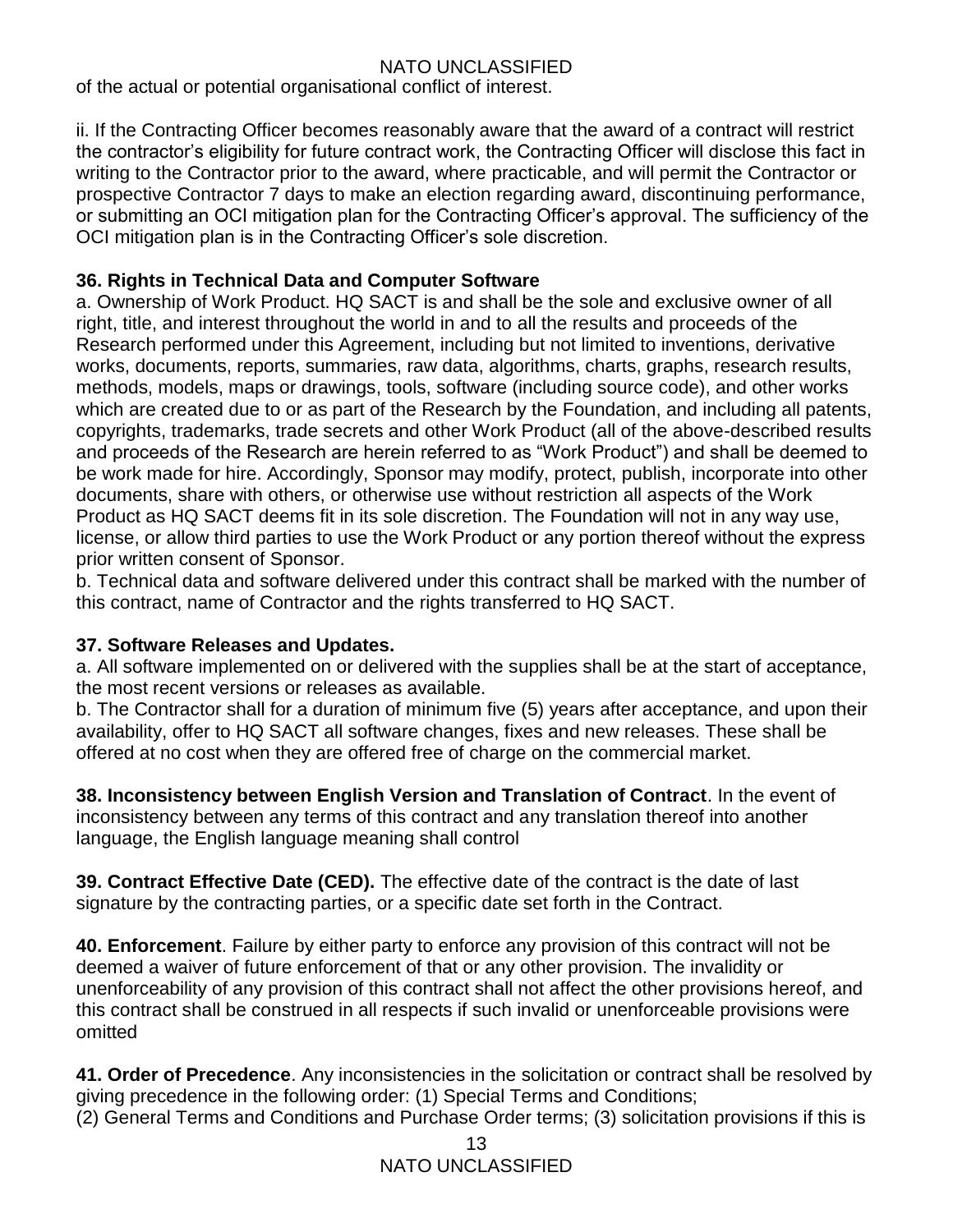of the actual or potential organisational conflict of interest.

ii. If the Contracting Officer becomes reasonably aware that the award of a contract will restrict the contractor's eligibility for future contract work, the Contracting Officer will disclose this fact in writing to the Contractor prior to the award, where practicable, and will permit the Contractor or prospective Contractor 7 days to make an election regarding award, discontinuing performance, or submitting an OCI mitigation plan for the Contracting Officer's approval. The sufficiency of the OCI mitigation plan is in the Contracting Officer's sole discretion.

**36. Rights in Technical Data and Computer Software**

a. Ownership of Work Product. HQ SACT is and shall be the sole and exclusive owner of all right, title, and interest throughout the world in and to all the results and proceeds of the Research performed under this Agreement, including but not limited to inventions, derivative works, documents, reports, summaries, raw data, algorithms, charts, graphs, research results, methods, models, maps or drawings, tools, software (including source code), and other works which are created due to or as part of the Research by the Foundation, and including all patents, copyrights, trademarks, trade secrets and other Work Product (all of the above-described results and proceeds of the Research are herein referred to as "Work Product") and shall be deemed to be work made for hire. Accordingly, Sponsor may modify, protect, publish, incorporate into other documents, share with others, or otherwise use without restriction all aspects of the Work Product as HQ SACT deems fit in its sole discretion. The Foundation will not in any way use, license, or allow third parties to use the Work Product or any portion thereof without the express prior written consent of Sponsor.

b. Technical data and software delivered under this contract shall be marked with the number of this contract, name of Contractor and the rights transferred to HQ SACT.

**37. Software Releases and Updates.**

a. All software implemented on or delivered with the supplies shall be at the start of acceptance, the most recent versions or releases as available.

b. The Contractor shall for a duration of minimum five (5) years after acceptance, and upon their availability, offer to HQ SACT all software changes, fixes and new releases. These shall be offered at no cost when they are offered free of charge on the commercial market.

**38. Inconsistency between English Version and Translation of Contract**. In the event of inconsistency between any terms of this contract and any translation thereof into another language, the English language meaning shall control

**39. Contract Effective Date (CED).** The effective date of the contract is the date of last signature by the contracting parties, or a specific date set forth in the Contract.

**40. Enforcement**. Failure by either party to enforce any provision of this contract will not be deemed a waiver of future enforcement of that or any other provision. The invalidity or unenforceability of any provision of this contract shall not affect the other provisions hereof, and this contract shall be construed in all respects if such invalid or unenforceable provisions were omitted

**41. Order of Precedence**. Any inconsistencies in the solicitation or contract shall be resolved by giving precedence in the following order: (1) Special Terms and Conditions;
(2) General Terms and Conditions and Purchase Order terms; (3) solicitation provisions if this is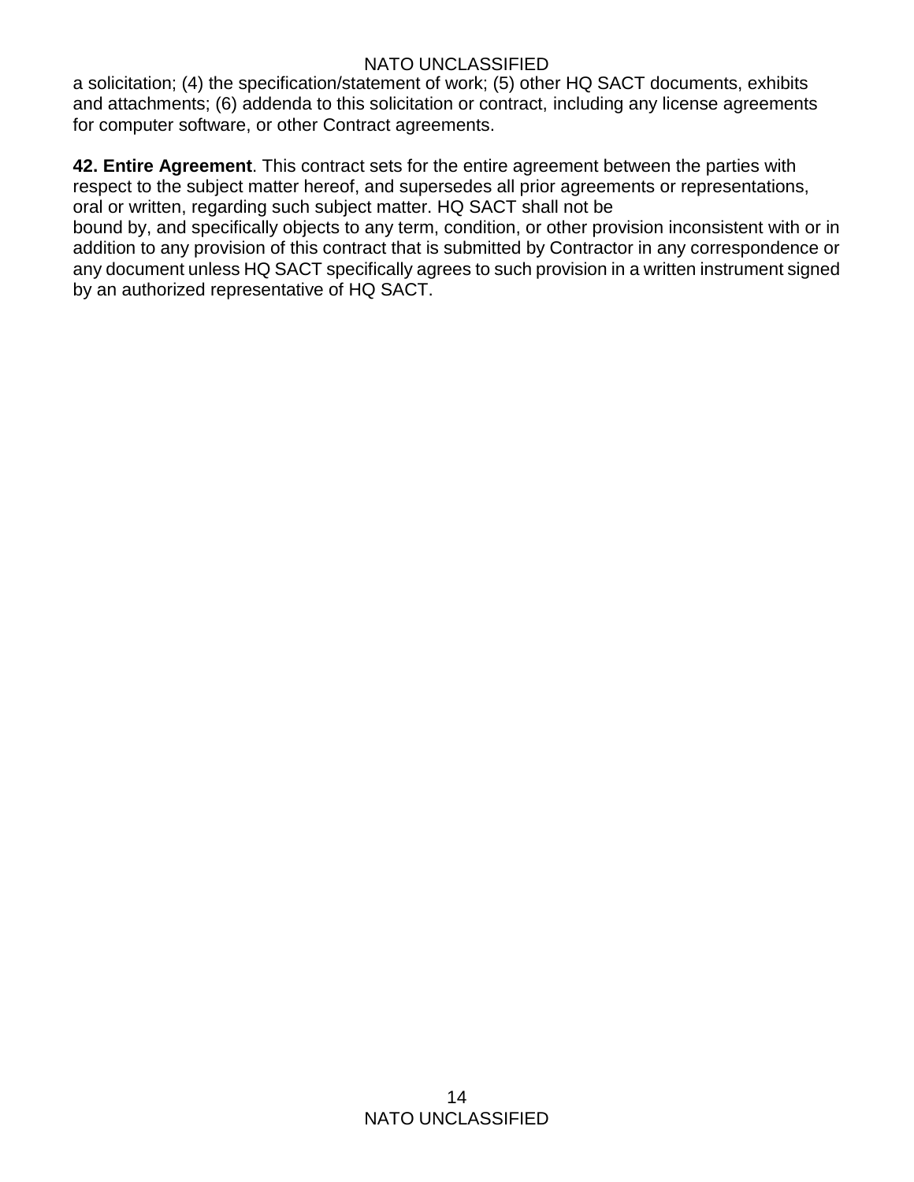a solicitation; (4) the specification/statement of work; (5) other HQ SACT documents, exhibits and attachments; (6) addenda to this solicitation or contract, including any license agreements for computer software, or other Contract agreements.

**42. Entire Agreement**. This contract sets for the entire agreement between the parties with respect to the subject matter hereof, and supersedes all prior agreements or representations, oral or written, regarding such subject matter. HQ SACT shall not be bound by, and specifically objects to any term, condition, or other provision inconsistent with or in addition to any provision of this contract that is submitted by Contractor in any correspondence or any document unless HQ SACT specifically agrees to such provision in a written instrument signed by an authorized representative of HQ SACT.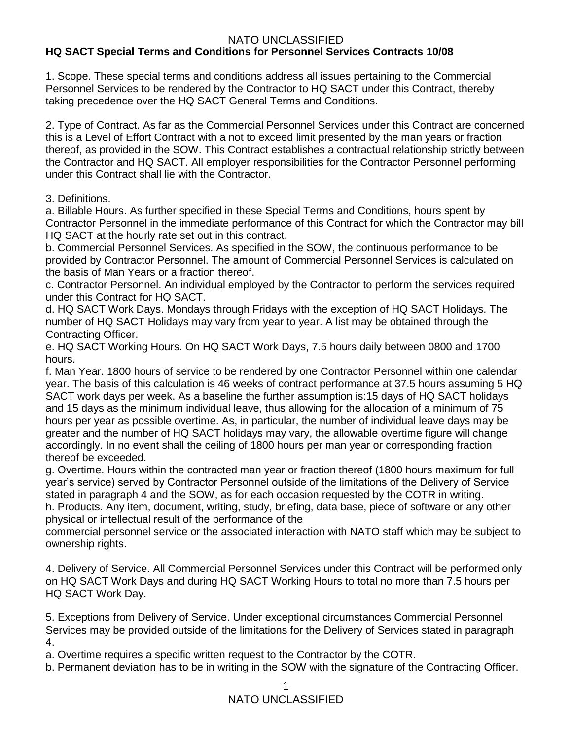**HQ SACT Special Terms and Conditions for Personnel Services Contracts 10/08**

1. Scope. These special terms and conditions address all issues pertaining to the Commercial Personnel Services to be rendered by the Contractor to HQ SACT under this Contract, thereby taking precedence over the HQ SACT General Terms and Conditions.

2. Type of Contract. As far as the Commercial Personnel Services under this Contract are concerned this is a Level of Effort Contract with a not to exceed limit presented by the man years or fraction thereof, as provided in the SOW. This Contract establishes a contractual relationship strictly between the Contractor and HQ SACT. All employer responsibilities for the Contractor Personnel performing under this Contract shall lie with the Contractor.

3. Definitions.

a. Billable Hours. As further specified in these Special Terms and Conditions, hours spent by Contractor Personnel in the immediate performance of this Contract for which the Contractor may bill HQ SACT at the hourly rate set out in this contract.

b. Commercial Personnel Services. As specified in the SOW, the continuous performance to be provided by Contractor Personnel. The amount of Commercial Personnel Services is calculated on the basis of Man Years or a fraction thereof.

c. Contractor Personnel. An individual employed by the Contractor to perform the services required under this Contract for HQ SACT.

d. HQ SACT Work Days. Mondays through Fridays with the exception of HQ SACT Holidays. The number of HQ SACT Holidays may vary from year to year. A list may be obtained through the Contracting Officer.

e. HQ SACT Working Hours. On HQ SACT Work Days, 7.5 hours daily between 0800 and 1700 hours.

f. Man Year. 1800 hours of service to be rendered by one Contractor Personnel within one calendar year. The basis of this calculation is 46 weeks of contract performance at 37.5 hours assuming 5 HQ SACT work days per week. As a baseline the further assumption is:15 days of HQ SACT holidays and 15 days as the minimum individual leave, thus allowing for the allocation of a minimum of 75 hours per year as possible overtime. As, in particular, the number of individual leave days may be greater and the number of HQ SACT holidays may vary, the allowable overtime figure will change accordingly. In no event shall the ceiling of 1800 hours per man year or corresponding fraction thereof be exceeded.

g. Overtime. Hours within the contracted man year or fraction thereof (1800 hours maximum for full year's service) served by Contractor Personnel outside of the limitations of the Delivery of Service stated in paragraph 4 and the SOW, as for each occasion requested by the COTR in writing.

h. Products. Any item, document, writing, study, briefing, data base, piece of software or any other physical or intellectual result of the performance of the commercial personnel service or the associated interaction with NATO staff which may be subject to ownership rights.

4. Delivery of Service. All Commercial Personnel Services under this Contract will be performed only on HQ SACT Work Days and during HQ SACT Working Hours to total no more than 7.5 hours per HQ SACT Work Day.

5. Exceptions from Delivery of Service. Under exceptional circumstances Commercial Personnel Services may be provided outside of the limitations for the Delivery of Services stated in paragraph 4.

a. Overtime requires a specific written request to the Contractor by the COTR.

b. Permanent deviation has to be in writing in the SOW with the signature of the Contracting Officer.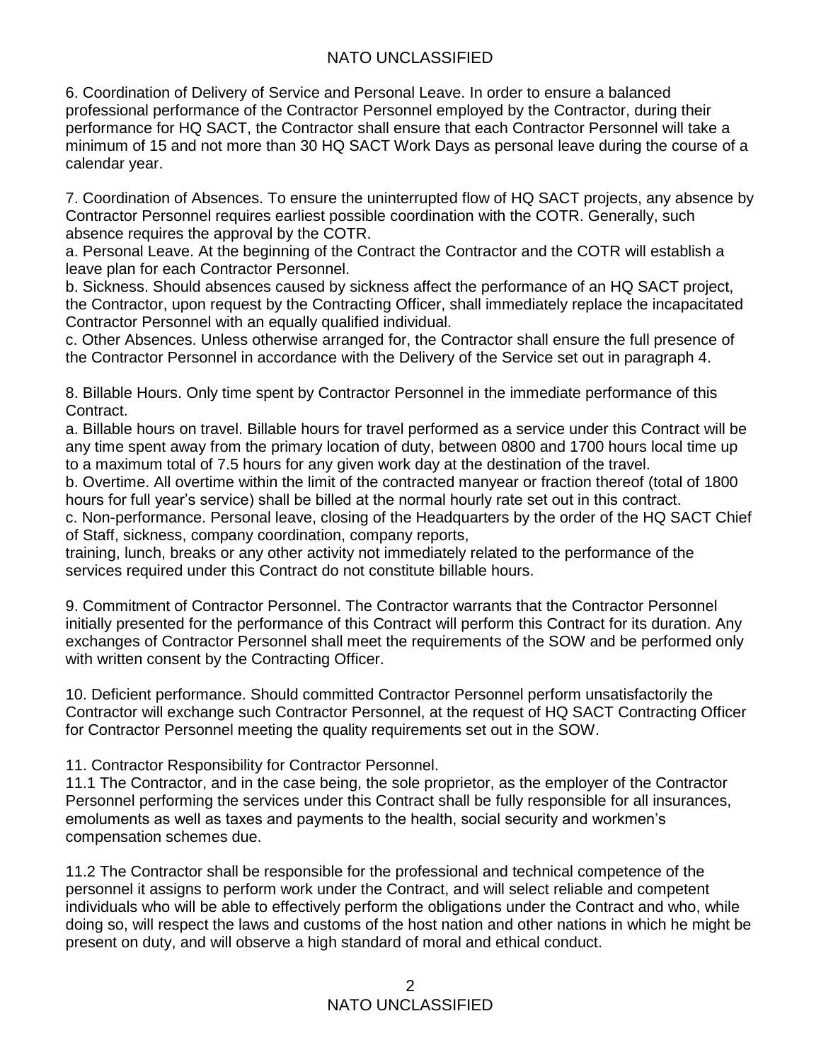6. Coordination of Delivery of Service and Personal Leave. In order to ensure a balanced professional performance of the Contractor Personnel employed by the Contractor, during their performance for HQ SACT, the Contractor shall ensure that each Contractor Personnel will take a minimum of 15 and not more than 30 HQ SACT Work Days as personal leave during the course of a calendar year.

7. Coordination of Absences. To ensure the uninterrupted flow of HQ SACT projects, any absence by Contractor Personnel requires earliest possible coordination with the COTR. Generally, such absence requires the approval by the COTR.

a. Personal Leave. At the beginning of the Contract the Contractor and the COTR will establish a leave plan for each Contractor Personnel.

b. Sickness. Should absences caused by sickness affect the performance of an HQ SACT project, the Contractor, upon request by the Contracting Officer, shall immediately replace the incapacitated Contractor Personnel with an equally qualified individual.

c. Other Absences. Unless otherwise arranged for, the Contractor shall ensure the full presence of the Contractor Personnel in accordance with the Delivery of the Service set out in paragraph 4.

8. Billable Hours. Only time spent by Contractor Personnel in the immediate performance of this Contract.

a. Billable hours on travel. Billable hours for travel performed as a service under this Contract will be any time spent away from the primary location of duty, between 0800 and 1700 hours local time up to a maximum total of 7.5 hours for any given work day at the destination of the travel.

b. Overtime. All overtime within the limit of the contracted manyear or fraction thereof (total of 1800 hours for full year's service) shall be billed at the normal hourly rate set out in this contract.

c. Non-performance. Personal leave, closing of the Headquarters by the order of the HQ SACT Chief of Staff, sickness, company coordination, company reports, training, lunch, breaks or any other activity not immediately related to the performance of the services required under this Contract do not constitute billable hours.

9. Commitment of Contractor Personnel. The Contractor warrants that the Contractor Personnel initially presented for the performance of this Contract will perform this Contract for its duration. Any exchanges of Contractor Personnel shall meet the requirements of the SOW and be performed only with written consent by the Contracting Officer.

10. Deficient performance. Should committed Contractor Personnel perform unsatisfactorily the Contractor will exchange such Contractor Personnel, at the request of HQ SACT Contracting Officer for Contractor Personnel meeting the quality requirements set out in the SOW.

11. Contractor Responsibility for Contractor Personnel.

11.1 The Contractor, and in the case being, the sole proprietor, as the employer of the Contractor Personnel performing the services under this Contract shall be fully responsible for all insurances, emoluments as well as taxes and payments to the health, social security and workmen's compensation schemes due.

11.2 The Contractor shall be responsible for the professional and technical competence of the personnel it assigns to perform work under the Contract, and will select reliable and competent individuals who will be able to effectively perform the obligations under the Contract and who, while doing so, will respect the laws and customs of the host nation and other nations in which he might be present on duty, and will observe a high standard of moral and ethical conduct.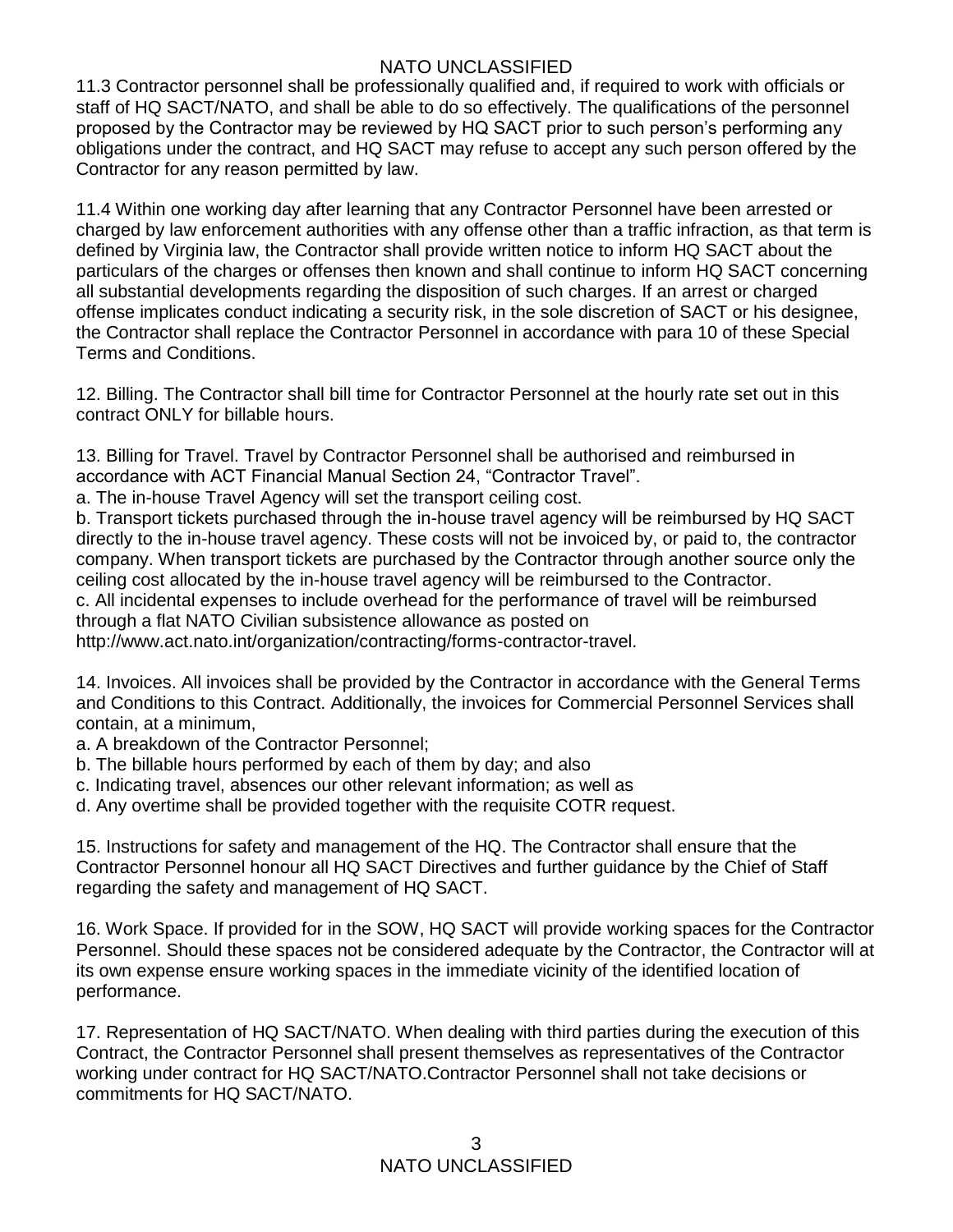11.3 Contractor personnel shall be professionally qualified and, if required to work with officials or staff of HQ SACT/NATO, and shall be able to do so effectively. The qualifications of the personnel proposed by the Contractor may be reviewed by HQ SACT prior to such person's performing any obligations under the contract, and HQ SACT may refuse to accept any such person offered by the Contractor for any reason permitted by law.

11.4 Within one working day after learning that any Contractor Personnel have been arrested or charged by law enforcement authorities with any offense other than a traffic infraction, as that term is defined by Virginia law, the Contractor shall provide written notice to inform HQ SACT about the particulars of the charges or offenses then known and shall continue to inform HQ SACT concerning all substantial developments regarding the disposition of such charges. If an arrest or charged offense implicates conduct indicating a security risk, in the sole discretion of SACT or his designee, the Contractor shall replace the Contractor Personnel in accordance with para 10 of these Special Terms and Conditions.

12. Billing. The Contractor shall bill time for Contractor Personnel at the hourly rate set out in this contract ONLY for billable hours.

13. Billing for Travel. Travel by Contractor Personnel shall be authorised and reimbursed in accordance with ACT Financial Manual Section 24, "Contractor Travel".

a. The in-house Travel Agency will set the transport ceiling cost.

b. Transport tickets purchased through the in-house travel agency will be reimbursed by HQ SACT directly to the in-house travel agency. These costs will not be invoiced by, or paid to, the contractor company. When transport tickets are purchased by the Contractor through another source only the ceiling cost allocated by the in-house travel agency will be reimbursed to the Contractor.

c. All incidental expenses to include overhead for the performance of travel will be reimbursed through a flat NATO Civilian subsistence allowance as posted on http://www.act.nato.int/organization/contracting/forms-contractor-travel.

14. Invoices. All invoices shall be provided by the Contractor in accordance with the General Terms and Conditions to this Contract. Additionally, the invoices for Commercial Personnel Services shall contain, at a minimum,

a. A breakdown of the Contractor Personnel;

b. The billable hours performed by each of them by day; and also

c. Indicating travel, absences our other relevant information; as well as

d. Any overtime shall be provided together with the requisite COTR request.

15. Instructions for safety and management of the HQ. The Contractor shall ensure that the Contractor Personnel honour all HQ SACT Directives and further guidance by the Chief of Staff regarding the safety and management of HQ SACT.

16. Work Space. If provided for in the SOW, HQ SACT will provide working spaces for the Contractor Personnel. Should these spaces not be considered adequate by the Contractor, the Contractor will at its own expense ensure working spaces in the immediate vicinity of the identified location of performance.

17. Representation of HQ SACT/NATO. When dealing with third parties during the execution of this Contract, the Contractor Personnel shall present themselves as representatives of the Contractor working under contract for HQ SACT/NATO.Contractor Personnel shall not take decisions or commitments for HQ SACT/NATO.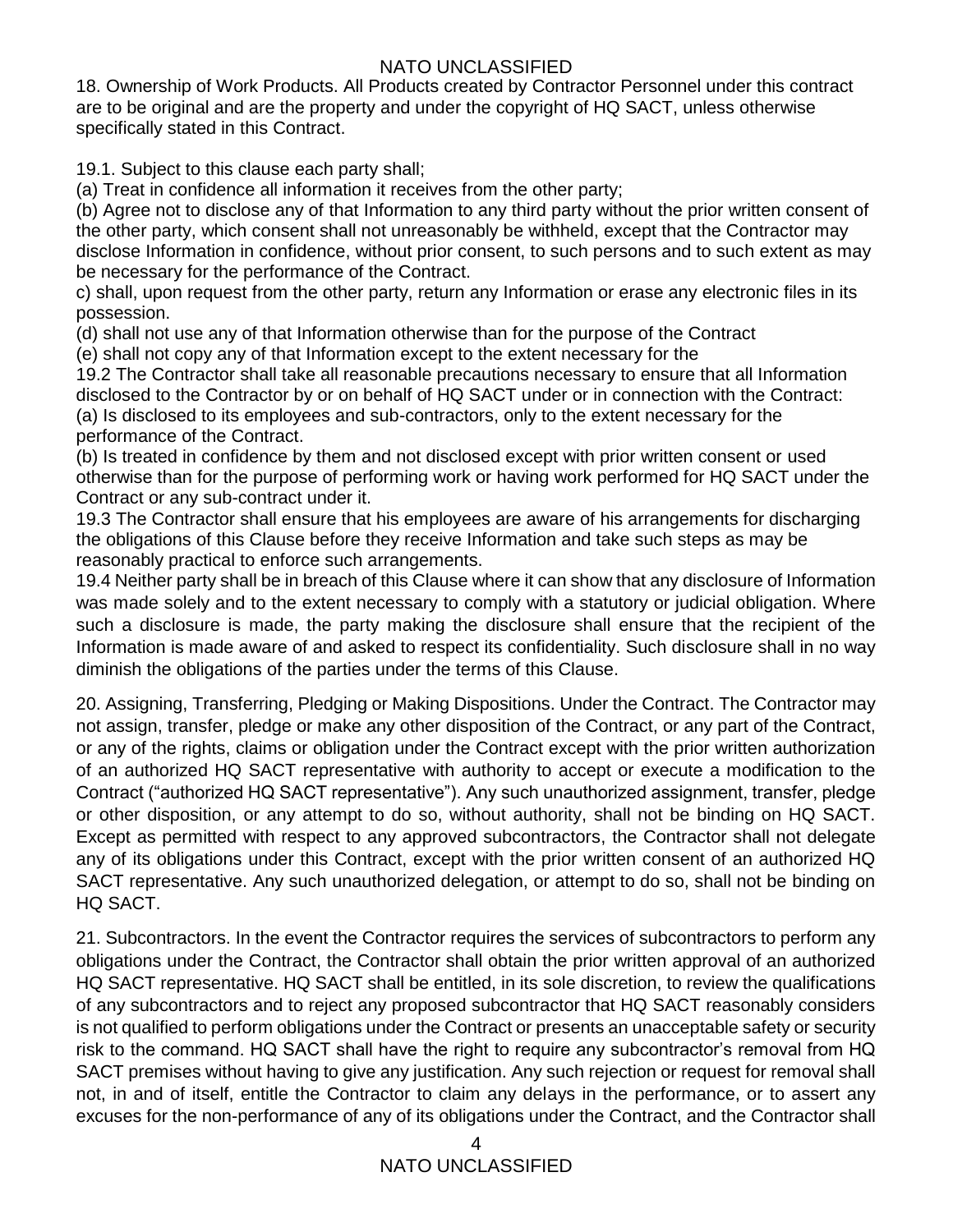18. Ownership of Work Products. All Products created by Contractor Personnel under this contract are to be original and are the property and under the copyright of HQ SACT, unless otherwise specifically stated in this Contract.

19.1. Subject to this clause each party shall;

(a) Treat in confidence all information it receives from the other party;

(b) Agree not to disclose any of that Information to any third party without the prior written consent of the other party, which consent shall not unreasonably be withheld, except that the Contractor may disclose Information in confidence, without prior consent, to such persons and to such extent as may be necessary for the performance of the Contract.

c) shall, upon request from the other party, return any Information or erase any electronic files in its possession.

(d) shall not use any of that Information otherwise than for the purpose of the Contract

(e) shall not copy any of that Information except to the extent necessary for the

19.2 The Contractor shall take all reasonable precautions necessary to ensure that all Information disclosed to the Contractor by or on behalf of HQ SACT under or in connection with the Contract:

(a) Is disclosed to its employees and sub-contractors, only to the extent necessary for the performance of the Contract.

(b) Is treated in confidence by them and not disclosed except with prior written consent or used otherwise than for the purpose of performing work or having work performed for HQ SACT under the Contract or any sub-contract under it.

19.3 The Contractor shall ensure that his employees are aware of his arrangements for discharging the obligations of this Clause before they receive Information and take such steps as may be reasonably practical to enforce such arrangements.

19.4 Neither party shall be in breach of this Clause where it can show that any disclosure of Information was made solely and to the extent necessary to comply with a statutory or judicial obligation. Where such a disclosure is made, the party making the disclosure shall ensure that the recipient of the Information is made aware of and asked to respect its confidentiality. Such disclosure shall in no way diminish the obligations of the parties under the terms of this Clause.

20. Assigning, Transferring, Pledging or Making Dispositions. Under the Contract. The Contractor may not assign, transfer, pledge or make any other disposition of the Contract, or any part of the Contract, or any of the rights, claims or obligation under the Contract except with the prior written authorization of an authorized HQ SACT representative with authority to accept or execute a modification to the Contract ("authorized HQ SACT representative"). Any such unauthorized assignment, transfer, pledge or other disposition, or any attempt to do so, without authority, shall not be binding on HQ SACT. Except as permitted with respect to any approved subcontractors, the Contractor shall not delegate any of its obligations under this Contract, except with the prior written consent of an authorized HQ SACT representative. Any such unauthorized delegation, or attempt to do so, shall not be binding on HQ SACT.

21. Subcontractors. In the event the Contractor requires the services of subcontractors to perform any obligations under the Contract, the Contractor shall obtain the prior written approval of an authorized HQ SACT representative. HQ SACT shall be entitled, in its sole discretion, to review the qualifications of any subcontractors and to reject any proposed subcontractor that HQ SACT reasonably considers is not qualified to perform obligations under the Contract or presents an unacceptable safety or security risk to the command. HQ SACT shall have the right to require any subcontractor's removal from HQ SACT premises without having to give any justification. Any such rejection or request for removal shall not, in and of itself, entitle the Contractor to claim any delays in the performance, or to assert any excuses for the non-performance of any of its obligations under the Contract, and the Contractor shall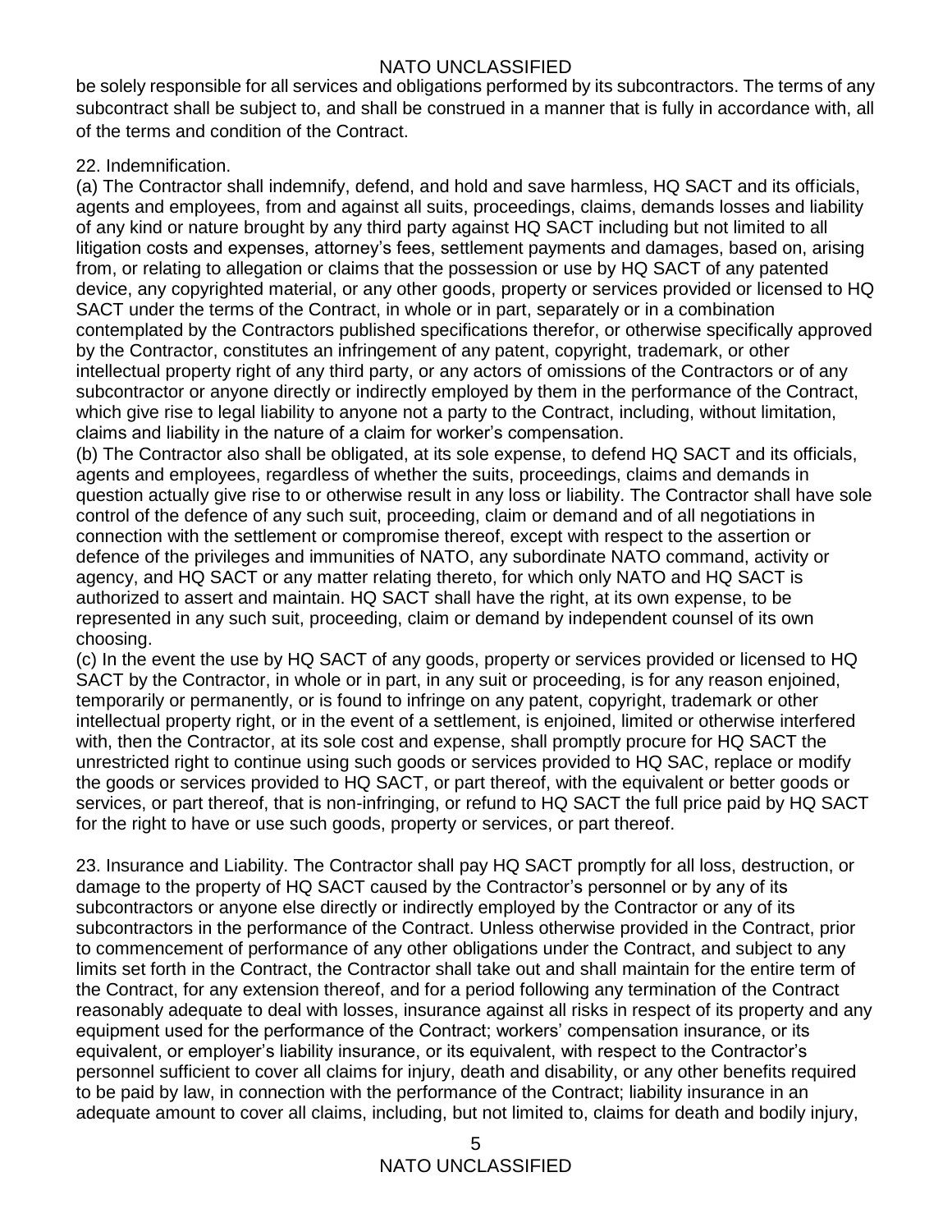be solely responsible for all services and obligations performed by its subcontractors. The terms of any subcontract shall be subject to, and shall be construed in a manner that is fully in accordance with, all of the terms and condition of the Contract.

22. Indemnification.

(a) The Contractor shall indemnify, defend, and hold and save harmless, HQ SACT and its officials, agents and employees, from and against all suits, proceedings, claims, demands losses and liability of any kind or nature brought by any third party against HQ SACT including but not limited to all litigation costs and expenses, attorney's fees, settlement payments and damages, based on, arising from, or relating to allegation or claims that the possession or use by HQ SACT of any patented device, any copyrighted material, or any other goods, property or services provided or licensed to HQ SACT under the terms of the Contract, in whole or in part, separately or in a combination contemplated by the Contractors published specifications therefor, or otherwise specifically approved by the Contractor, constitutes an infringement of any patent, copyright, trademark, or other intellectual property right of any third party, or any actors of omissions of the Contractors or of any subcontractor or anyone directly or indirectly employed by them in the performance of the Contract, which give rise to legal liability to anyone not a party to the Contract, including, without limitation, claims and liability in the nature of a claim for worker's compensation.

(b) The Contractor also shall be obligated, at its sole expense, to defend HQ SACT and its officials, agents and employees, regardless of whether the suits, proceedings, claims and demands in question actually give rise to or otherwise result in any loss or liability. The Contractor shall have sole control of the defence of any such suit, proceeding, claim or demand and of all negotiations in connection with the settlement or compromise thereof, except with respect to the assertion or defence of the privileges and immunities of NATO, any subordinate NATO command, activity or agency, and HQ SACT or any matter relating thereto, for which only NATO and HQ SACT is authorized to assert and maintain. HQ SACT shall have the right, at its own expense, to be represented in any such suit, proceeding, claim or demand by independent counsel of its own choosing.

(c) In the event the use by HQ SACT of any goods, property or services provided or licensed to HQ SACT by the Contractor, in whole or in part, in any suit or proceeding, is for any reason enjoined, temporarily or permanently, or is found to infringe on any patent, copyright, trademark or other intellectual property right, or in the event of a settlement, is enjoined, limited or otherwise interfered with, then the Contractor, at its sole cost and expense, shall promptly procure for HQ SACT the unrestricted right to continue using such goods or services provided to HQ SAC, replace or modify the goods or services provided to HQ SACT, or part thereof, with the equivalent or better goods or services, or part thereof, that is non-infringing, or refund to HQ SACT the full price paid by HQ SACT for the right to have or use such goods, property or services, or part thereof.

23. Insurance and Liability. The Contractor shall pay HQ SACT promptly for all loss, destruction, or damage to the property of HQ SACT caused by the Contractor's personnel or by any of its subcontractors or anyone else directly or indirectly employed by the Contractor or any of its subcontractors in the performance of the Contract. Unless otherwise provided in the Contract, prior to commencement of performance of any other obligations under the Contract, and subject to any limits set forth in the Contract, the Contractor shall take out and shall maintain for the entire term of the Contract, for any extension thereof, and for a period following any termination of the Contract reasonably adequate to deal with losses, insurance against all risks in respect of its property and any equipment used for the performance of the Contract; workers' compensation insurance, or its equivalent, or employer's liability insurance, or its equivalent, with respect to the Contractor's personnel sufficient to cover all claims for injury, death and disability, or any other benefits required to be paid by law, in connection with the performance of the Contract; liability insurance in an adequate amount to cover all claims, including, but not limited to, claims for death and bodily injury,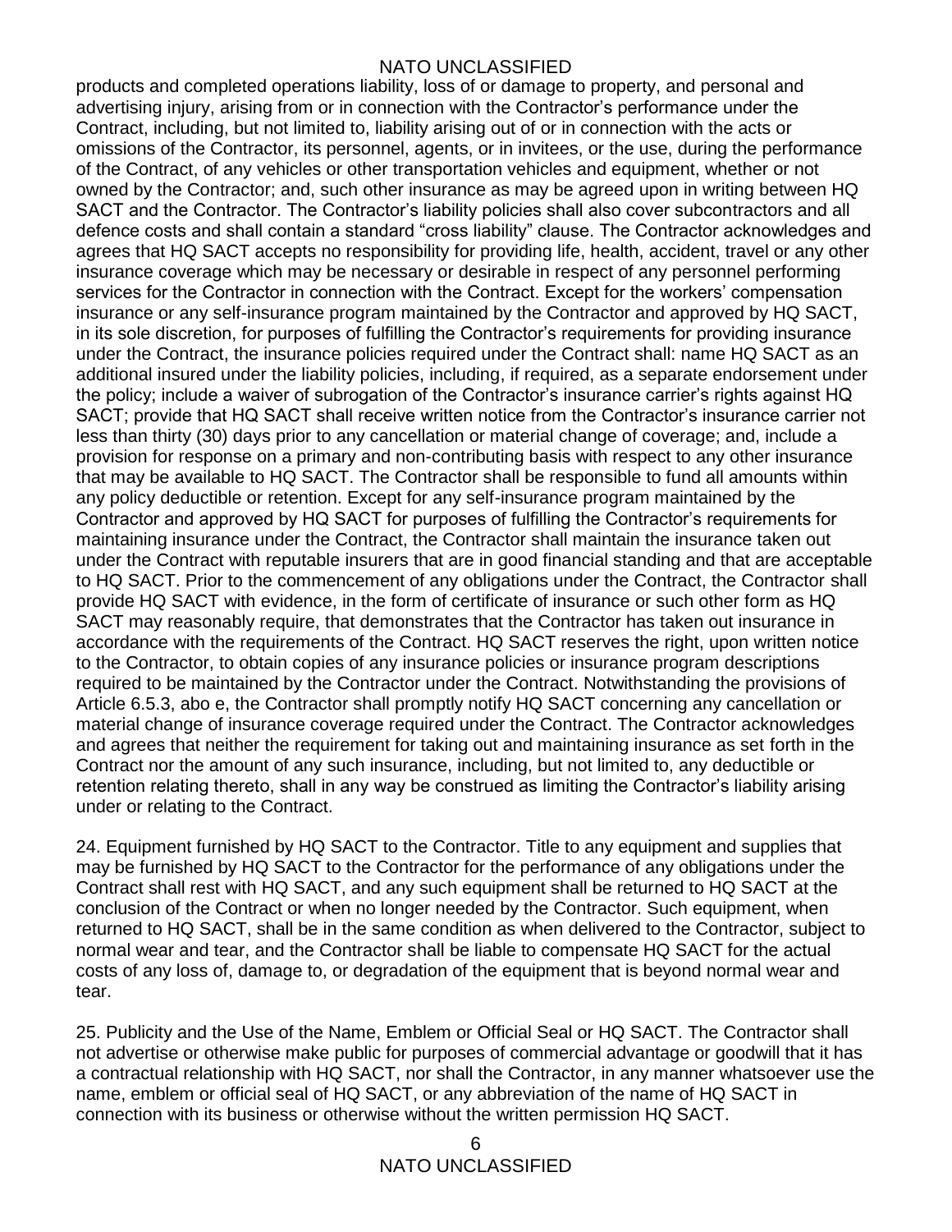products and completed operations liability, loss of or damage to property, and personal and advertising injury, arising from or in connection with the Contractor's performance under the Contract, including, but not limited to, liability arising out of or in connection with the acts or omissions of the Contractor, its personnel, agents, or in invitees, or the use, during the performance of the Contract, of any vehicles or other transportation vehicles and equipment, whether or not owned by the Contractor; and, such other insurance as may be agreed upon in writing between HQ SACT and the Contractor. The Contractor's liability policies shall also cover subcontractors and all defence costs and shall contain a standard "cross liability" clause. The Contractor acknowledges and agrees that HQ SACT accepts no responsibility for providing life, health, accident, travel or any other insurance coverage which may be necessary or desirable in respect of any personnel performing services for the Contractor in connection with the Contract. Except for the workers' compensation insurance or any self-insurance program maintained by the Contractor and approved by HQ SACT, in its sole discretion, for purposes of fulfilling the Contractor's requirements for providing insurance under the Contract, the insurance policies required under the Contract shall: name HQ SACT as an additional insured under the liability policies, including, if required, as a separate endorsement under the policy; include a waiver of subrogation of the Contractor's insurance carrier's rights against HQ SACT; provide that HQ SACT shall receive written notice from the Contractor's insurance carrier not less than thirty (30) days prior to any cancellation or material change of coverage; and, include a provision for response on a primary and non-contributing basis with respect to any other insurance that may be available to HQ SACT. The Contractor shall be responsible to fund all amounts within any policy deductible or retention. Except for any self-insurance program maintained by the Contractor and approved by HQ SACT for purposes of fulfilling the Contractor's requirements for maintaining insurance under the Contract, the Contractor shall maintain the insurance taken out under the Contract with reputable insurers that are in good financial standing and that are acceptable to HQ SACT. Prior to the commencement of any obligations under the Contract, the Contractor shall provide HQ SACT with evidence, in the form of certificate of insurance or such other form as HQ SACT may reasonably require, that demonstrates that the Contractor has taken out insurance in accordance with the requirements of the Contract. HQ SACT reserves the right, upon written notice to the Contractor, to obtain copies of any insurance policies or insurance program descriptions required to be maintained by the Contractor under the Contract. Notwithstanding the provisions of Article 6.5.3, abo e, the Contractor shall promptly notify HQ SACT concerning any cancellation or material change of insurance coverage required under the Contract. The Contractor acknowledges and agrees that neither the requirement for taking out and maintaining insurance as set forth in the Contract nor the amount of any such insurance, including, but not limited to, any deductible or retention relating thereto, shall in any way be construed as limiting the Contractor's liability arising under or relating to the Contract.

24. Equipment furnished by HQ SACT to the Contractor. Title to any equipment and supplies that may be furnished by HQ SACT to the Contractor for the performance of any obligations under the Contract shall rest with HQ SACT, and any such equipment shall be returned to HQ SACT at the conclusion of the Contract or when no longer needed by the Contractor. Such equipment, when returned to HQ SACT, shall be in the same condition as when delivered to the Contractor, subject to normal wear and tear, and the Contractor shall be liable to compensate HQ SACT for the actual costs of any loss of, damage to, or degradation of the equipment that is beyond normal wear and tear.

25. Publicity and the Use of the Name, Emblem or Official Seal or HQ SACT. The Contractor shall not advertise or otherwise make public for purposes of commercial advantage or goodwill that it has a contractual relationship with HQ SACT, nor shall the Contractor, in any manner whatsoever use the name, emblem or official seal of HQ SACT, or any abbreviation of the name of HQ SACT in connection with its business or otherwise without the written permission HQ SACT.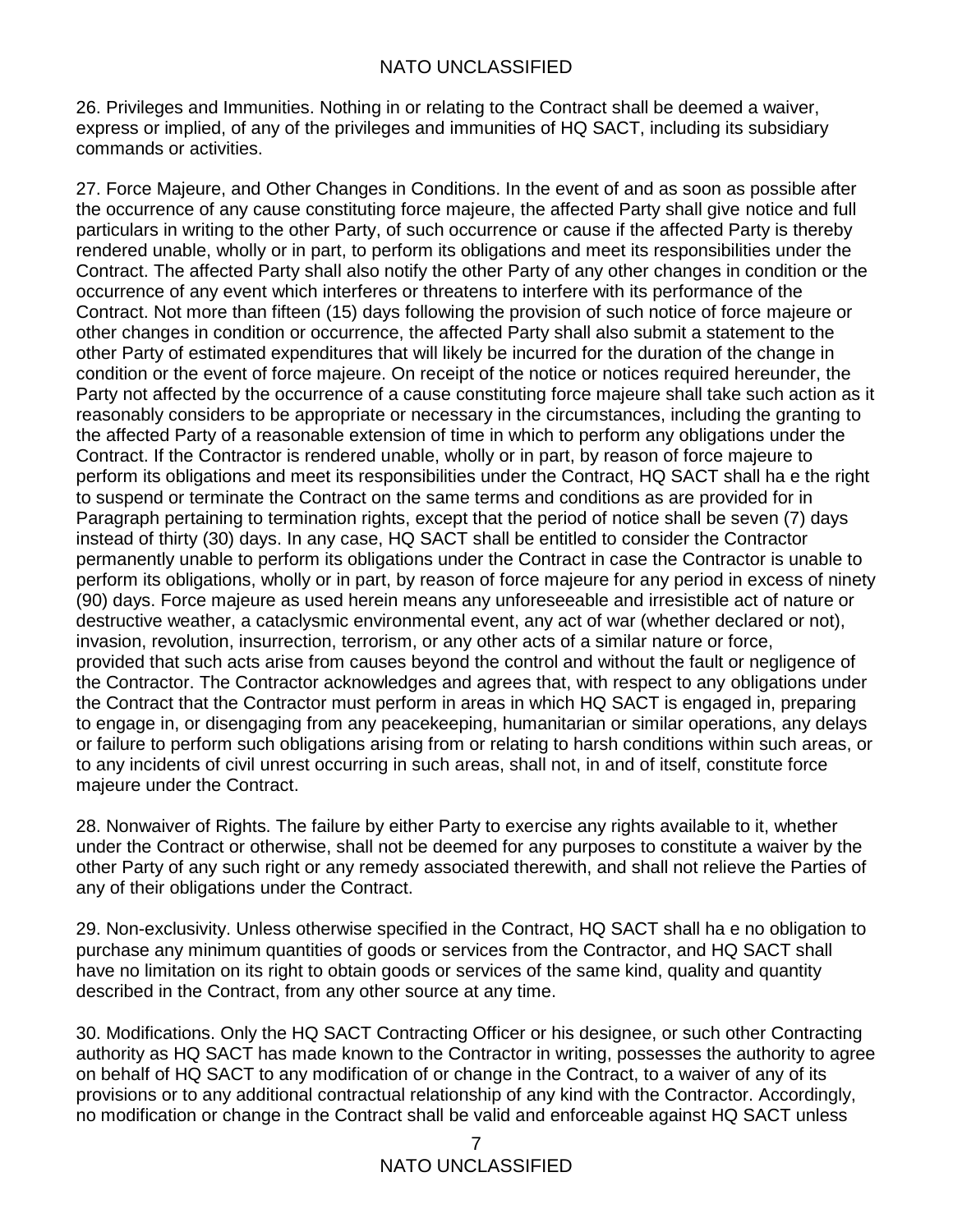26. Privileges and Immunities. Nothing in or relating to the Contract shall be deemed a waiver, express or implied, of any of the privileges and immunities of HQ SACT, including its subsidiary commands or activities.

27. Force Majeure, and Other Changes in Conditions. In the event of and as soon as possible after the occurrence of any cause constituting force majeure, the affected Party shall give notice and full particulars in writing to the other Party, of such occurrence or cause if the affected Party is thereby rendered unable, wholly or in part, to perform its obligations and meet its responsibilities under the Contract. The affected Party shall also notify the other Party of any other changes in condition or the occurrence of any event which interferes or threatens to interfere with its performance of the Contract. Not more than fifteen (15) days following the provision of such notice of force majeure or other changes in condition or occurrence, the affected Party shall also submit a statement to the other Party of estimated expenditures that will likely be incurred for the duration of the change in condition or the event of force majeure. On receipt of the notice or notices required hereunder, the Party not affected by the occurrence of a cause constituting force majeure shall take such action as it reasonably considers to be appropriate or necessary in the circumstances, including the granting to the affected Party of a reasonable extension of time in which to perform any obligations under the Contract. If the Contractor is rendered unable, wholly or in part, by reason of force majeure to perform its obligations and meet its responsibilities under the Contract, HQ SACT shall ha e the right to suspend or terminate the Contract on the same terms and conditions as are provided for in Paragraph pertaining to termination rights, except that the period of notice shall be seven (7) days instead of thirty (30) days. In any case, HQ SACT shall be entitled to consider the Contractor permanently unable to perform its obligations under the Contract in case the Contractor is unable to perform its obligations, wholly or in part, by reason of force majeure for any period in excess of ninety (90) days. Force majeure as used herein means any unforeseeable and irresistible act of nature or destructive weather, a cataclysmic environmental event, any act of war (whether declared or not), invasion, revolution, insurrection, terrorism, or any other acts of a similar nature or force, provided that such acts arise from causes beyond the control and without the fault or negligence of the Contractor. The Contractor acknowledges and agrees that, with respect to any obligations under the Contract that the Contractor must perform in areas in which HQ SACT is engaged in, preparing to engage in, or disengaging from any peacekeeping, humanitarian or similar operations, any delays or failure to perform such obligations arising from or relating to harsh conditions within such areas, or to any incidents of civil unrest occurring in such areas, shall not, in and of itself, constitute force majeure under the Contract.

28. Nonwaiver of Rights. The failure by either Party to exercise any rights available to it, whether under the Contract or otherwise, shall not be deemed for any purposes to constitute a waiver by the other Party of any such right or any remedy associated therewith, and shall not relieve the Parties of any of their obligations under the Contract.

29. Non-exclusivity. Unless otherwise specified in the Contract, HQ SACT shall ha e no obligation to purchase any minimum quantities of goods or services from the Contractor, and HQ SACT shall have no limitation on its right to obtain goods or services of the same kind, quality and quantity described in the Contract, from any other source at any time.

30. Modifications. Only the HQ SACT Contracting Officer or his designee, or such other Contracting authority as HQ SACT has made known to the Contractor in writing, possesses the authority to agree on behalf of HQ SACT to any modification of or change in the Contract, to a waiver of any of its provisions or to any additional contractual relationship of any kind with the Contractor. Accordingly, no modification or change in the Contract shall be valid and enforceable against HQ SACT unless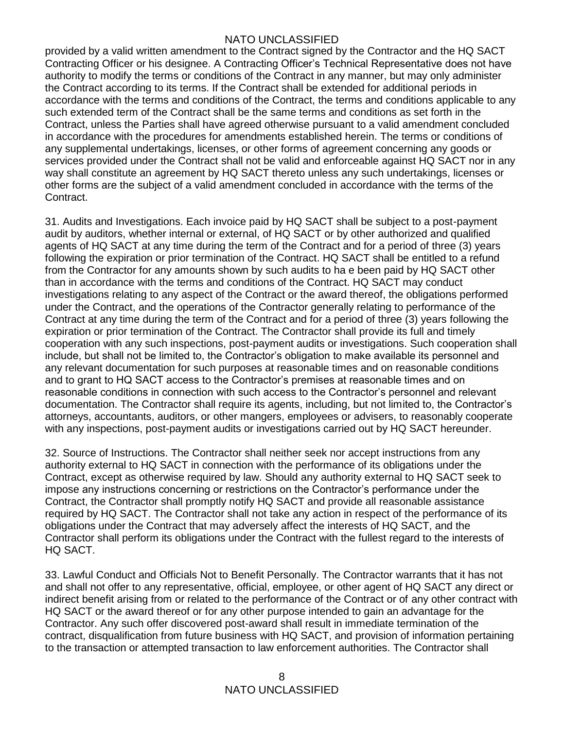provided by a valid written amendment to the Contract signed by the Contractor and the HQ SACT Contracting Officer or his designee. A Contracting Officer's Technical Representative does not have authority to modify the terms or conditions of the Contract in any manner, but may only administer the Contract according to its terms. If the Contract shall be extended for additional periods in accordance with the terms and conditions of the Contract, the terms and conditions applicable to any such extended term of the Contract shall be the same terms and conditions as set forth in the Contract, unless the Parties shall have agreed otherwise pursuant to a valid amendment concluded in accordance with the procedures for amendments established herein. The terms or conditions of any supplemental undertakings, licenses, or other forms of agreement concerning any goods or services provided under the Contract shall not be valid and enforceable against HQ SACT nor in any way shall constitute an agreement by HQ SACT thereto unless any such undertakings, licenses or other forms are the subject of a valid amendment concluded in accordance with the terms of the Contract.

31. Audits and Investigations. Each invoice paid by HQ SACT shall be subject to a post-payment audit by auditors, whether internal or external, of HQ SACT or by other authorized and qualified agents of HQ SACT at any time during the term of the Contract and for a period of three (3) years following the expiration or prior termination of the Contract. HQ SACT shall be entitled to a refund from the Contractor for any amounts shown by such audits to ha e been paid by HQ SACT other than in accordance with the terms and conditions of the Contract. HQ SACT may conduct investigations relating to any aspect of the Contract or the award thereof, the obligations performed under the Contract, and the operations of the Contractor generally relating to performance of the Contract at any time during the term of the Contract and for a period of three (3) years following the expiration or prior termination of the Contract. The Contractor shall provide its full and timely cooperation with any such inspections, post-payment audits or investigations. Such cooperation shall include, but shall not be limited to, the Contractor's obligation to make available its personnel and any relevant documentation for such purposes at reasonable times and on reasonable conditions and to grant to HQ SACT access to the Contractor's premises at reasonable times and on reasonable conditions in connection with such access to the Contractor's personnel and relevant documentation. The Contractor shall require its agents, including, but not limited to, the Contractor's attorneys, accountants, auditors, or other mangers, employees or advisers, to reasonably cooperate with any inspections, post-payment audits or investigations carried out by HQ SACT hereunder.

32. Source of Instructions. The Contractor shall neither seek nor accept instructions from any authority external to HQ SACT in connection with the performance of its obligations under the Contract, except as otherwise required by law. Should any authority external to HQ SACT seek to impose any instructions concerning or restrictions on the Contractor's performance under the Contract, the Contractor shall promptly notify HQ SACT and provide all reasonable assistance required by HQ SACT. The Contractor shall not take any action in respect of the performance of its obligations under the Contract that may adversely affect the interests of HQ SACT, and the Contractor shall perform its obligations under the Contract with the fullest regard to the interests of HQ SACT.

33. Lawful Conduct and Officials Not to Benefit Personally. The Contractor warrants that it has not and shall not offer to any representative, official, employee, or other agent of HQ SACT any direct or indirect benefit arising from or related to the performance of the Contract or of any other contract with HQ SACT or the award thereof or for any other purpose intended to gain an advantage for the Contractor. Any such offer discovered post-award shall result in immediate termination of the contract, disqualification from future business with HQ SACT, and provision of information pertaining to the transaction or attempted transaction to law enforcement authorities. The Contractor shall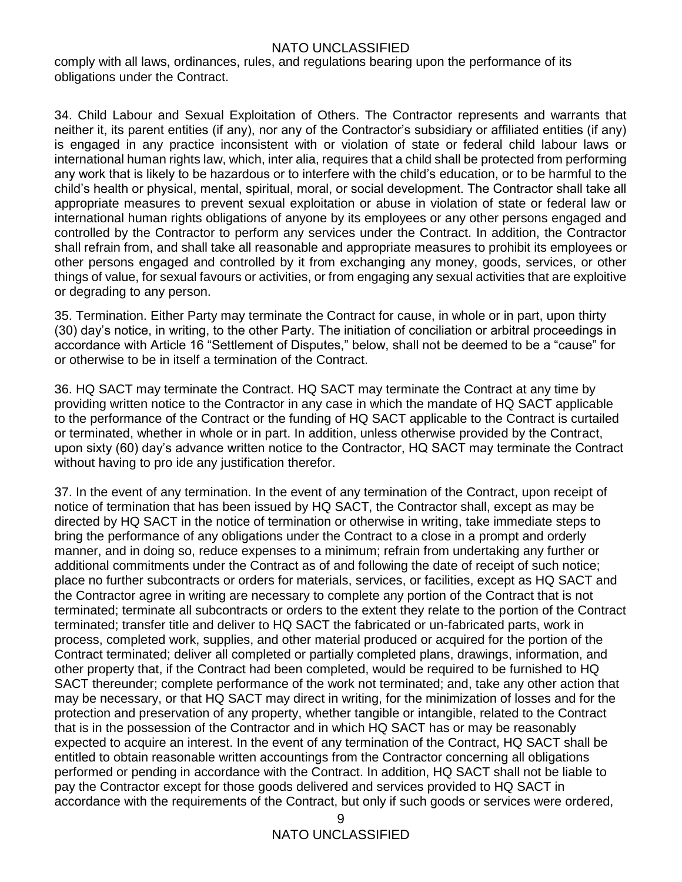comply with all laws, ordinances, rules, and regulations bearing upon the performance of its obligations under the Contract.

34. Child Labour and Sexual Exploitation of Others. The Contractor represents and warrants that neither it, its parent entities (if any), nor any of the Contractor's subsidiary or affiliated entities (if any) is engaged in any practice inconsistent with or violation of state or federal child labour laws or international human rights law, which, inter alia, requires that a child shall be protected from performing any work that is likely to be hazardous or to interfere with the child's education, or to be harmful to the child's health or physical, mental, spiritual, moral, or social development. The Contractor shall take all appropriate measures to prevent sexual exploitation or abuse in violation of state or federal law or international human rights obligations of anyone by its employees or any other persons engaged and controlled by the Contractor to perform any services under the Contract. In addition, the Contractor shall refrain from, and shall take all reasonable and appropriate measures to prohibit its employees or other persons engaged and controlled by it from exchanging any money, goods, services, or other things of value, for sexual favours or activities, or from engaging any sexual activities that are exploitive or degrading to any person.

35. Termination. Either Party may terminate the Contract for cause, in whole or in part, upon thirty (30) day's notice, in writing, to the other Party. The initiation of conciliation or arbitral proceedings in accordance with Article 16 "Settlement of Disputes," below, shall not be deemed to be a "cause" for or otherwise to be in itself a termination of the Contract.

36. HQ SACT may terminate the Contract. HQ SACT may terminate the Contract at any time by providing written notice to the Contractor in any case in which the mandate of HQ SACT applicable to the performance of the Contract or the funding of HQ SACT applicable to the Contract is curtailed or terminated, whether in whole or in part. In addition, unless otherwise provided by the Contract, upon sixty (60) day's advance written notice to the Contractor, HQ SACT may terminate the Contract without having to pro ide any justification therefor.

37. In the event of any termination. In the event of any termination of the Contract, upon receipt of notice of termination that has been issued by HQ SACT, the Contractor shall, except as may be directed by HQ SACT in the notice of termination or otherwise in writing, take immediate steps to bring the performance of any obligations under the Contract to a close in a prompt and orderly manner, and in doing so, reduce expenses to a minimum; refrain from undertaking any further or additional commitments under the Contract as of and following the date of receipt of such notice; place no further subcontracts or orders for materials, services, or facilities, except as HQ SACT and the Contractor agree in writing are necessary to complete any portion of the Contract that is not terminated; terminate all subcontracts or orders to the extent they relate to the portion of the Contract terminated; transfer title and deliver to HQ SACT the fabricated or un-fabricated parts, work in process, completed work, supplies, and other material produced or acquired for the portion of the Contract terminated; deliver all completed or partially completed plans, drawings, information, and other property that, if the Contract had been completed, would be required to be furnished to HQ SACT thereunder; complete performance of the work not terminated; and, take any other action that may be necessary, or that HQ SACT may direct in writing, for the minimization of losses and for the protection and preservation of any property, whether tangible or intangible, related to the Contract that is in the possession of the Contractor and in which HQ SACT has or may be reasonably expected to acquire an interest. In the event of any termination of the Contract, HQ SACT shall be entitled to obtain reasonable written accountings from the Contractor concerning all obligations performed or pending in accordance with the Contract. In addition, HQ SACT shall not be liable to pay the Contractor except for those goods delivered and services provided to HQ SACT in accordance with the requirements of the Contract, but only if such goods or services were ordered,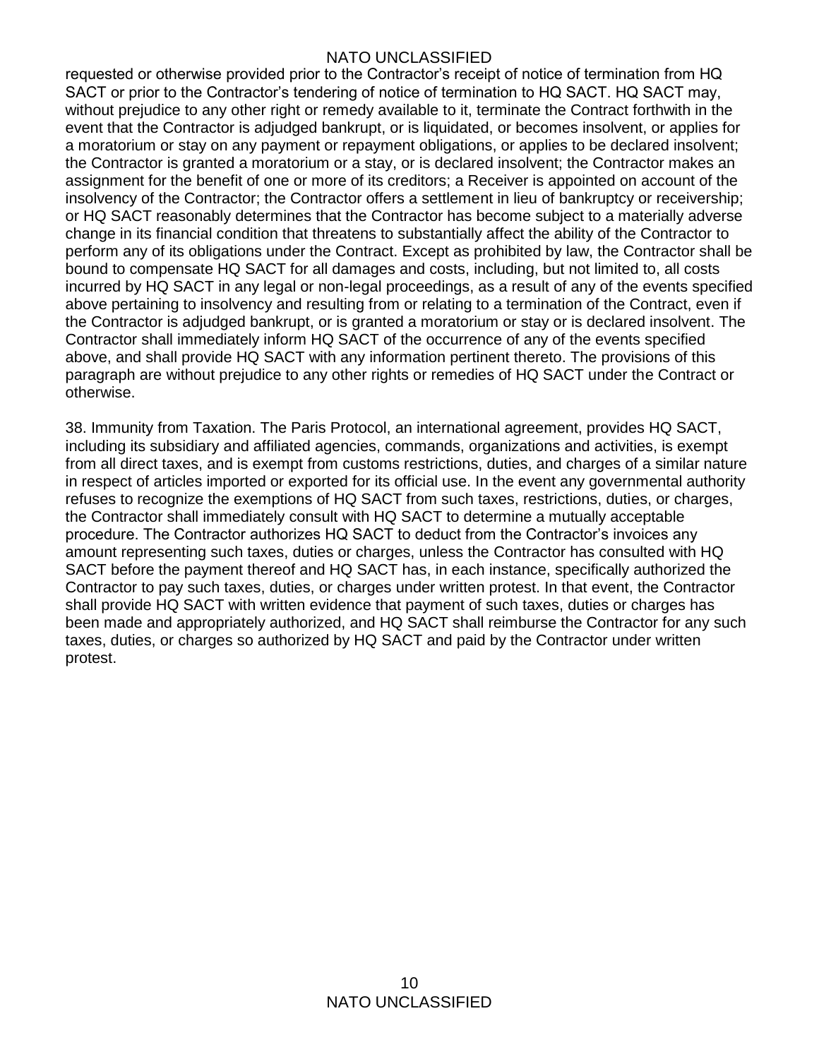requested or otherwise provided prior to the Contractor's receipt of notice of termination from HQ SACT or prior to the Contractor's tendering of notice of termination to HQ SACT. HQ SACT may, without prejudice to any other right or remedy available to it, terminate the Contract forthwith in the event that the Contractor is adjudged bankrupt, or is liquidated, or becomes insolvent, or applies for a moratorium or stay on any payment or repayment obligations, or applies to be declared insolvent; the Contractor is granted a moratorium or a stay, or is declared insolvent; the Contractor makes an assignment for the benefit of one or more of its creditors; a Receiver is appointed on account of the insolvency of the Contractor; the Contractor offers a settlement in lieu of bankruptcy or receivership; or HQ SACT reasonably determines that the Contractor has become subject to a materially adverse change in its financial condition that threatens to substantially affect the ability of the Contractor to perform any of its obligations under the Contract. Except as prohibited by law, the Contractor shall be bound to compensate HQ SACT for all damages and costs, including, but not limited to, all costs incurred by HQ SACT in any legal or non-legal proceedings, as a result of any of the events specified above pertaining to insolvency and resulting from or relating to a termination of the Contract, even if the Contractor is adjudged bankrupt, or is granted a moratorium or stay or is declared insolvent. The Contractor shall immediately inform HQ SACT of the occurrence of any of the events specified above, and shall provide HQ SACT with any information pertinent thereto. The provisions of this paragraph are without prejudice to any other rights or remedies of HQ SACT under the Contract or otherwise.

38. Immunity from Taxation. The Paris Protocol, an international agreement, provides HQ SACT, including its subsidiary and affiliated agencies, commands, organizations and activities, is exempt from all direct taxes, and is exempt from customs restrictions, duties, and charges of a similar nature in respect of articles imported or exported for its official use. In the event any governmental authority refuses to recognize the exemptions of HQ SACT from such taxes, restrictions, duties, or charges, the Contractor shall immediately consult with HQ SACT to determine a mutually acceptable procedure. The Contractor authorizes HQ SACT to deduct from the Contractor's invoices any amount representing such taxes, duties or charges, unless the Contractor has consulted with HQ SACT before the payment thereof and HQ SACT has, in each instance, specifically authorized the Contractor to pay such taxes, duties, or charges under written protest. In that event, the Contractor shall provide HQ SACT with written evidence that payment of such taxes, duties or charges has been made and appropriately authorized, and HQ SACT shall reimburse the Contractor for any such taxes, duties, or charges so authorized by HQ SACT and paid by the Contractor under written protest.